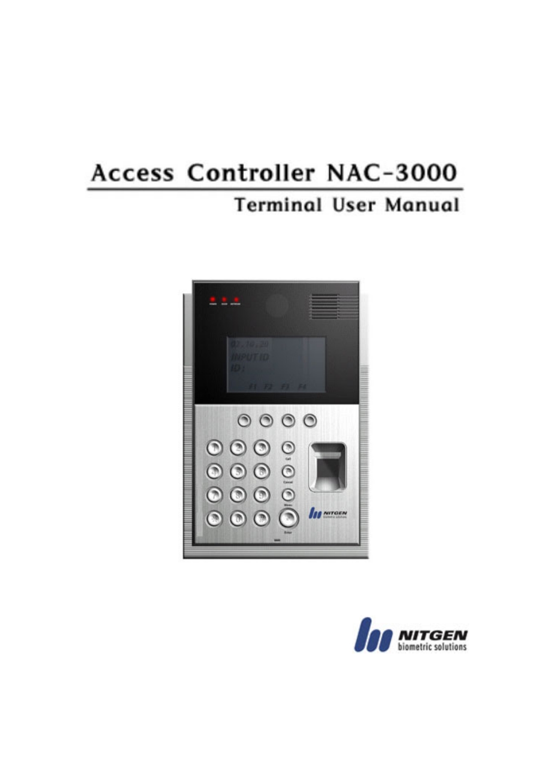# Access Controller NAC-3000

## Terminal User Manual

NITGEN
biometric solutions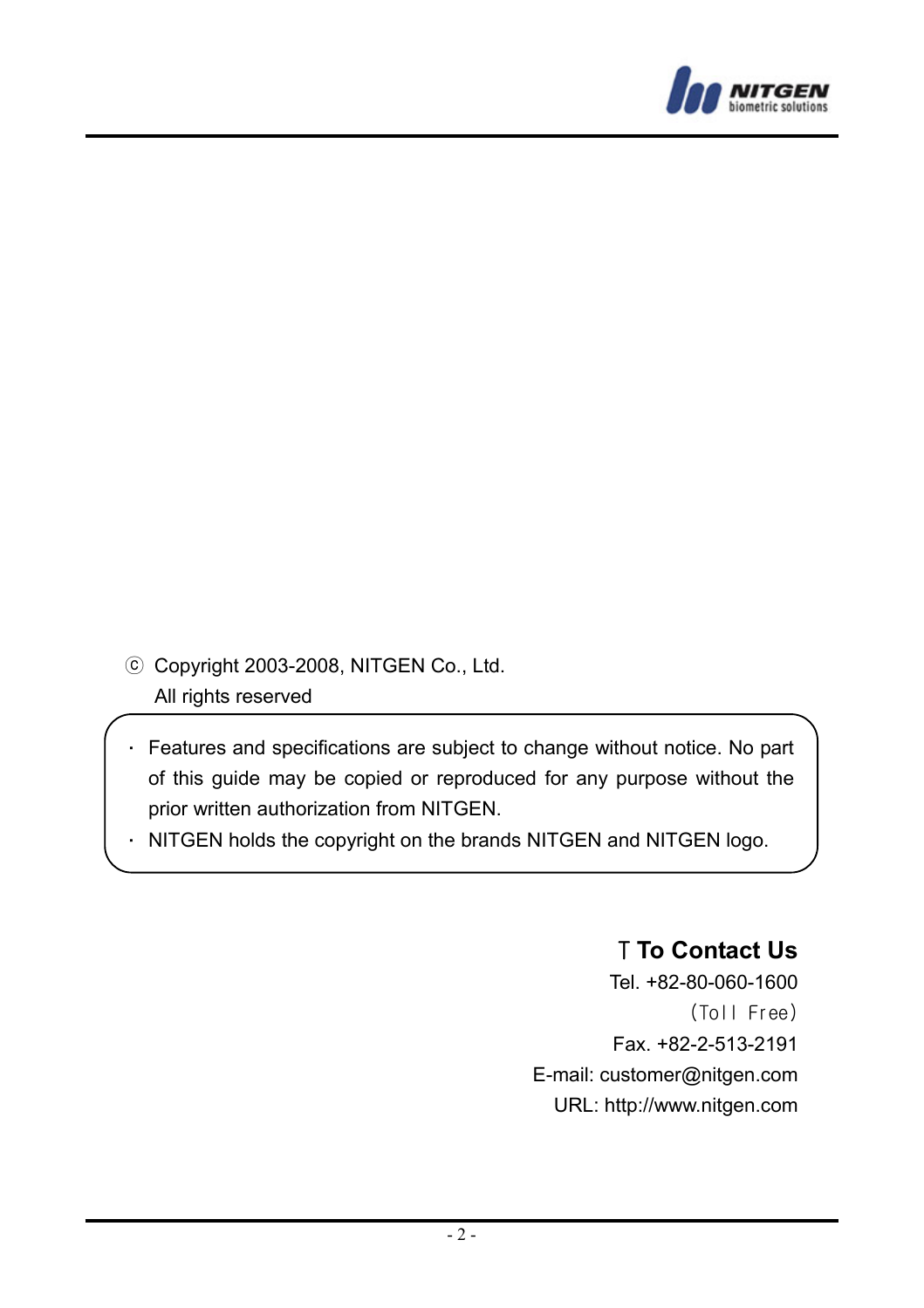ⓒ Copyright 2003-2008, NITGEN Co., Ltd.
All rights reserved

- Features and specifications are subject to change without notice. No part of this guide may be copied or reproduced for any purpose without the prior written authorization from NITGEN.
- NITGEN holds the copyright on the brands NITGEN and NITGEN logo.

**To Contact Us**

Tel. +82-80-060-1600
(Toll Free)
Fax. +82-2-513-2191
E-mail: customer@nitgen.com
URL: http://www.nitgen.com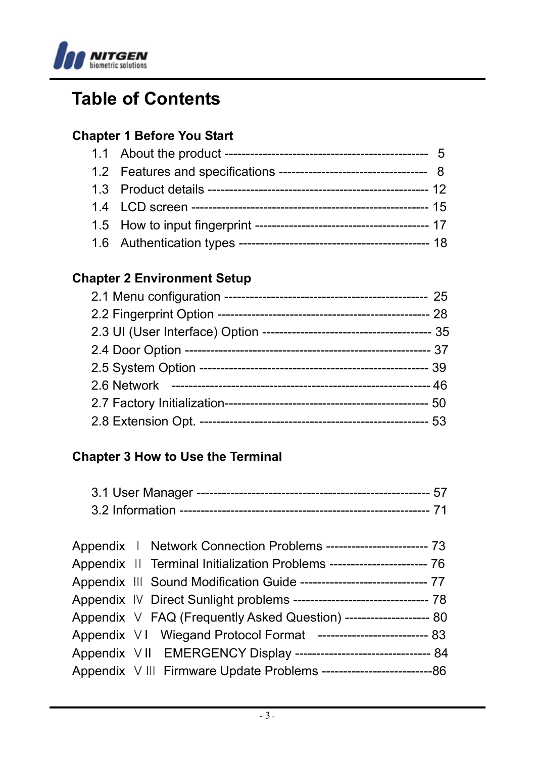# Table of Contents

## Chapter 1 Before You Start

1.1 About the product ---------------------------------------------- 5
1.2 Features and specifications ----------------------------------- 8
1.3 Product details -------------------------------------------------- 12
1.4 LCD screen ------------------------------------------------------- 15
1.5 How to input fingerprint --------------------------------------- 17
1.6 Authentication types ------------------------------------------- 18

## Chapter 2 Environment Setup

2.1 Menu configuration ---------------------------------------------- 25
2.2 Fingerprint Option ---------------------------------------------- 28
2.3 UI (User Interface) Option ------------------------------------- 35
2.4 Door Option ------------------------------------------------------ 37
2.5 System Option --------------------------------------------------- 39
2.6 Network ---------------------------------------------------------- 46
2.7 Factory Initialization-------------------------------------------- 50
2.8 Extension Opt. -------------------------------------------------- 53

## Chapter 3 How to Use the Terminal

3.1 User Manager --------------------------------------------------- 57
3.2 Information ------------------------------------------------------ 71

Appendix Ⅰ Network Connection Problems ----------------------- 73
Appendix Ⅱ Terminal Initialization Problems ---------------------- 76
Appendix Ⅲ Sound Modification Guide ---------------------------- 77
Appendix Ⅳ Direct Sunlight problems ------------------------------ 78
Appendix Ⅴ FAQ (Frequently Asked Question) -------------------- 80
Appendix ⅤI Wiegand Protocol Format ---------------------------- 83
Appendix ⅤII EMERGENCY Display -------------------------------- 84
Appendix ⅤIII Firmware Update Problems -------------------------86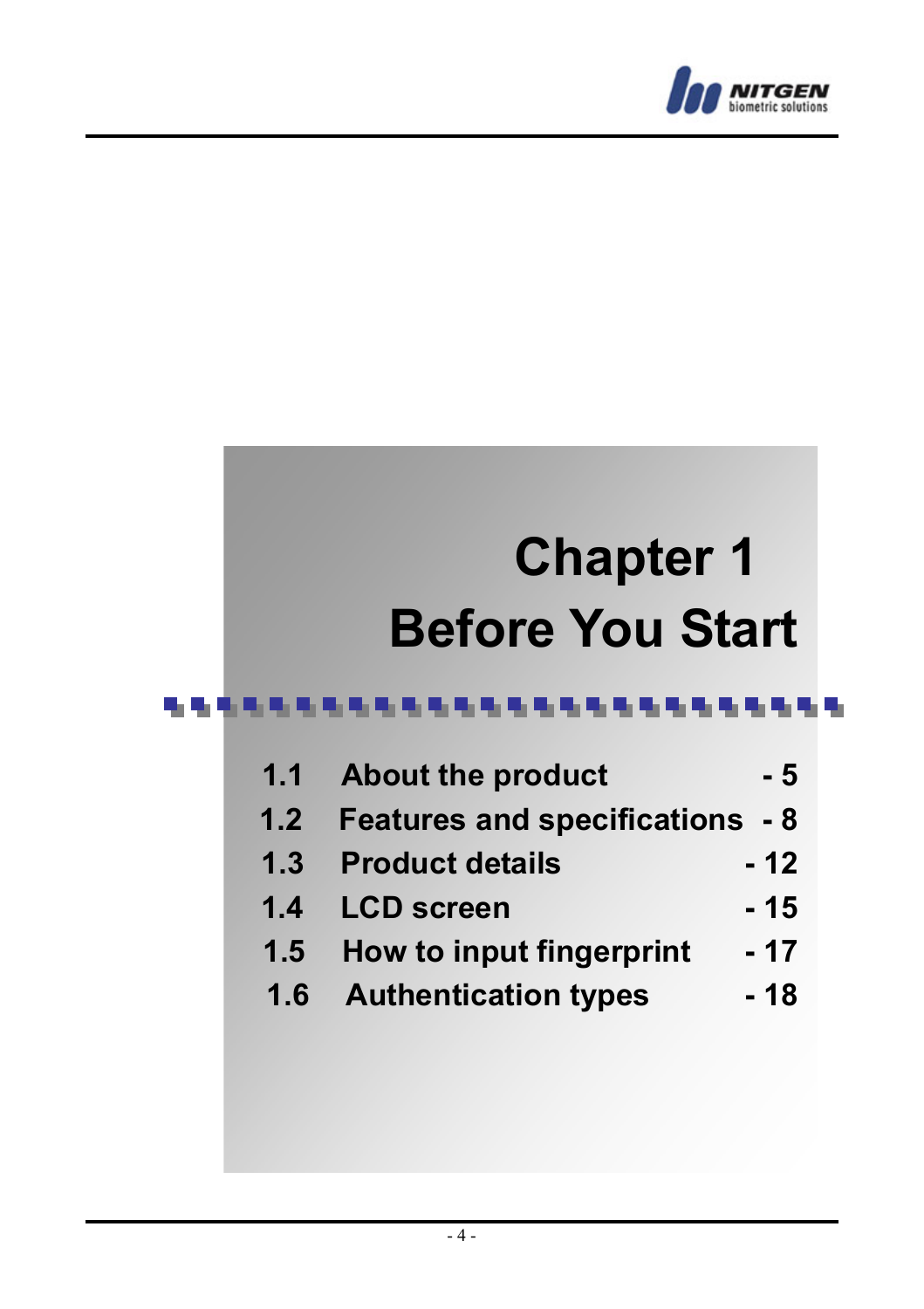# Chapter 1
# Before You Start

| | | |
|---|---|---|
| 1.1 | About the product | - 5 |
| 1.2 | Features and specifications | - 8 |
| 1.3 | Product details | - 12 |
| 1.4 | LCD screen | - 15 |
| 1.5 | How to input fingerprint | - 17 |
| 1.6 | Authentication types | - 18 |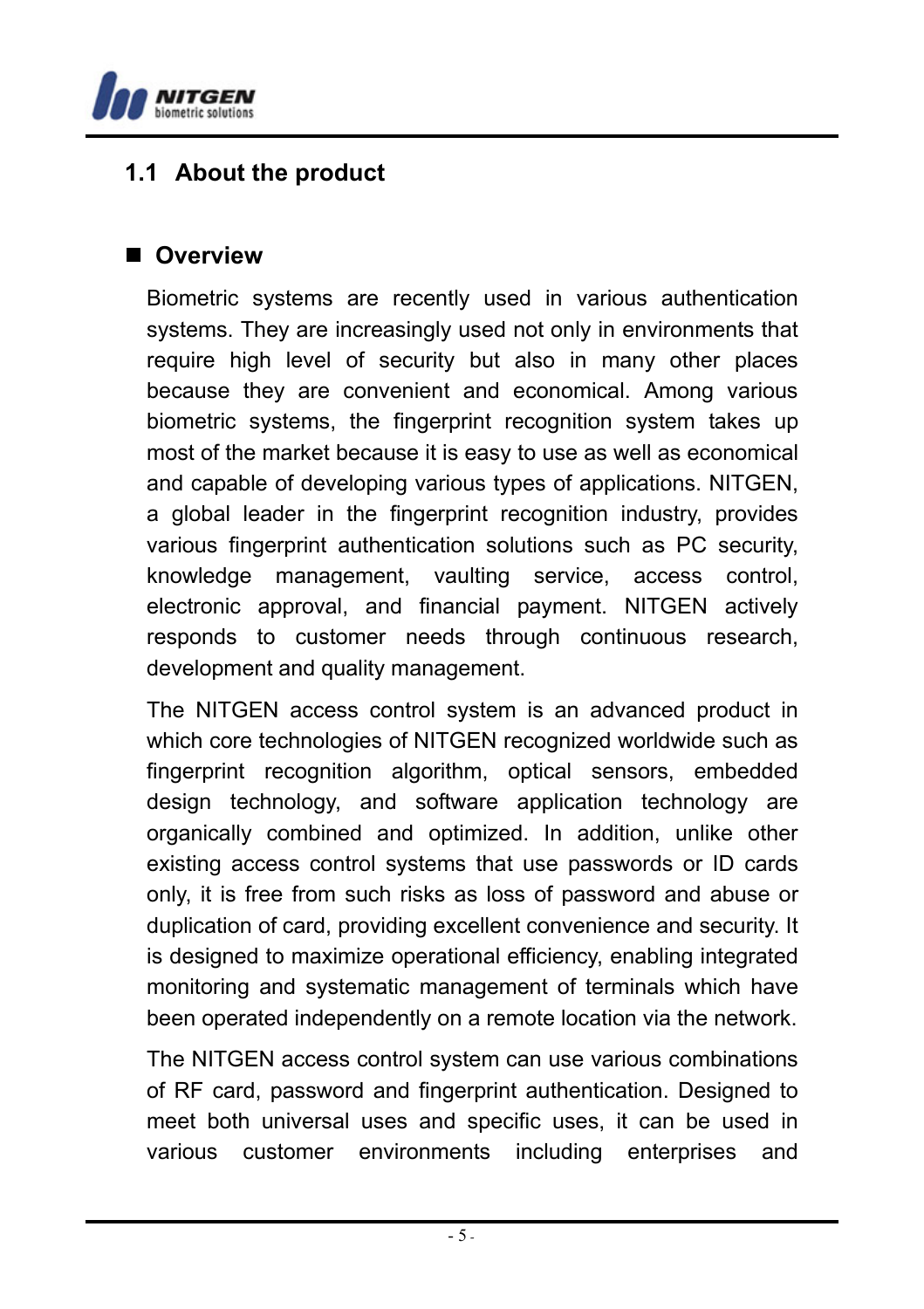## 1.1 About the product

### ■ Overview

Biometric systems are recently used in various authentication systems. They are increasingly used not only in environments that require high level of security but also in many other places because they are convenient and economical. Among various biometric systems, the fingerprint recognition system takes up most of the market because it is easy to use as well as economical and capable of developing various types of applications. NITGEN, a global leader in the fingerprint recognition industry, provides various fingerprint authentication solutions such as PC security, knowledge management, vaulting service, access control, electronic approval, and financial payment. NITGEN actively responds to customer needs through continuous research, development and quality management.

The NITGEN access control system is an advanced product in which core technologies of NITGEN recognized worldwide such as fingerprint recognition algorithm, optical sensors, embedded design technology, and software application technology are organically combined and optimized. In addition, unlike other existing access control systems that use passwords or ID cards only, it is free from such risks as loss of password and abuse or duplication of card, providing excellent convenience and security. It is designed to maximize operational efficiency, enabling integrated monitoring and systematic management of terminals which have been operated independently on a remote location via the network.

The NITGEN access control system can use various combinations of RF card, password and fingerprint authentication. Designed to meet both universal uses and specific uses, it can be used in various customer environments including enterprises and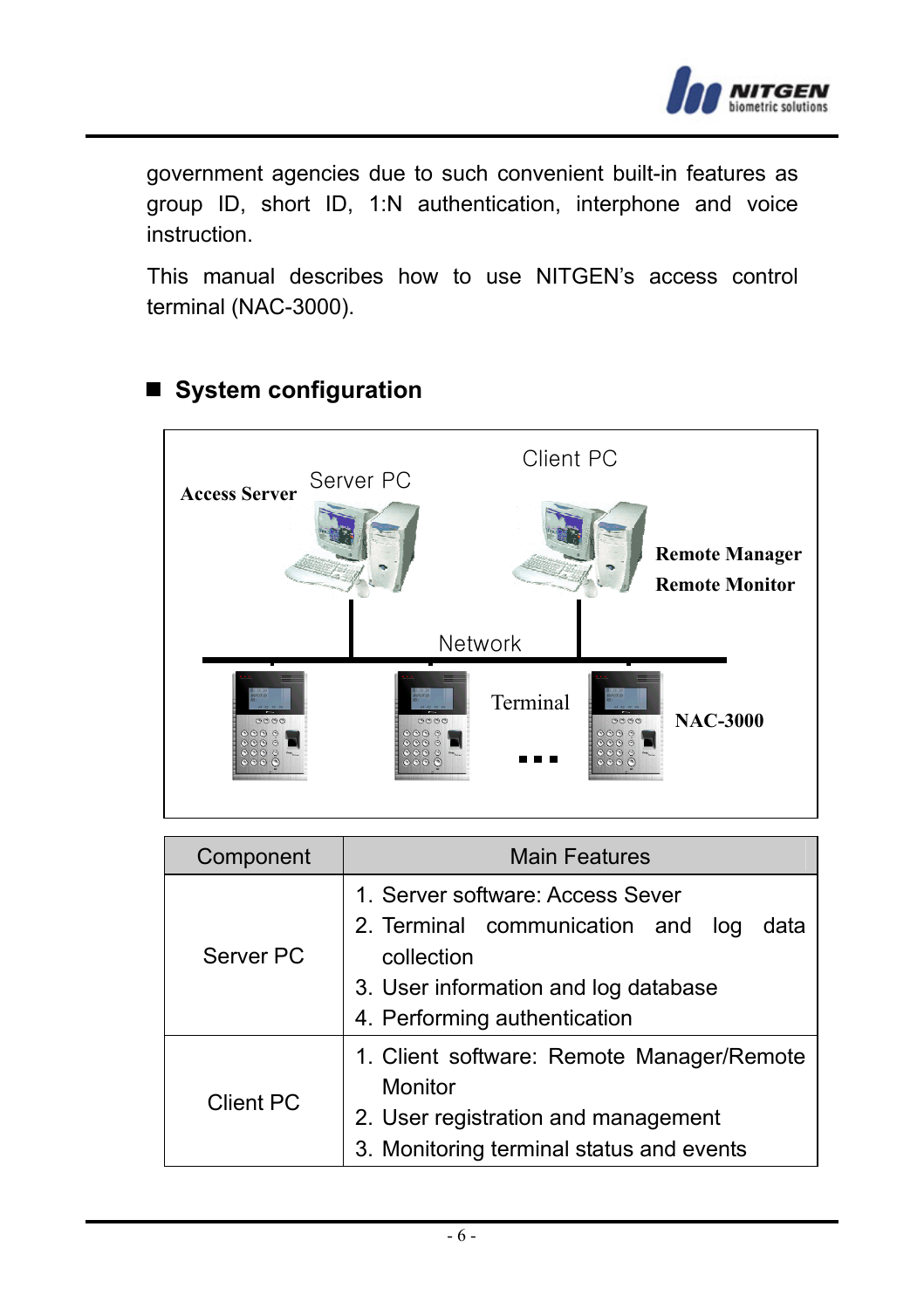government agencies due to such convenient built-in features as group ID, short ID, 1:N authentication, interphone and voice instruction.

This manual describes how to use NITGEN's access control terminal (NAC-3000).

## ■ System configuration

Access Server | Server PC | Client PC | Remote Manager | Remote Monitor | Network | Terminal | NAC-3000

| Component | Main Features |
|---|---|
| Server PC | 1. Server software: Access Sever<br>2. Terminal communication and log data collection<br>3. User information and log database<br>4. Performing authentication |
| Client PC | 1. Client software: Remote Manager/Remote Monitor<br>2. User registration and management<br>3. Monitoring terminal status and events |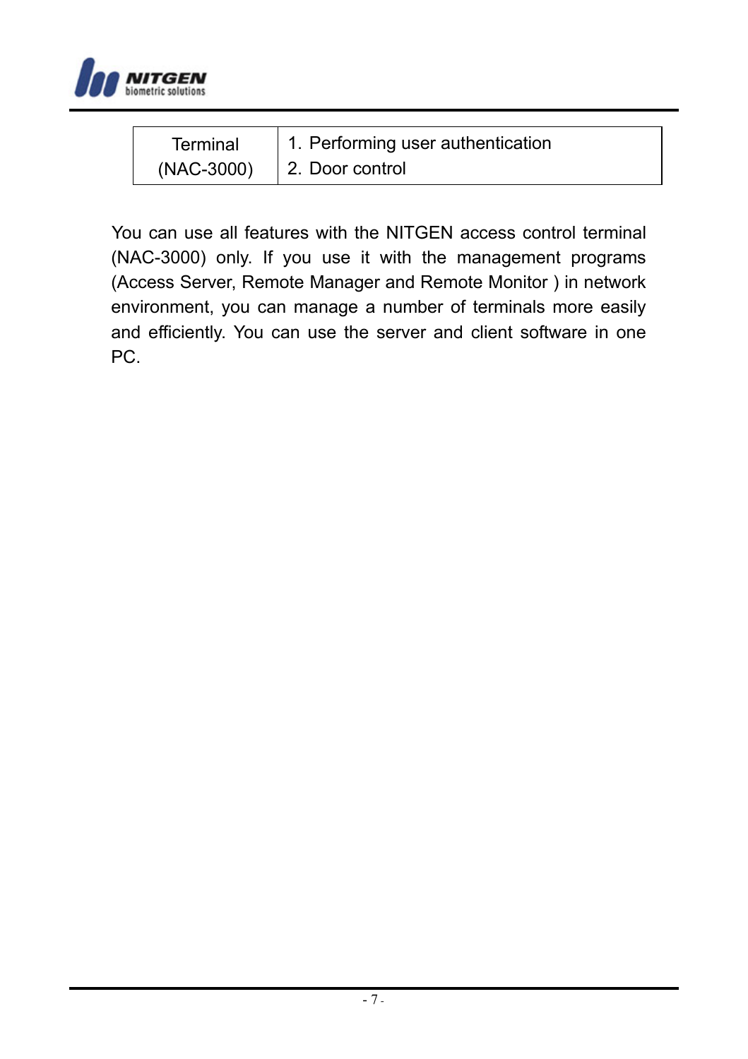| Terminal (NAC-3000) | 1. Performing user authentication<br>2. Door control |
|---|---|

You can use all features with the NITGEN access control terminal (NAC-3000) only. If you use it with the management programs (Access Server, Remote Manager and Remote Monitor ) in network environment, you can manage a number of terminals more easily and efficiently. You can use the server and client software in one PC.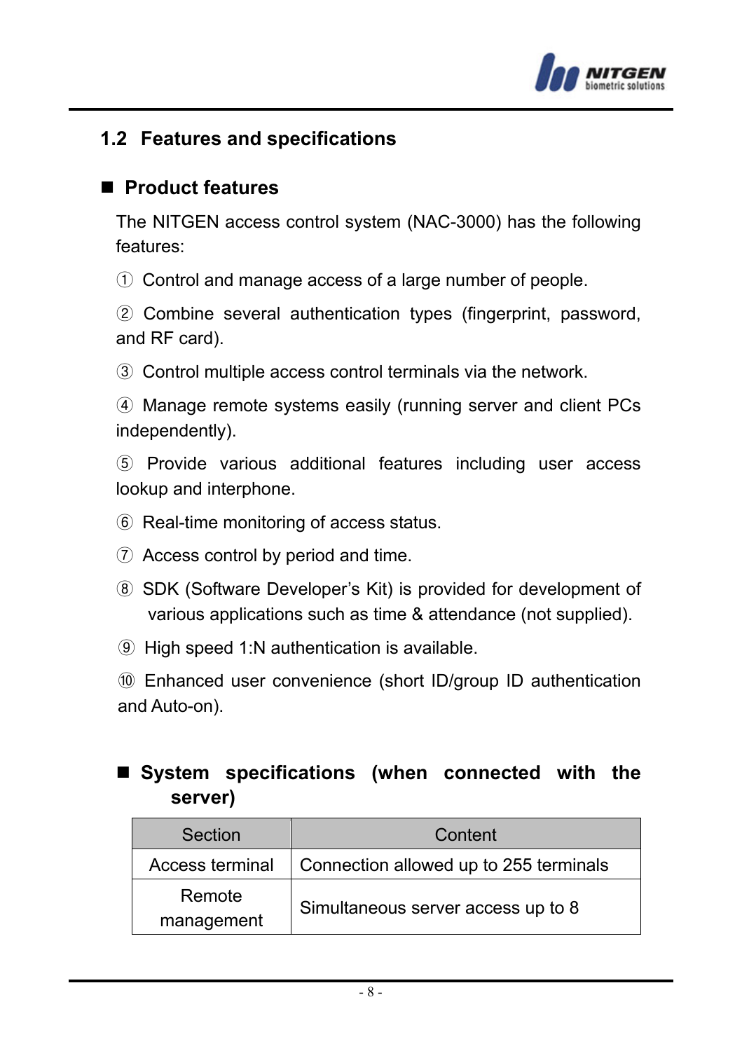## 1.2 Features and specifications

### ■ Product features

The NITGEN access control system (NAC-3000) has the following features:

① Control and manage access of a large number of people.

② Combine several authentication types (fingerprint, password, and RF card).

③ Control multiple access control terminals via the network.

④ Manage remote systems easily (running server and client PCs independently).

⑤ Provide various additional features including user access lookup and interphone.

⑥ Real-time monitoring of access status.

⑦ Access control by period and time.

⑧ SDK (Software Developer's Kit) is provided for development of various applications such as time & attendance (not supplied).

⑨ High speed 1:N authentication is available.

⑩ Enhanced user convenience (short ID/group ID authentication and Auto-on).

### ■ System specifications (when connected with the server)

| Section | Content |
|---|---|
| Access terminal | Connection allowed up to 255 terminals |
| Remote management | Simultaneous server access up to 8 |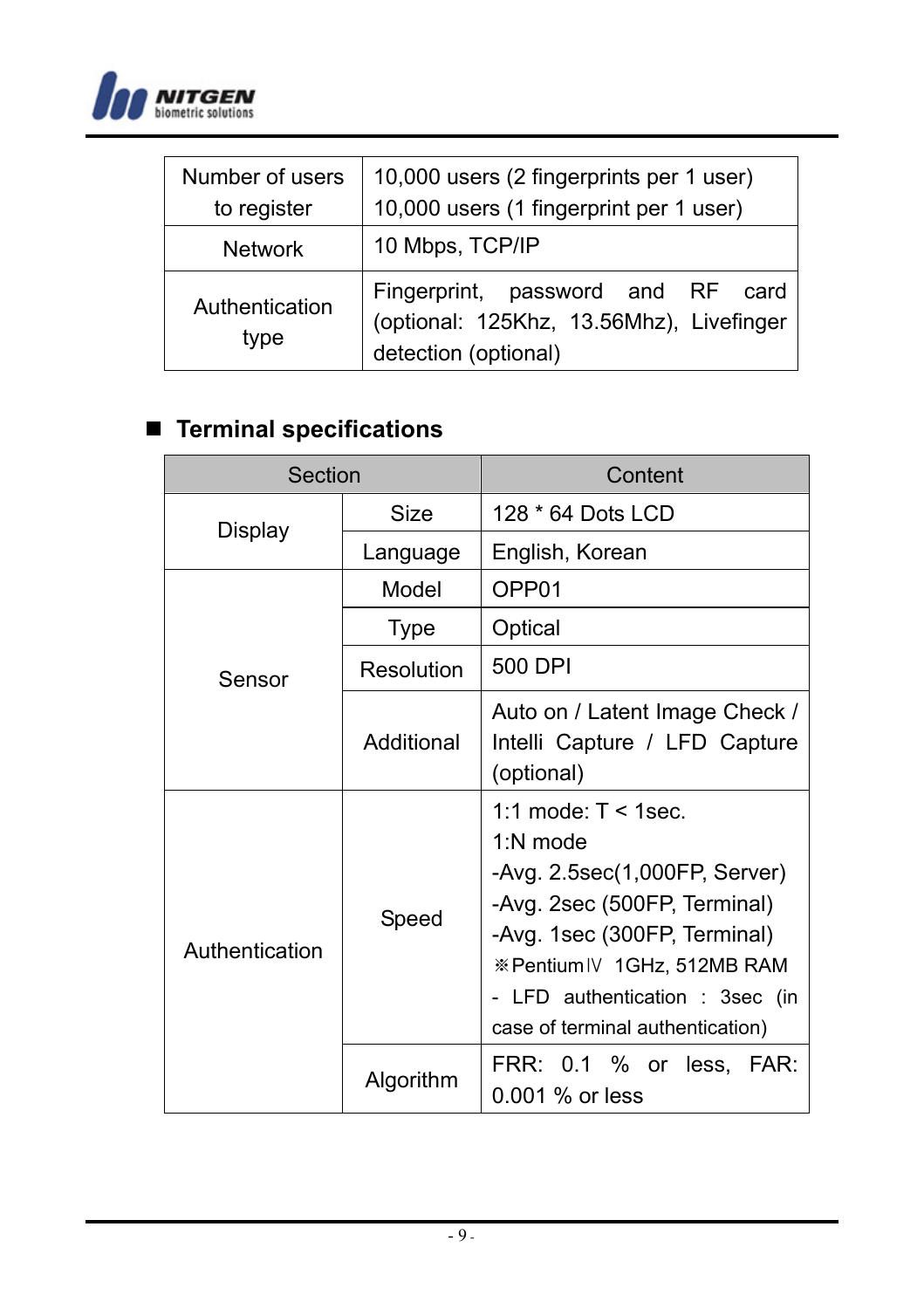| Number of users to register | 10,000 users (2 fingerprints per 1 user)<br>10,000 users (1 fingerprint per 1 user) |
|---|---|
| Network | 10 Mbps, TCP/IP |
| Authentication type | Fingerprint, password and RF card (optional: 125Khz, 13.56Mhz), Livefinger detection (optional) |

## ■ Terminal specifications

| Section | | Content |
|---|---|---|
| Display | Size | 128 * 64 Dots LCD |
| | Language | English, Korean |
| Sensor | Model | OPP01 |
| | Type | Optical |
| | Resolution | 500 DPI |
| | Additional | Auto on / Latent Image Check / Intelli Capture / LFD Capture (optional) |
| Authentication | Speed | 1:1 mode: T < 1sec.<br>1:N mode<br>-Avg. 2.5sec(1,000FP, Server)<br>-Avg. 2sec (500FP, Terminal)<br>-Avg. 1sec (300FP, Terminal)<br>※PentiumⅣ 1GHz, 512MB RAM<br>- LFD authentication : 3sec (in case of terminal authentication) |
| | Algorithm | FRR: 0.1 % or less, FAR: 0.001 % or less |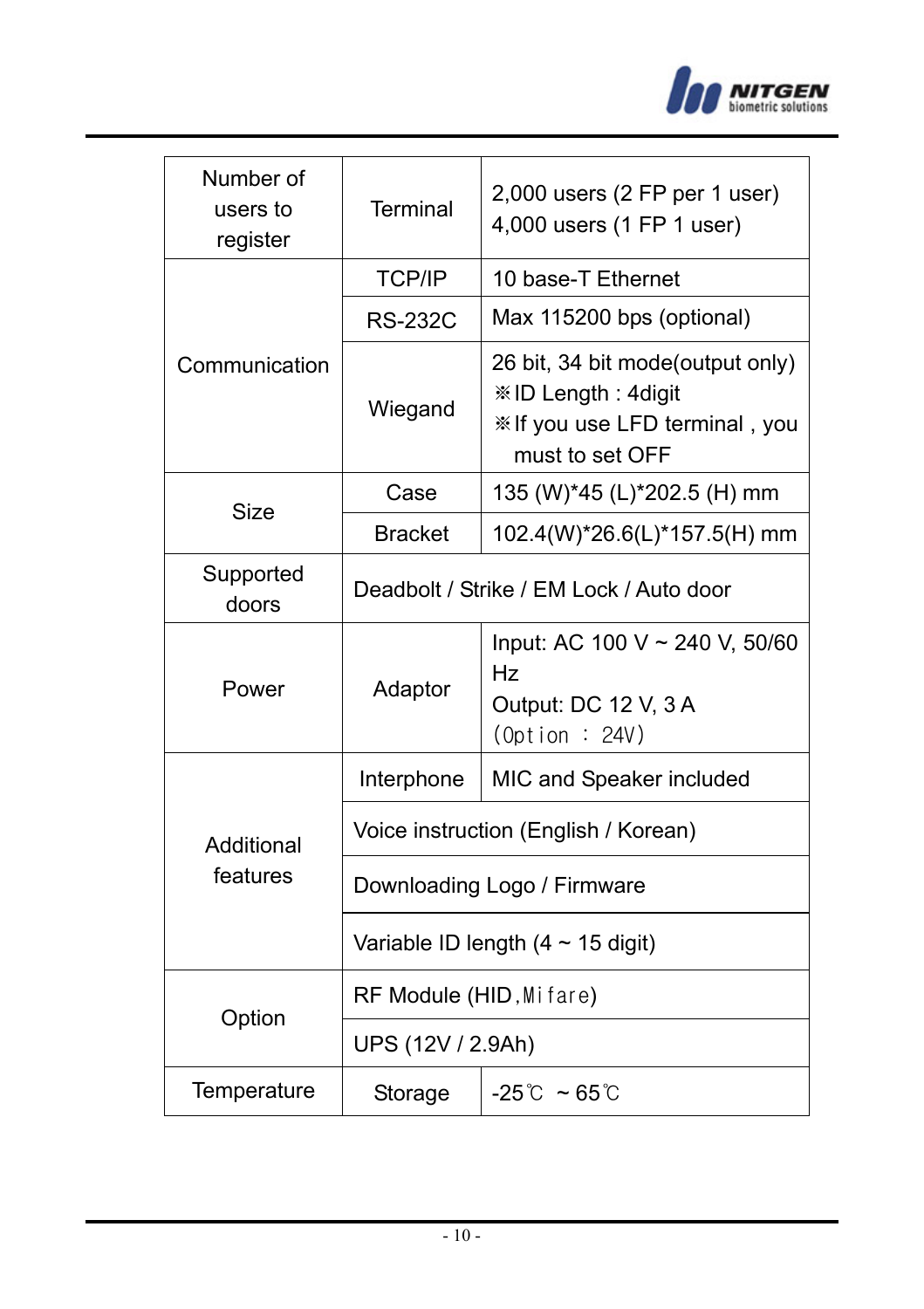| Number of users to register | Terminal | 2,000 users (2 FP per 1 user)<br>4,000 users (1 FP 1 user) |
|---|---|---|
| Communication | TCP/IP | 10 base-T Ethernet |
| | RS-232C | Max 115200 bps (optional) |
| | Wiegand | 26 bit, 34 bit mode(output only)<br>※ID Length : 4digit<br>※If you use LFD terminal , you must to set OFF |
| Size | Case | 135 (W)*45 (L)*202.5 (H) mm |
| | Bracket | 102.4(W)*26.6(L)*157.5(H) mm |
| Supported doors | Deadbolt / Strike / EM Lock / Auto door | |
| Power | Adaptor | Input: AC 100 V ~ 240 V, 50/60 Hz<br>Output: DC 12 V, 3 A<br>(Option : 24V) |
| Additional features | Interphone | MIC and Speaker included |
| | Voice instruction (English / Korean) | |
| | Downloading Logo / Firmware | |
| | Variable ID length (4 ~ 15 digit) | |
| Option | RF Module (HID,Mifare) | |
| | UPS (12V / 2.9Ah) | |
| Temperature | Storage | -25℃ ~ 65℃ |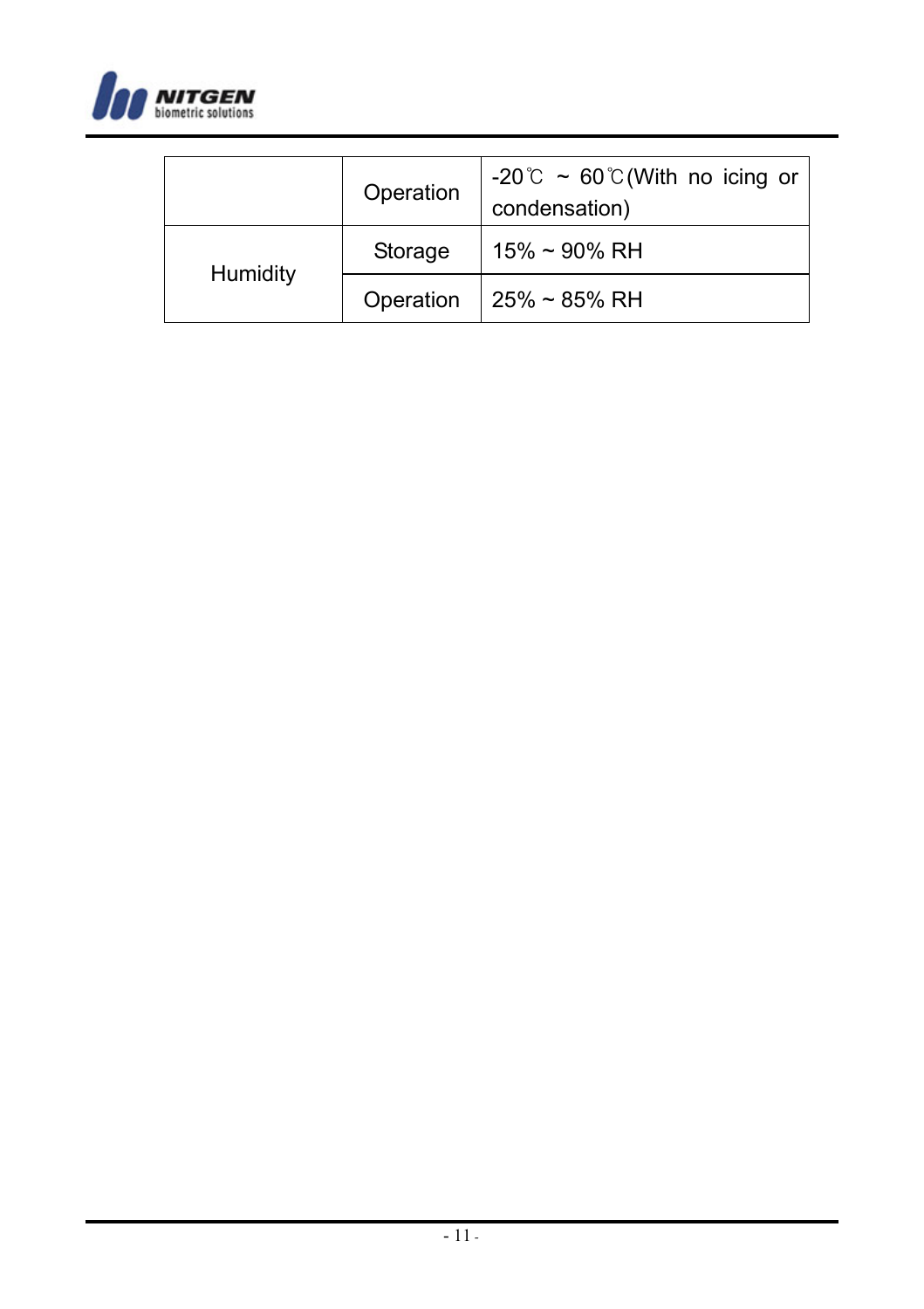| | | |
|---|---|---|
| | Operation | -20℃ ~ 60℃(With no icing or condensation) |
| Humidity | Storage | 15% ~ 90% RH |
| | Operation | 25% ~ 85% RH |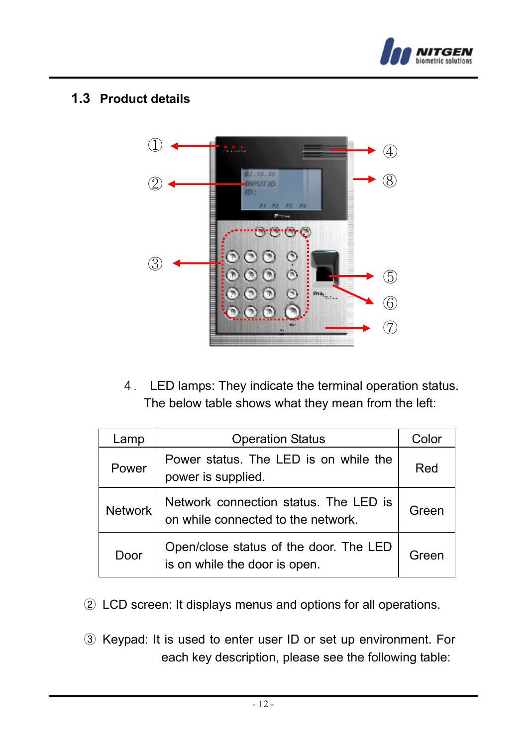## 1.3 Product details

① ② ③ ④ ⑤ ⑥ ⑦ ⑧

4． LED lamps: They indicate the terminal operation status. The below table shows what they mean from the left:

| Lamp | Operation Status | Color |
|---|---|---|
| Power | Power status. The LED is on while the power is supplied. | Red |
| Network | Network connection status. The LED is on while connected to the network. | Green |
| Door | Open/close status of the door. The LED is on while the door is open. | Green |

② LCD screen: It displays menus and options for all operations.

③ Keypad: It is used to enter user ID or set up environment. For each key description, please see the following table: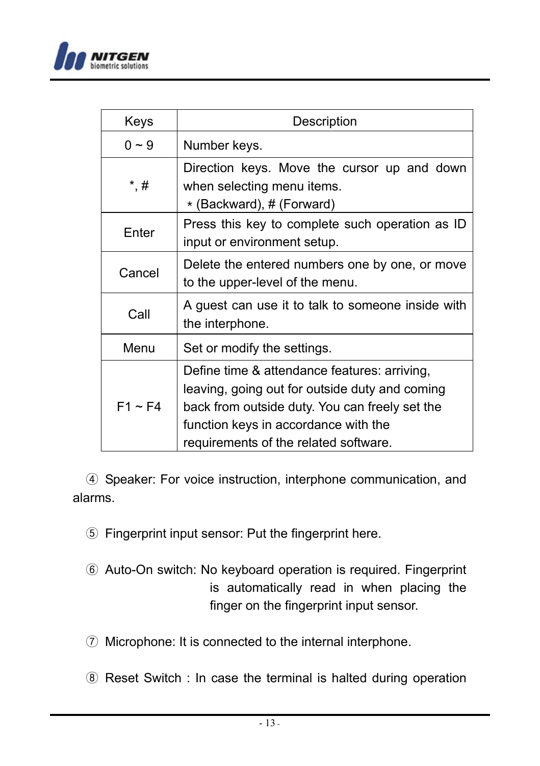| Keys | Description |
| --- | --- |
| 0 ~ 9 | Number keys. |
| *, # | Direction keys. Move the cursor up and down when selecting menu items. * (Backward), # (Forward) |
| Enter | Press this key to complete such operation as ID input or environment setup. |
| Cancel | Delete the entered numbers one by one, or move to the upper-level of the menu. |
| Call | A guest can use it to talk to someone inside with the interphone. |
| Menu | Set or modify the settings. |
| F1 ~ F4 | Define time & attendance features: arriving, leaving, going out for outside duty and coming back from outside duty. You can freely set the function keys in accordance with the requirements of the related software. |

④ Speaker: For voice instruction, interphone communication, and alarms.

⑤ Fingerprint input sensor: Put the fingerprint here.

⑥ Auto-On switch: No keyboard operation is required. Fingerprint is automatically read in when placing the finger on the fingerprint input sensor.

⑦ Microphone: It is connected to the internal interphone.

⑧ Reset Switch : In case the terminal is halted during operation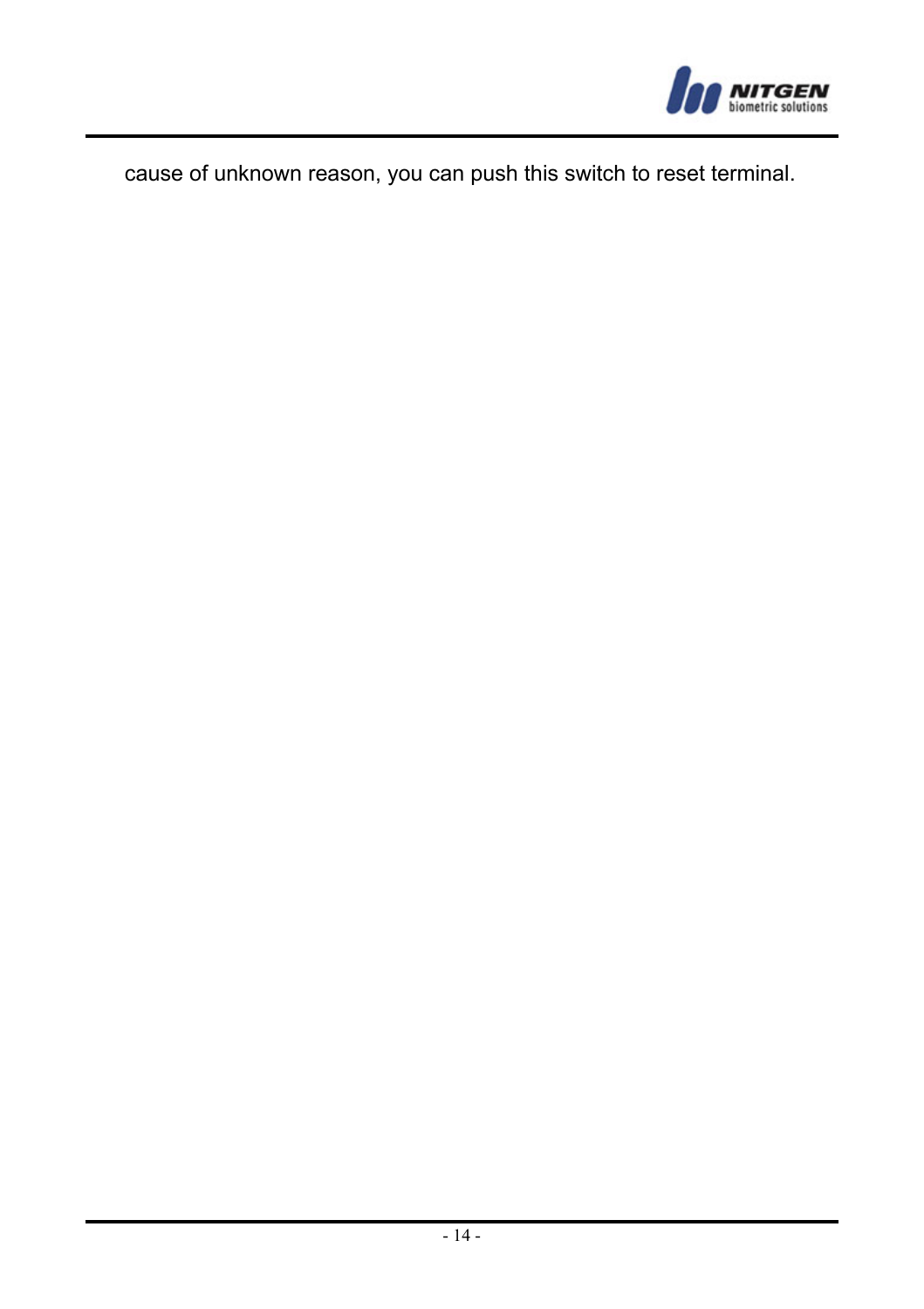cause of unknown reason, you can push this switch to reset terminal.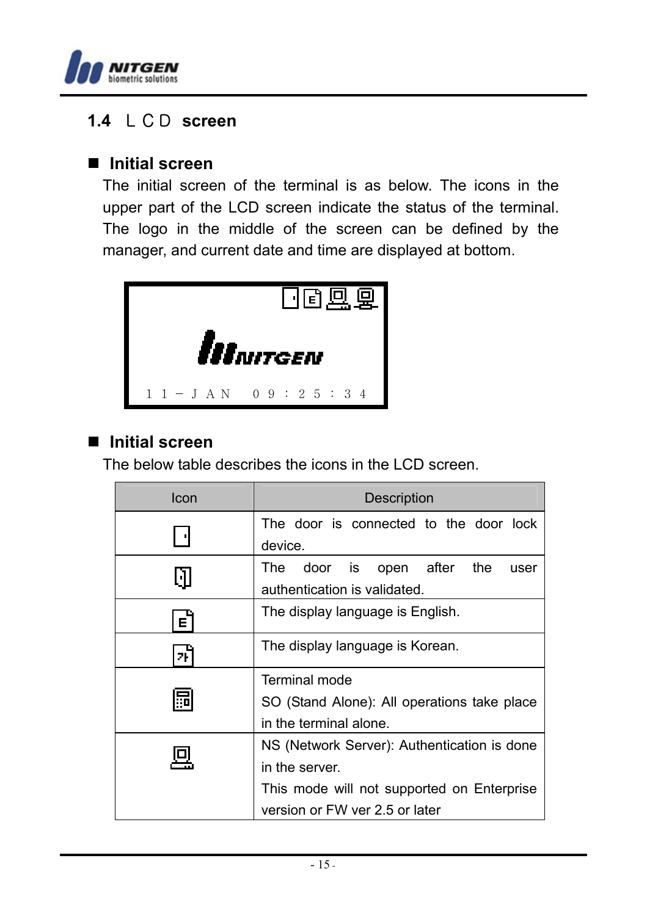## 1.4 ＬＣＤ screen

### ■ Initial screen

The initial screen of the terminal is as below. The icons in the upper part of the LCD screen indicate the status of the terminal. The logo in the middle of the screen can be defined by the manager, and current date and time are displayed at bottom.

１１－ＪＡＮ　０９：２５：３４

### ■ Initial screen

The below table describes the icons in the LCD screen.

| Icon | Description |
|---|---|
| | The door is connected to the door lock device. |
| | The door is open after the user authentication is validated. |
| | The display language is English. |
| | The display language is Korean. |
| | Terminal mode<br>SO (Stand Alone): All operations take place in the terminal alone. |
| | NS (Network Server): Authentication is done in the server.<br>This mode will not supported on Enterprise version or FW ver 2.5 or later |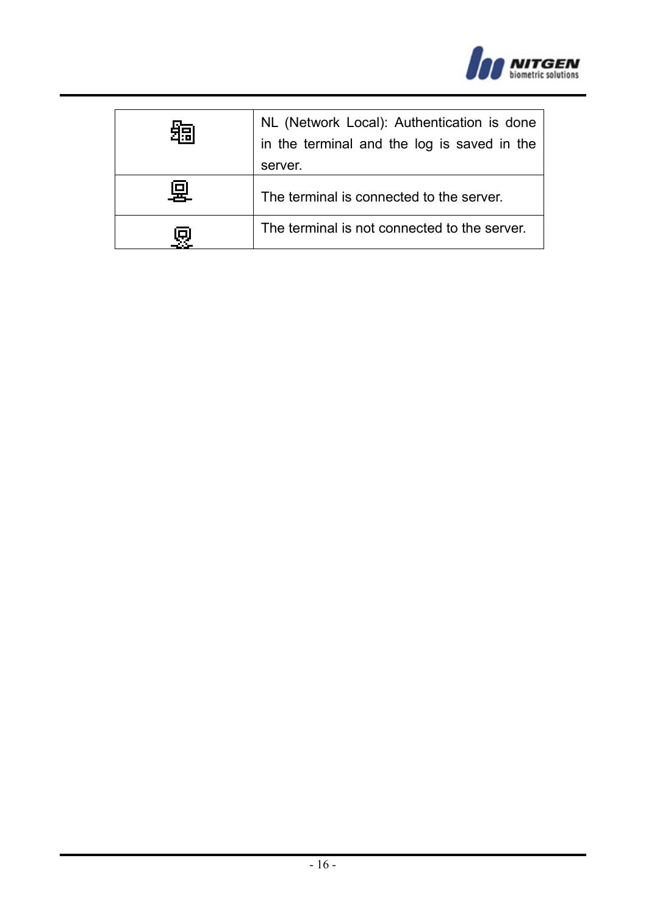| | |
|---|---|
| | NL (Network Local): Authentication is done in the terminal and the log is saved in the server. |
| | The terminal is connected to the server. |
| | The terminal is not connected to the server. |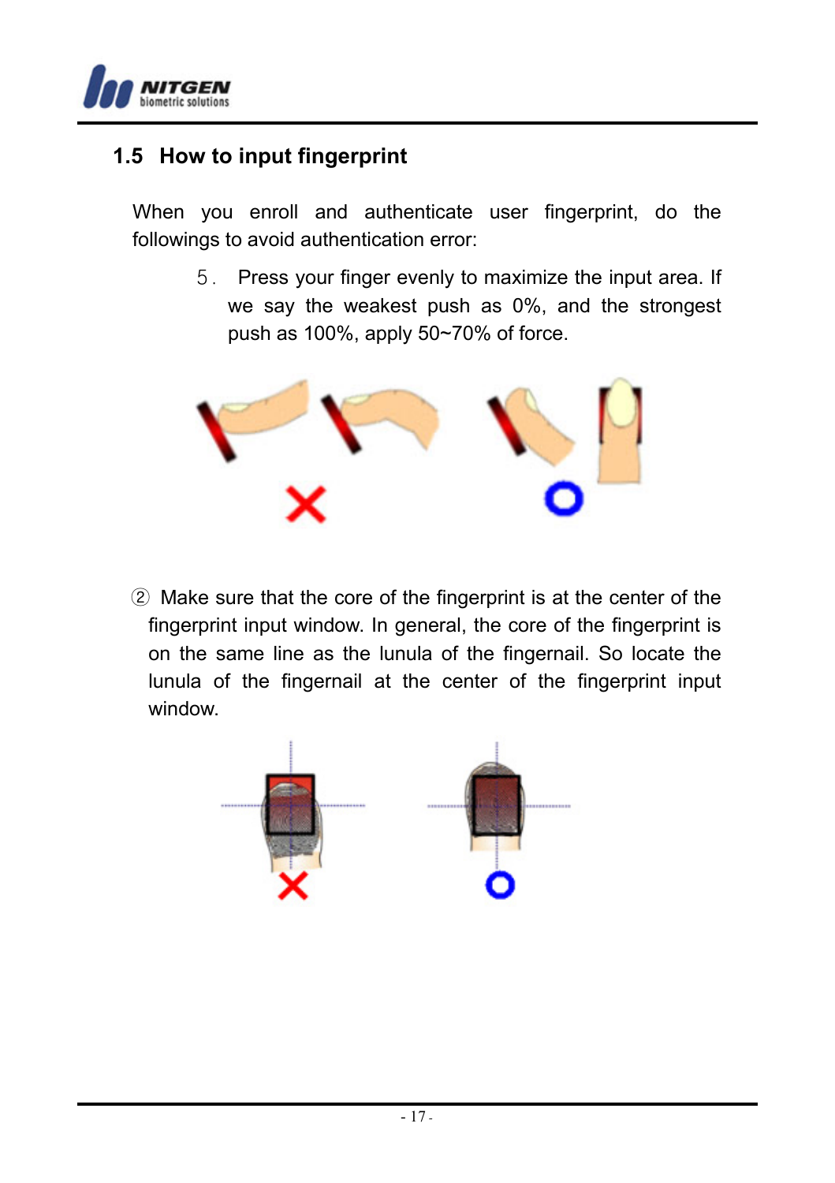## 1.5 How to input fingerprint

When you enroll and authenticate user fingerprint, do the followings to avoid authentication error:

5. Press your finger evenly to maximize the input area. If we say the weakest push as 0%, and the strongest push as 100%, apply 50~70% of force.

② Make sure that the core of the fingerprint is at the center of the fingerprint input window. In general, the core of the fingerprint is on the same line as the lunula of the fingernail. So locate the lunula of the fingernail at the center of the fingerprint input window.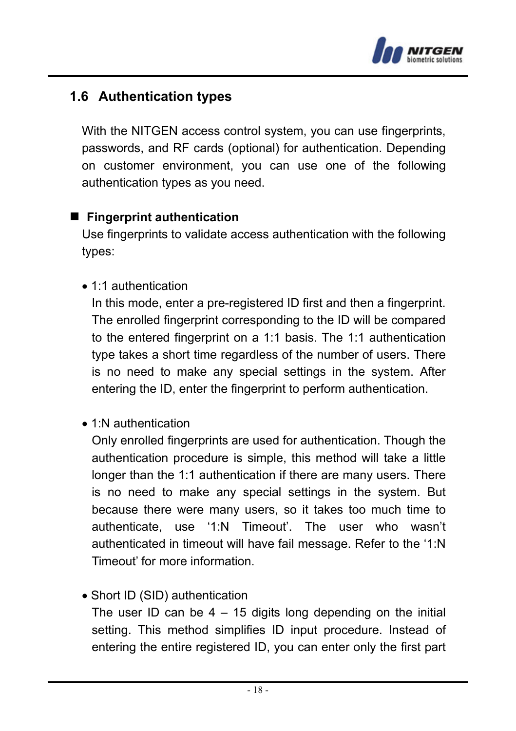## 1.6 Authentication types

With the NITGEN access control system, you can use fingerprints, passwords, and RF cards (optional) for authentication. Depending on customer environment, you can use one of the following authentication types as you need.

### ■ Fingerprint authentication

Use fingerprints to validate access authentication with the following types:

- 1:1 authentication

  In this mode, enter a pre-registered ID first and then a fingerprint. The enrolled fingerprint corresponding to the ID will be compared to the entered fingerprint on a 1:1 basis. The 1:1 authentication type takes a short time regardless of the number of users. There is no need to make any special settings in the system. After entering the ID, enter the fingerprint to perform authentication.

- 1:N authentication

  Only enrolled fingerprints are used for authentication. Though the authentication procedure is simple, this method will take a little longer than the 1:1 authentication if there are many users. There is no need to make any special settings in the system. But because there were many users, so it takes too much time to authenticate, use '1:N Timeout'. The user who wasn't authenticated in timeout will have fail message. Refer to the '1:N Timeout' for more information.

- Short ID (SID) authentication

  The user ID can be 4 – 15 digits long depending on the initial setting. This method simplifies ID input procedure. Instead of entering the entire registered ID, you can enter only the first part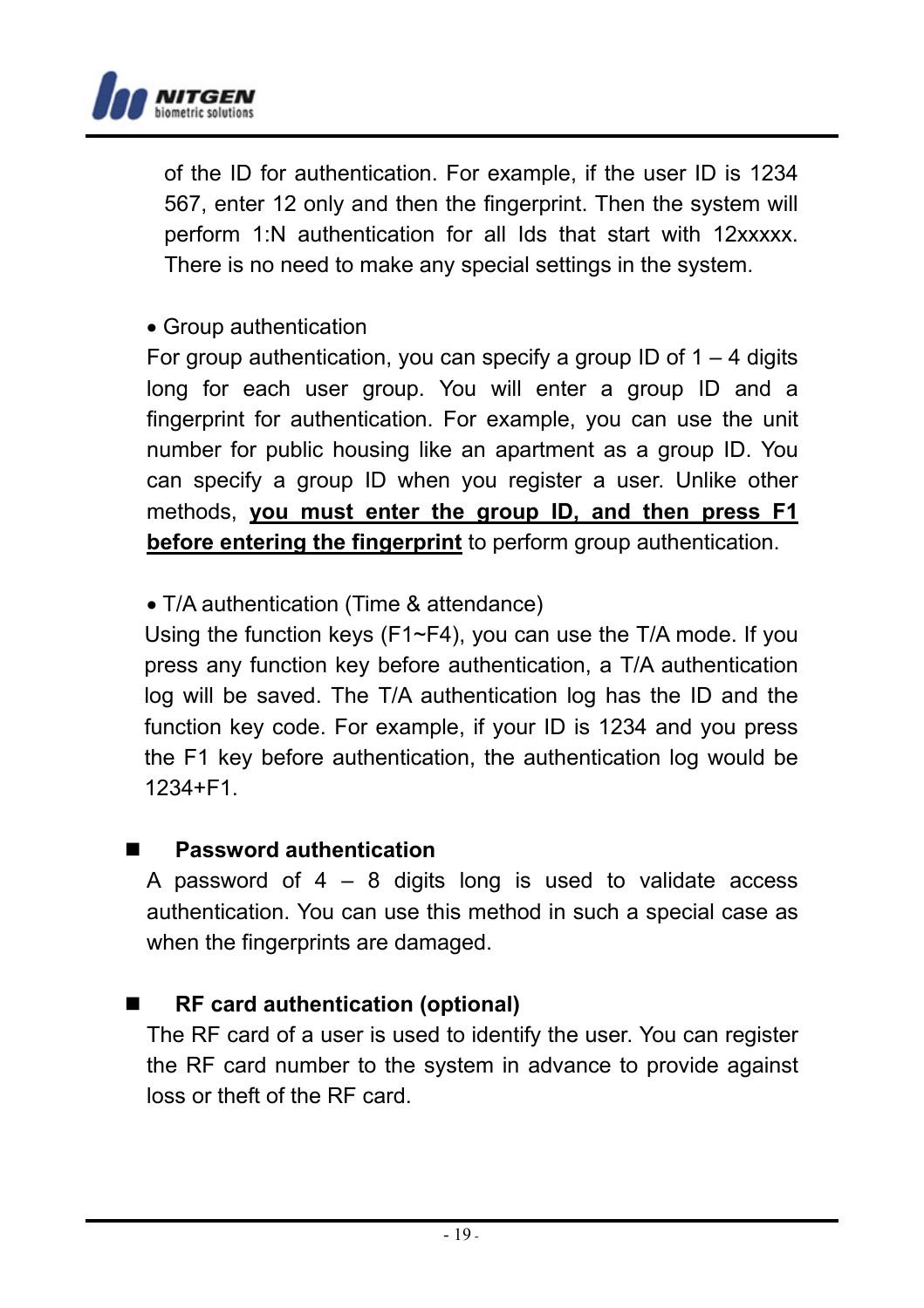of the ID for authentication. For example, if the user ID is 1234 567, enter 12 only and then the fingerprint. Then the system will perform 1:N authentication for all Ids that start with 12xxxxx. There is no need to make any special settings in the system.

- Group authentication

For group authentication, you can specify a group ID of 1 – 4 digits long for each user group. You will enter a group ID and a fingerprint for authentication. For example, you can use the unit number for public housing like an apartment as a group ID. You can specify a group ID when you register a user. Unlike other methods, **you must enter the group ID, and then press F1 before entering the fingerprint** to perform group authentication.

- T/A authentication (Time & attendance)

Using the function keys (F1~F4), you can use the T/A mode. If you press any function key before authentication, a T/A authentication log will be saved. The T/A authentication log has the ID and the function key code. For example, if your ID is 1234 and you press the F1 key before authentication, the authentication log would be 1234+F1.

- **Password authentication**

A password of 4 – 8 digits long is used to validate access authentication. You can use this method in such a special case as when the fingerprints are damaged.

- **RF card authentication (optional)**

The RF card of a user is used to identify the user. You can register the RF card number to the system in advance to provide against loss or theft of the RF card.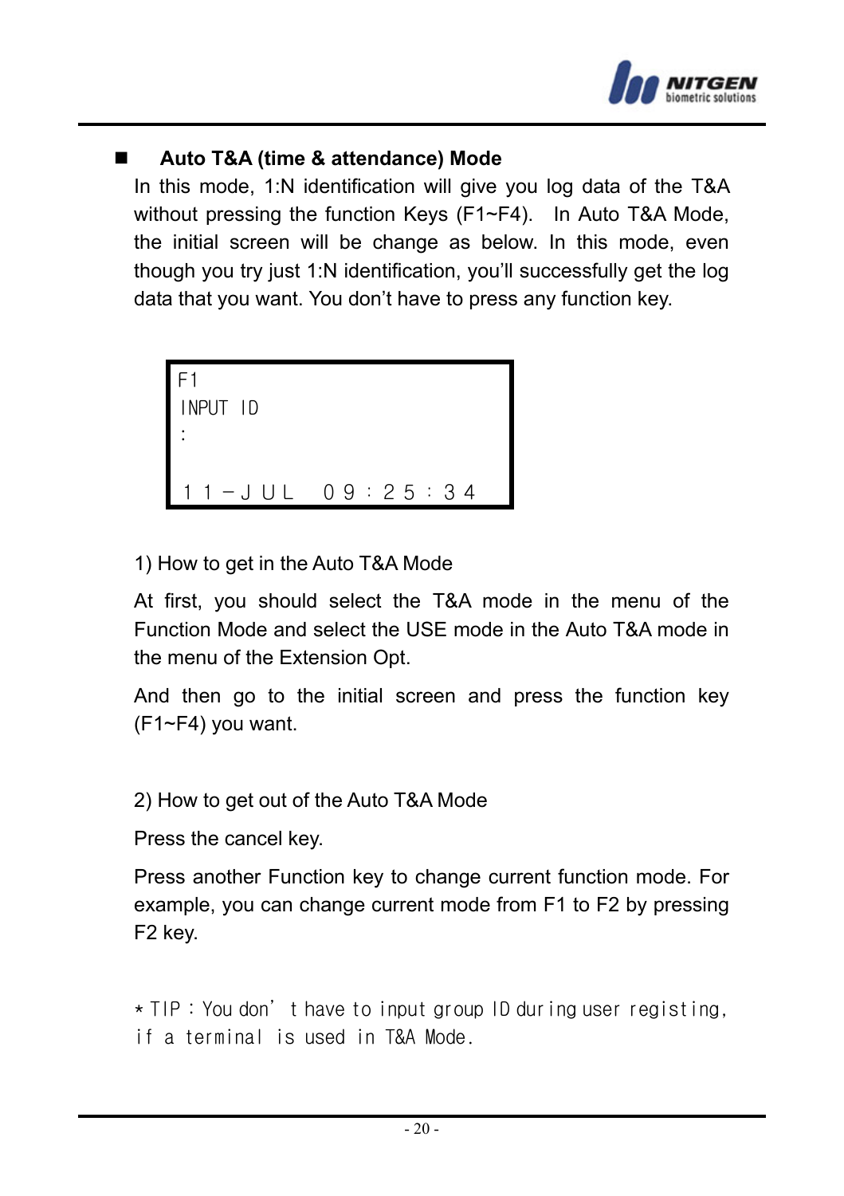## Auto T&A (time & attendance) Mode

In this mode, 1:N identification will give you log data of the T&A without pressing the function Keys (F1~F4). In Auto T&A Mode, the initial screen will be change as below. In this mode, even though you try just 1:N identification, you'll successfully get the log data that you want. You don't have to press any function key.

```
F1
INPUT ID
:

11-JUL  09:25:34
```

1) How to get in the Auto T&A Mode

At first, you should select the T&A mode in the menu of the Function Mode and select the USE mode in the Auto T&A mode in the menu of the Extension Opt.

And then go to the initial screen and press the function key (F1~F4) you want.

2) How to get out of the Auto T&A Mode

Press the cancel key.

Press another Function key to change current function mode. For example, you can change current mode from F1 to F2 by pressing F2 key.

* TIP : You don't have to input group ID during user registing, if a terminal is used in T&A Mode.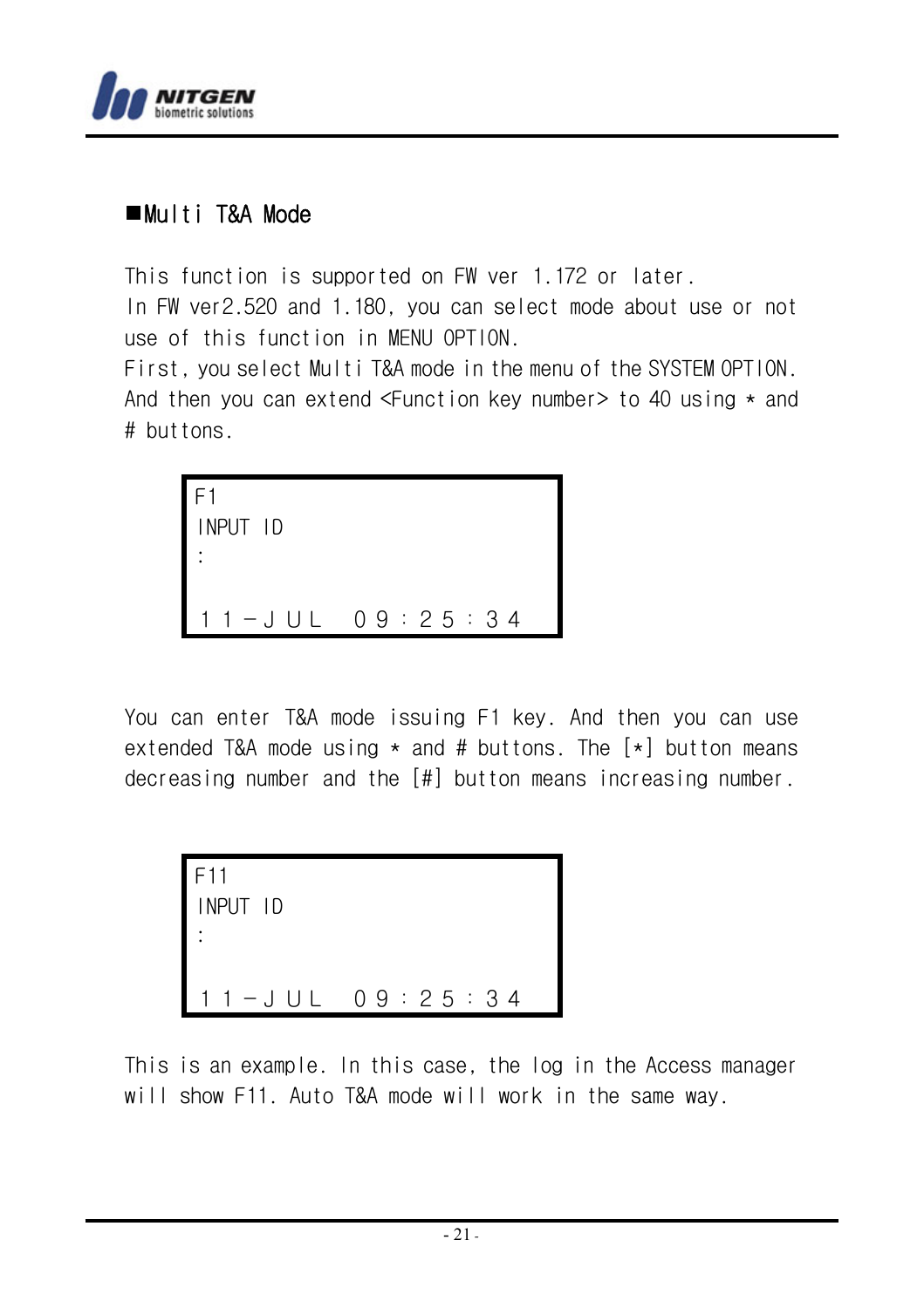## ■Multi T&A Mode

This function is supported on FW ver 1.172 or later.
In FW ver2.520 and 1.180, you can select mode about use or not use of this function in MENU OPTION.
First, you select Multi T&A mode in the menu of the SYSTEM OPTION. And then you can extend <Function key number> to 40 using * and # buttons.

```
F1
INPUT ID
:

１１－ＪＵＬ  ０９：２５：３４
```

You can enter T&A mode issuing F1 key. And then you can use extended T&A mode using * and # buttons. The [*] button means decreasing number and the [#] button means increasing number.

```
F11
INPUT ID
:

１１－ＪＵＬ  ０９：２５：３４
```

This is an example. In this case, the log in the Access manager will show F11. Auto T&A mode will work in the same way.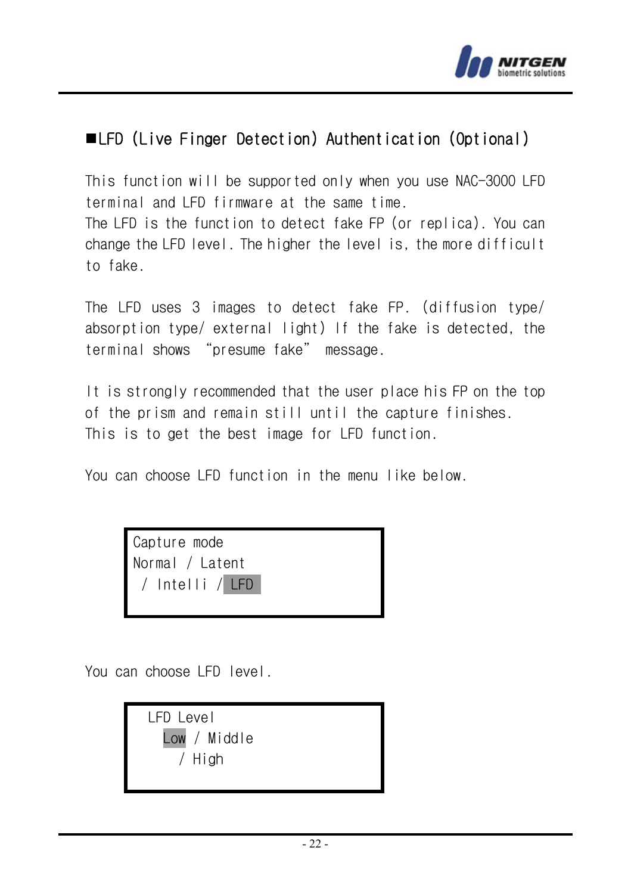## ■LFD (Live Finger Detection) Authentication (Optional)

This function will be supported only when you use NAC-3000 LFD terminal and LFD firmware at the same time.
The LFD is the function to detect fake FP (or replica). You can change the LFD level. The higher the level is, the more difficult to fake.

The LFD uses 3 images to detect fake FP. (diffusion type/ absorption type/ external light) If the fake is detected, the terminal shows "presume fake" message.

It is strongly recommended that the user place his FP on the top of the prism and remain still until the capture finishes.
This is to get the best image for LFD function.

You can choose LFD function in the menu like below.

```
Capture mode
Normal / Latent
 / Intelli / LFD
```

You can choose LFD level.

```
 LFD Level
   Low / Middle
     / High
```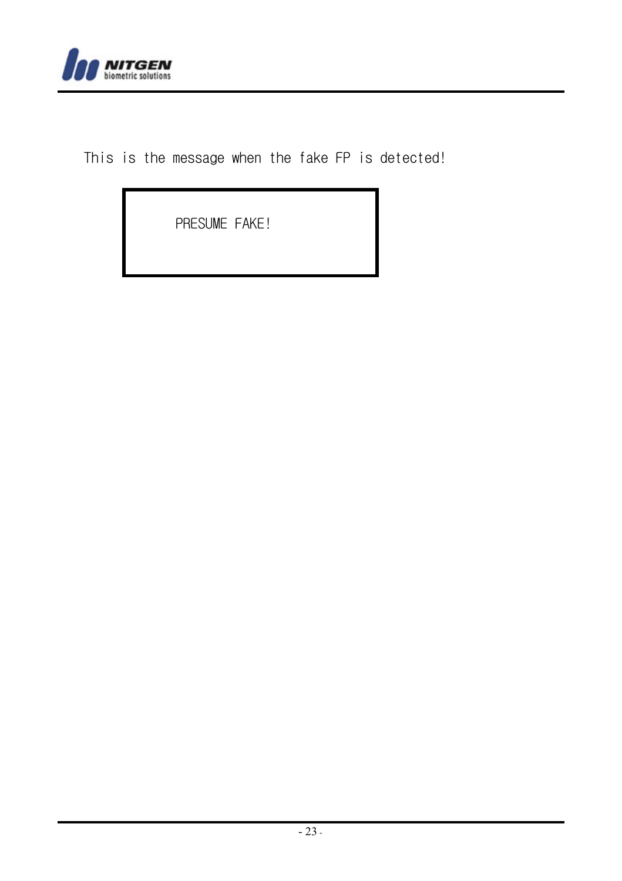This is the message when the fake FP is detected!

```
PRESUME FAKE!
```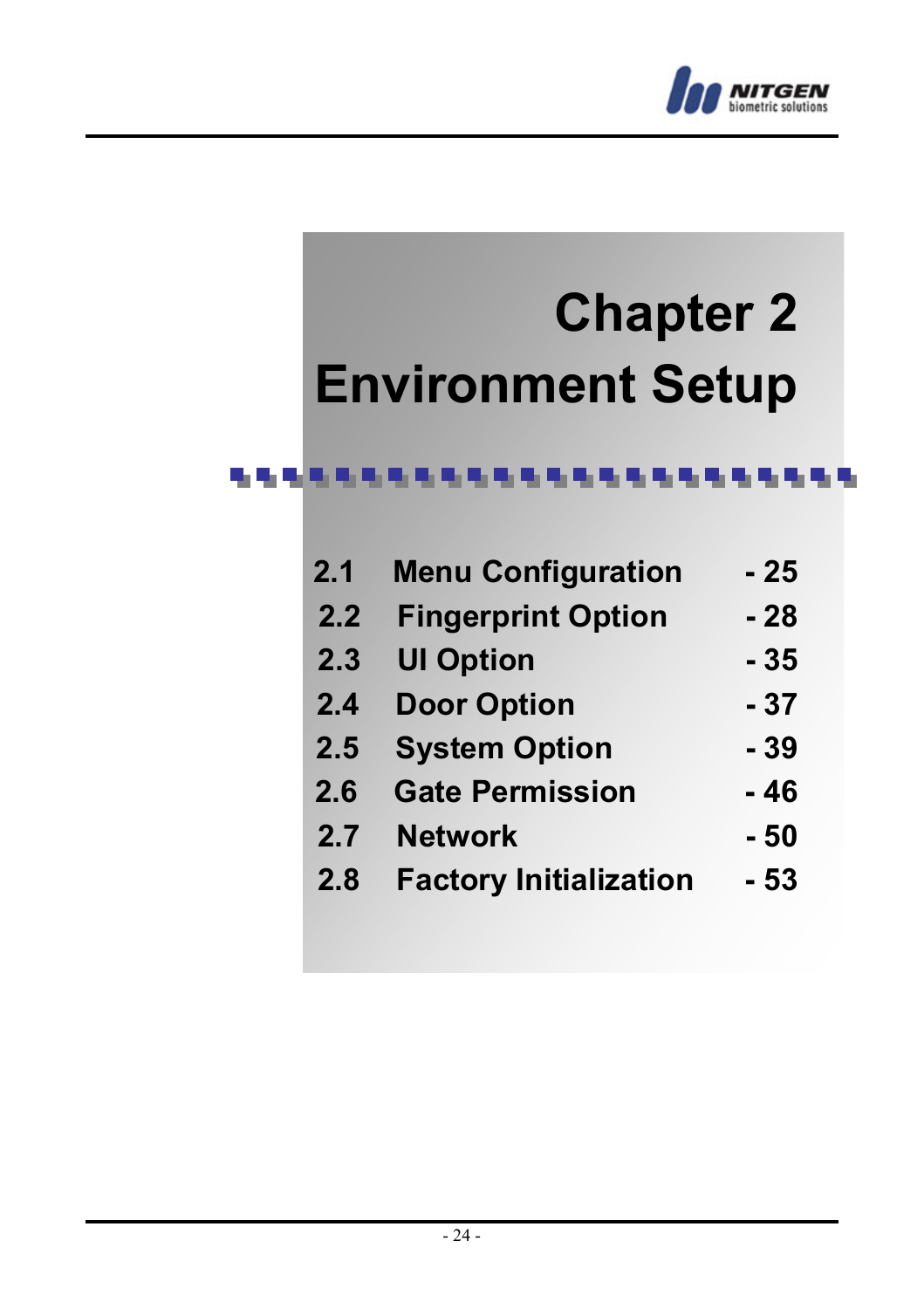# Chapter 2
# Environment Setup

| | | |
|---|---|---|
| 2.1 | Menu Configuration | - 25 |
| 2.2 | Fingerprint Option | - 28 |
| 2.3 | UI Option | - 35 |
| 2.4 | Door Option | - 37 |
| 2.5 | System Option | - 39 |
| 2.6 | Gate Permission | - 46 |
| 2.7 | Network | - 50 |
| 2.8 | Factory Initialization | - 53 |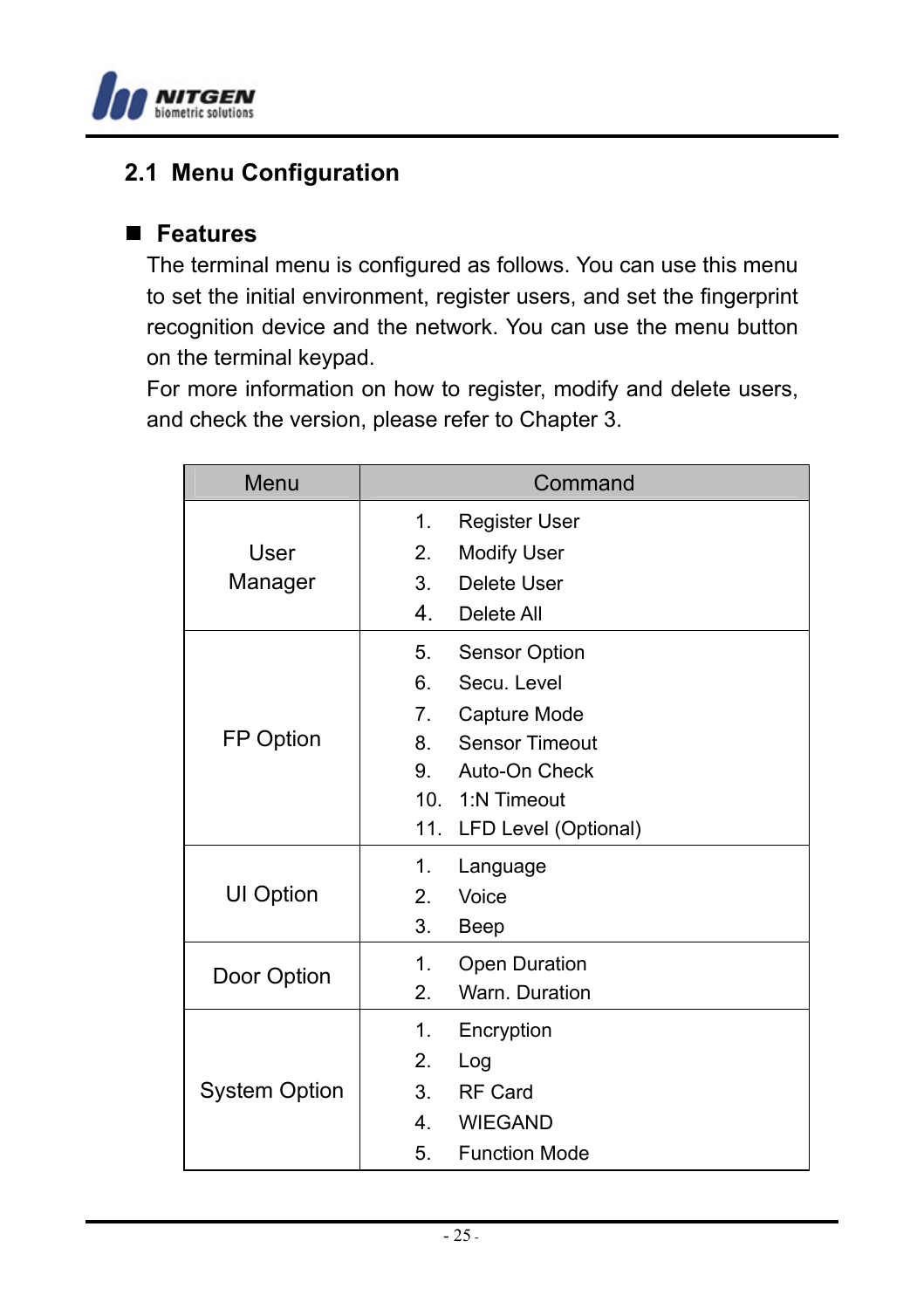## 2.1 Menu Configuration

### ■ Features

The terminal menu is configured as follows. You can use this menu to set the initial environment, register users, and set the fingerprint recognition device and the network. You can use the menu button on the terminal keypad.

For more information on how to register, modify and delete users, and check the version, please refer to Chapter 3.

| Menu | Command |
|---|---|
| User Manager | 1. Register User<br>2. Modify User<br>3. Delete User<br>4. Delete All |
| FP Option | 5. Sensor Option<br>6. Secu. Level<br>7. Capture Mode<br>8. Sensor Timeout<br>9. Auto-On Check<br>10. 1:N Timeout<br>11. LFD Level (Optional) |
| UI Option | 1. Language<br>2. Voice<br>3. Beep |
| Door Option | 1. Open Duration<br>2. Warn. Duration |
| System Option | 1. Encryption<br>2. Log<br>3. RF Card<br>4. WIEGAND<br>5. Function Mode |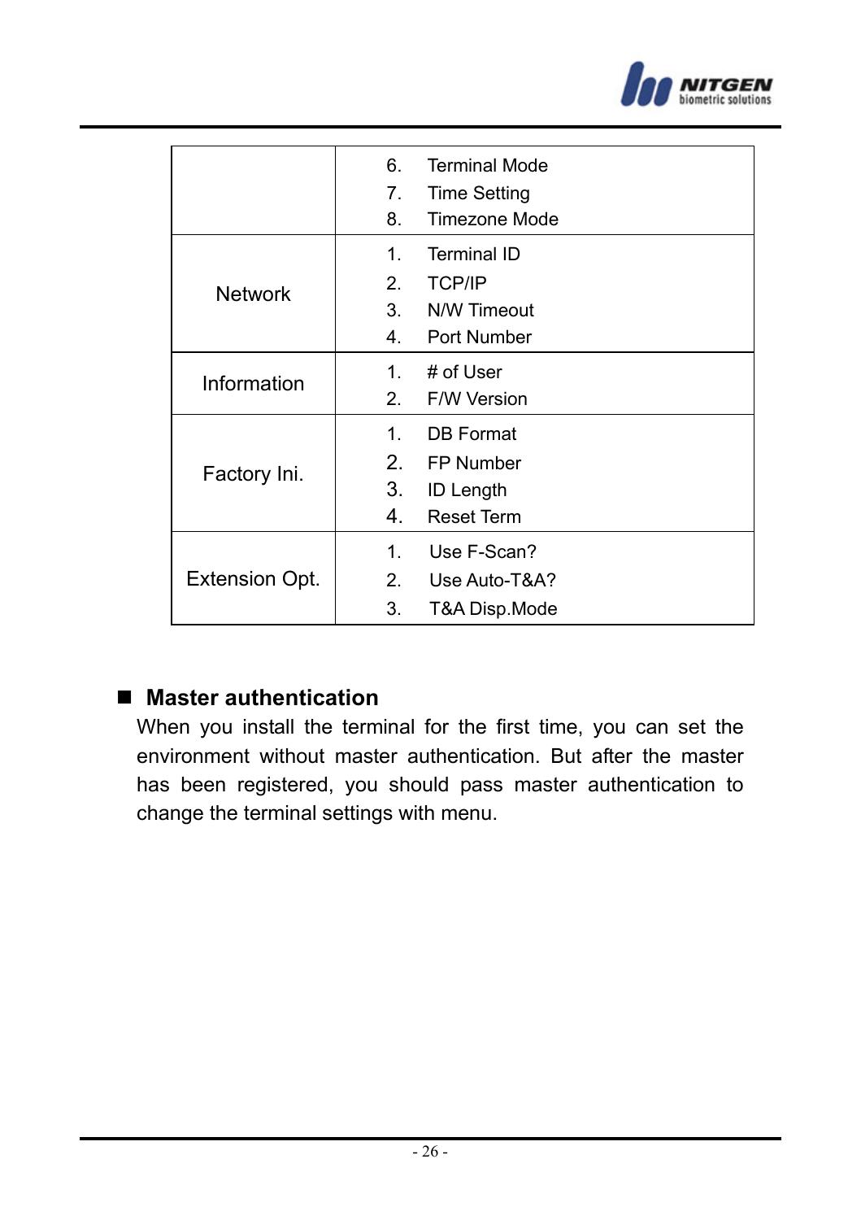| | |
|---|---|
| | 6. Terminal Mode<br>7. Time Setting<br>8. Timezone Mode |
| Network | 1. Terminal ID<br>2. TCP/IP<br>3. N/W Timeout<br>4. Port Number |
| Information | 1. # of User<br>2. F/W Version |
| Factory Ini. | 1. DB Format<br>2. FP Number<br>3. ID Length<br>4. Reset Term |
| Extension Opt. | 1. Use F-Scan?<br>2. Use Auto-T&A?<br>3. T&A Disp.Mode |

## ■ Master authentication

When you install the terminal for the first time, you can set the environment without master authentication. But after the master has been registered, you should pass master authentication to change the terminal settings with menu.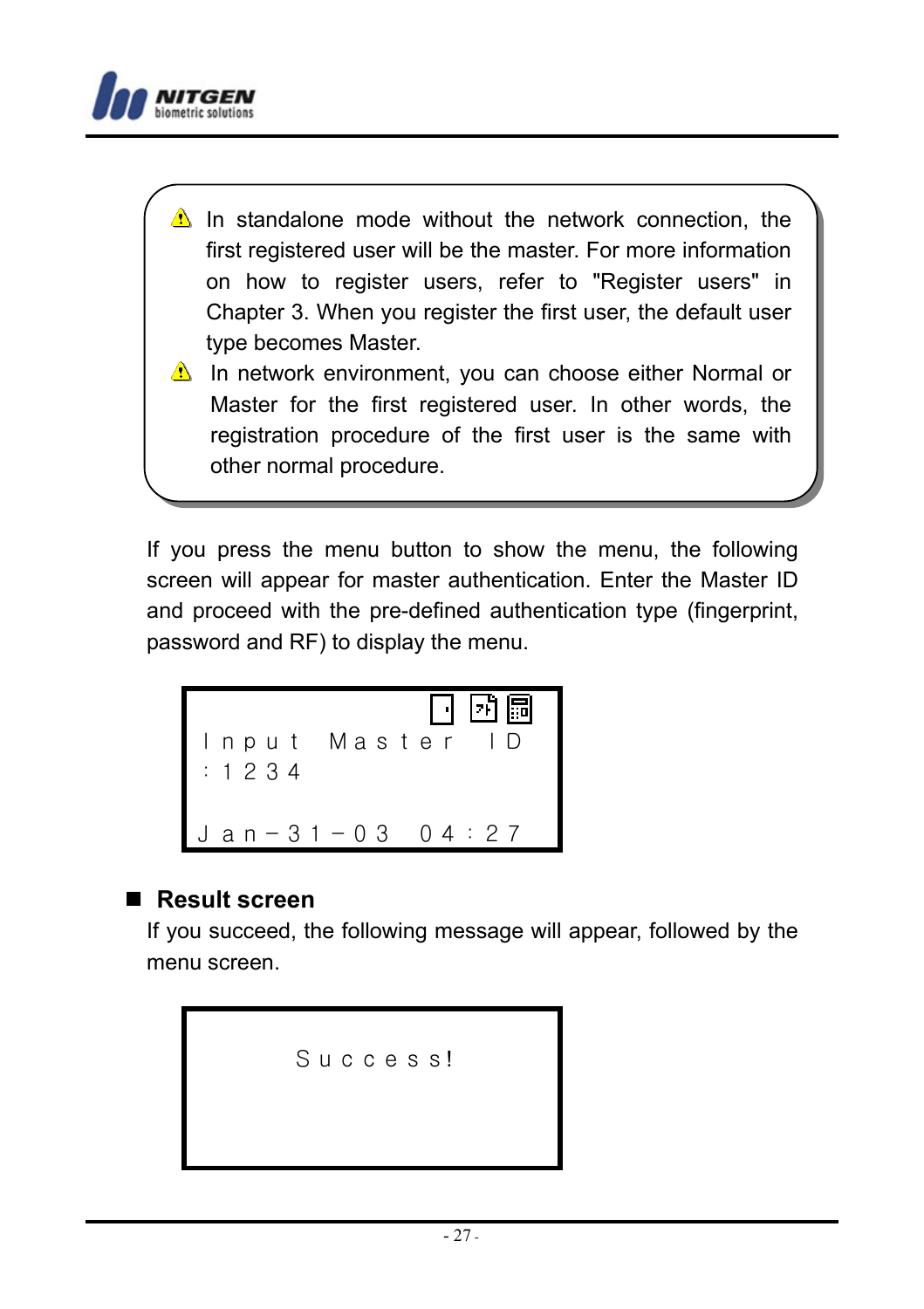> ⚠ In standalone mode without the network connection, the first registered user will be the master. For more information on how to register users, refer to "Register users" in Chapter 3. When you register the first user, the default user type becomes Master.
>
> ⚠ In network environment, you can choose either Normal or Master for the first registered user. In other words, the registration procedure of the first user is the same with other normal procedure.

If you press the menu button to show the menu, the following screen will appear for master authentication. Enter the Master ID and proceed with the pre-defined authentication type (fingerprint, password and RF) to display the menu.

```
Input Master ID
:1234

Jan-31-03  04:27
```

## Result screen

If you succeed, the following message will appear, followed by the menu screen.

```
Success!
```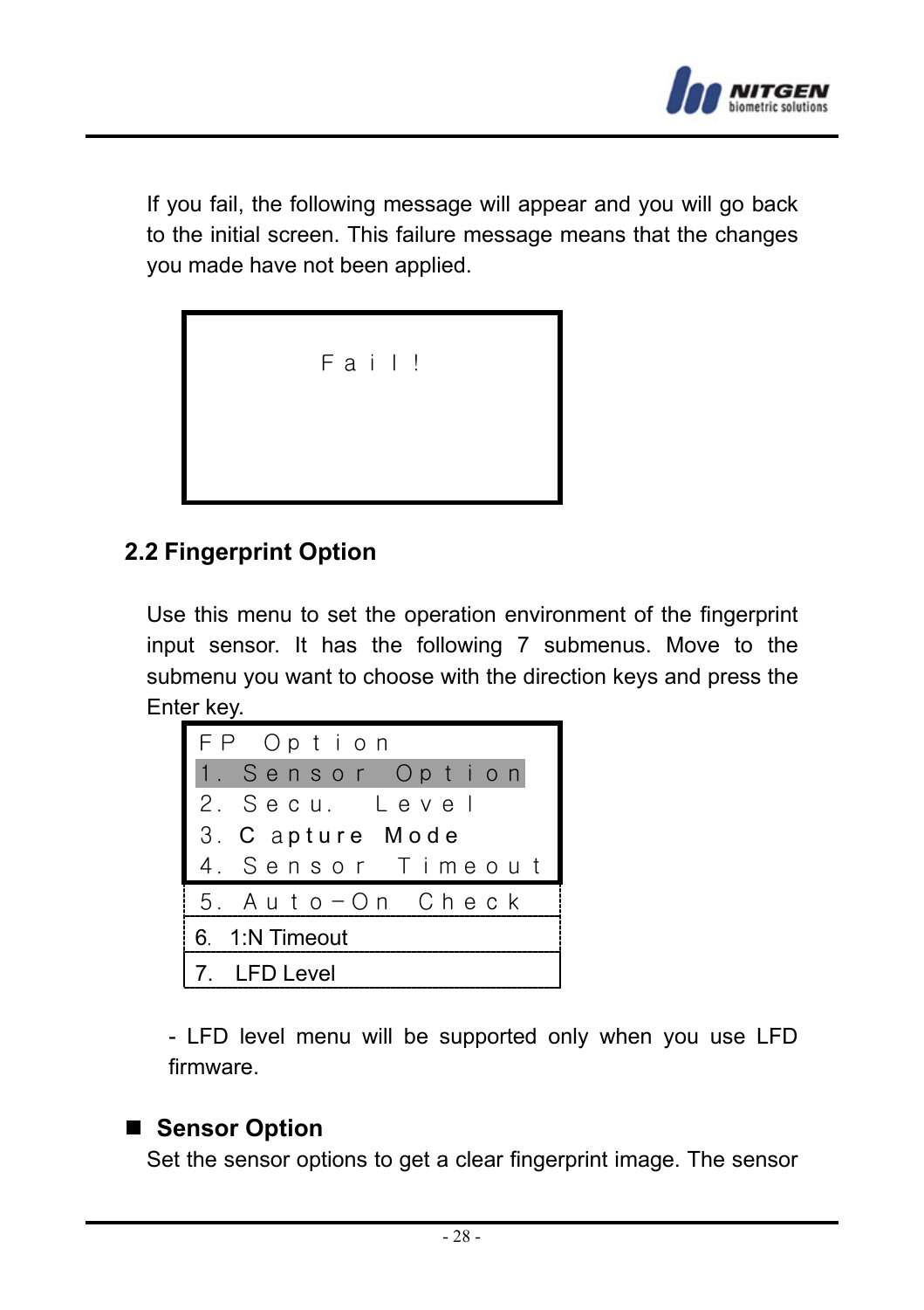If you fail, the following message will appear and you will go back to the initial screen. This failure message means that the changes you made have not been applied.

```
Fail!
```

## 2.2 Fingerprint Option

Use this menu to set the operation environment of the fingerprint input sensor. It has the following 7 submenus. Move to the submenu you want to choose with the direction keys and press the Enter key.

```
FP Option
1. Sensor Option
2. Secu. Level
3. Capture Mode
4. Sensor Timeout
5. Auto-On Check
6. 1:N Timeout
7. LFD Level
```

- LFD level menu will be supported only when you use LFD firmware.

### ■ Sensor Option

Set the sensor options to get a clear fingerprint image. The sensor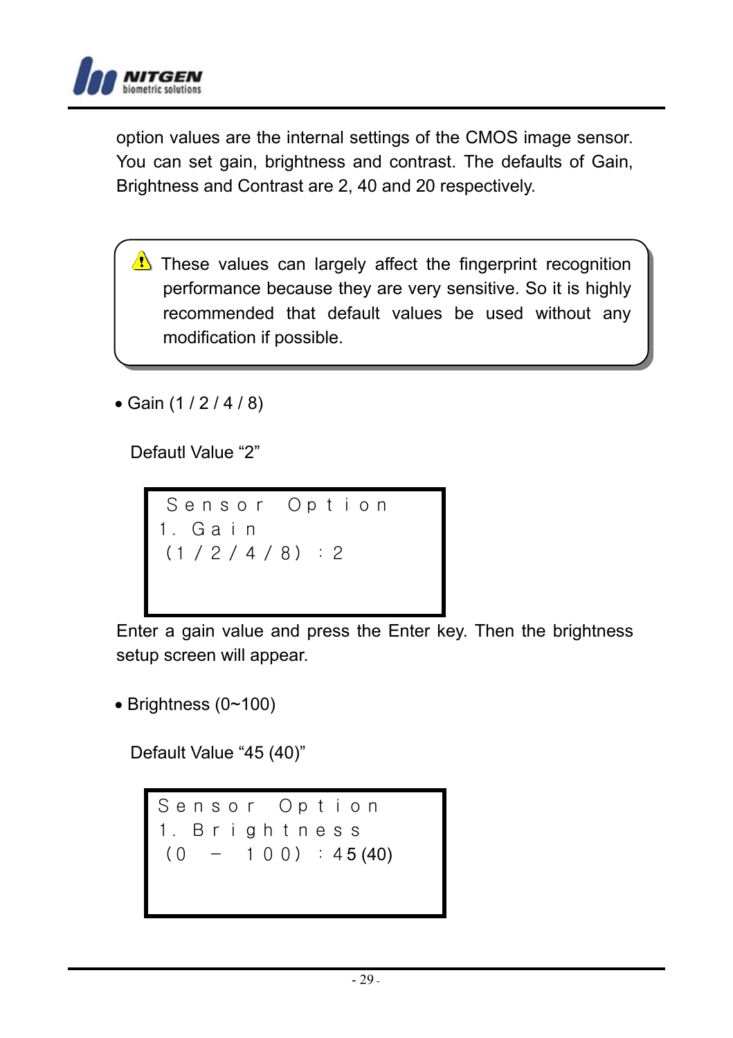option values are the internal settings of the CMOS image sensor. You can set gain, brightness and contrast. The defaults of Gain, Brightness and Contrast are 2, 40 and 20 respectively.

> ⚠ These values can largely affect the fingerprint recognition performance because they are very sensitive. So it is highly recommended that default values be used without any modification if possible.

- Gain (1 / 2 / 4 / 8)

  Defautl Value “2”

```
Sensor Option
1. Gain
(1/2/4/8) : 2
```

Enter a gain value and press the Enter key. Then the brightness setup screen will appear.

- Brightness (0~100)

  Default Value “45 (40)”

```
Sensor Option
1. Brightness
(0 - 100) : 45 (40)
```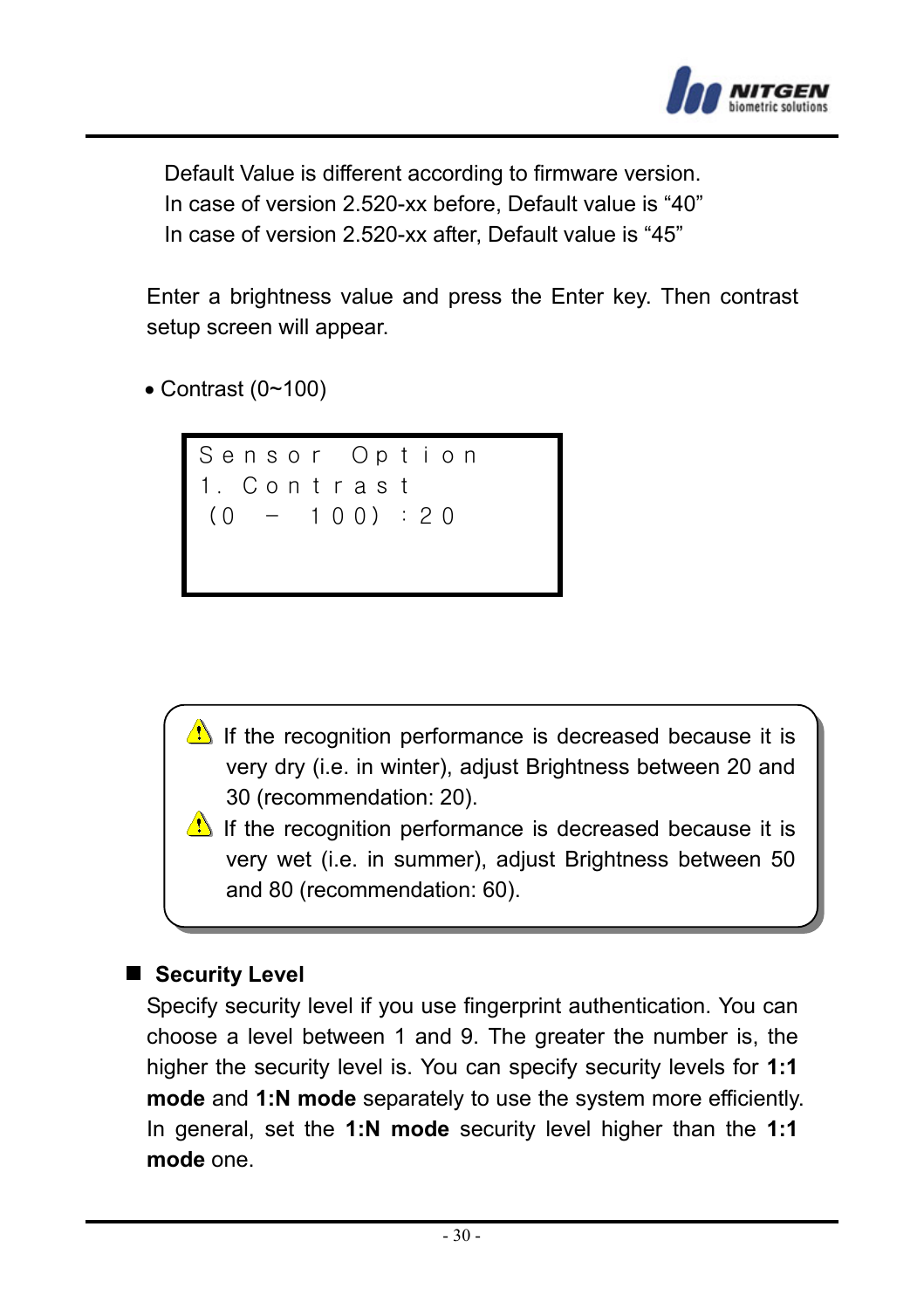Default Value is different according to firmware version.
In case of version 2.520-xx before, Default value is “40”
In case of version 2.520-xx after, Default value is “45”

Enter a brightness value and press the Enter key. Then contrast setup screen will appear.

- Contrast (0~100)

```
Sensor Option
1. Contrast
 (0 - 100) :20
```

> ⚠ If the recognition performance is decreased because it is very dry (i.e. in winter), adjust Brightness between 20 and 30 (recommendation: 20).
>
> ⚠ If the recognition performance is decreased because it is very wet (i.e. in summer), adjust Brightness between 50 and 80 (recommendation: 60).

- **Security Level**

Specify security level if you use fingerprint authentication. You can choose a level between 1 and 9. The greater the number is, the higher the security level is. You can specify security levels for **1:1 mode** and **1:N mode** separately to use the system more efficiently. In general, set the **1:N mode** security level higher than the **1:1 mode** one.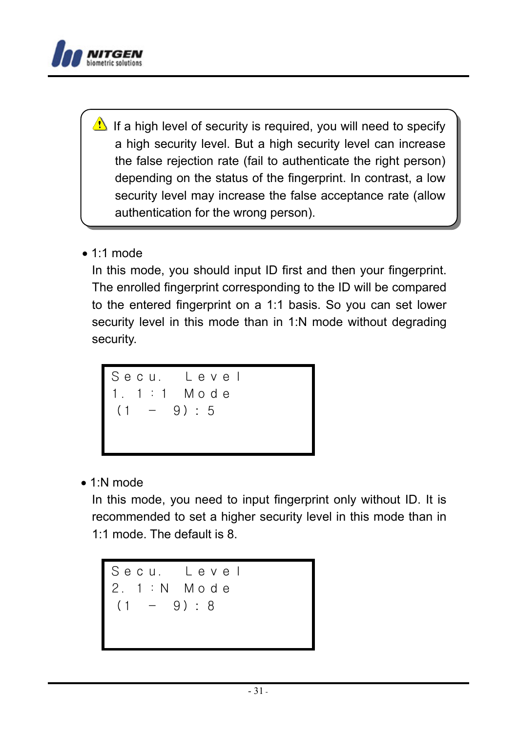> ⚠ If a high level of security is required, you will need to specify a high security level. But a high security level can increase the false rejection rate (fail to authenticate the right person) depending on the status of the fingerprint. In contrast, a low security level may increase the false acceptance rate (allow authentication for the wrong person).

- 1:1 mode

  In this mode, you should input ID first and then your fingerprint. The enrolled fingerprint corresponding to the ID will be compared to the entered fingerprint on a 1:1 basis. So you can set lower security level in this mode than in 1:N mode without degrading security.

```
Secu. Level
1. 1:1 Mode
 (1 - 9): 5
```

- 1:N mode

  In this mode, you need to input fingerprint only without ID. It is recommended to set a higher security level in this mode than in 1:1 mode. The default is 8.

```
Secu. Level
2. 1:N Mode
 (1 - 9): 8
```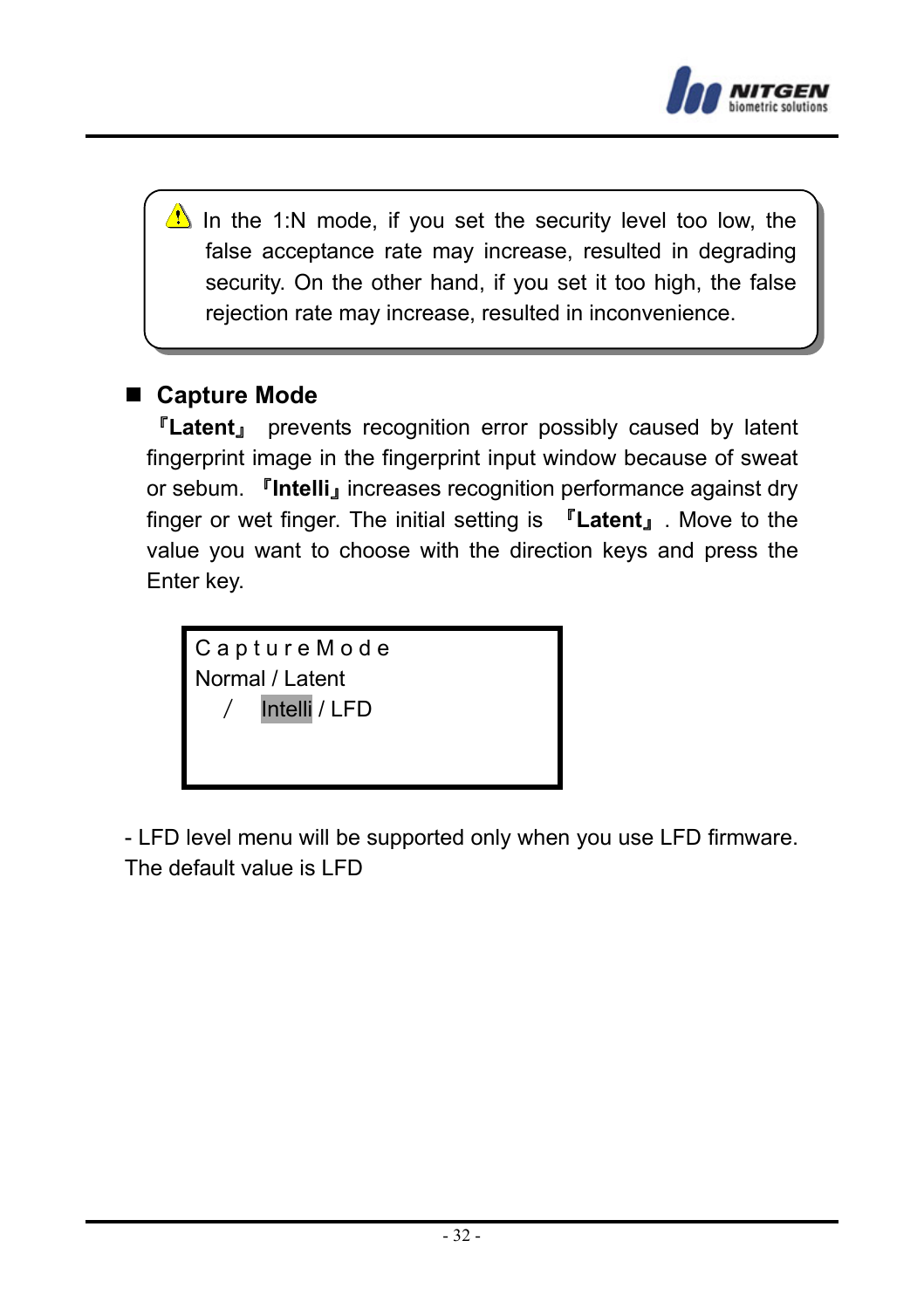> ⚠ In the 1:N mode, if you set the security level too low, the false acceptance rate may increase, resulted in degrading security. On the other hand, if you set it too high, the false rejection rate may increase, resulted in inconvenience.

## Capture Mode

『**Latent**』 prevents recognition error possibly caused by latent fingerprint image in the fingerprint input window because of sweat or sebum. 『**Intelli**』increases recognition performance against dry finger or wet finger. The initial setting is 『**Latent**』. Move to the value you want to choose with the direction keys and press the Enter key.

```
C a p t u r e M o d e
Normal / Latent
   /    Intelli / LFD
```

- LFD level menu will be supported only when you use LFD firmware.

The default value is LFD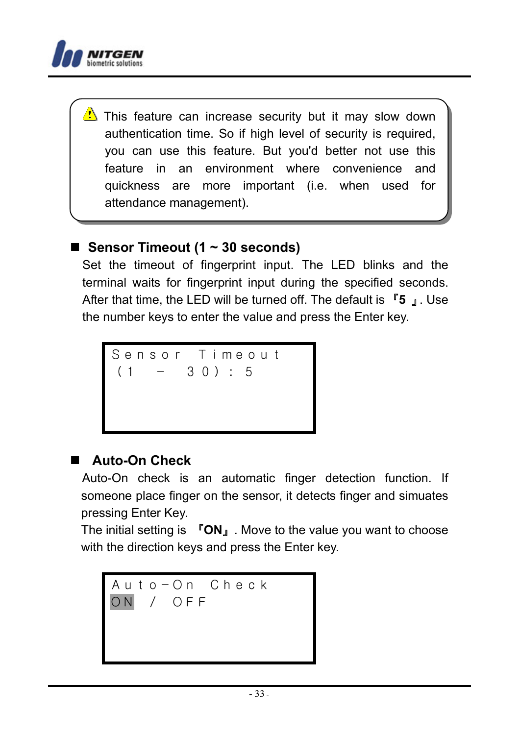> ⚠ This feature can increase security but it may slow down authentication time. So if high level of security is required, you can use this feature. But you'd better not use this feature in an environment where convenience and quickness are more important (i.e. when used for attendance management).

### ■ Sensor Timeout (1 ~ 30 seconds)

Set the timeout of fingerprint input. The LED blinks and the terminal waits for fingerprint input during the specified seconds. After that time, the LED will be turned off. The default is 『**5** 』. Use the number keys to enter the value and press the Enter key.

```
Sensor Timeout
(1 - 30): 5
```

### ■ Auto-On Check

Auto-On check is an automatic finger detection function. If someone place finger on the sensor, it detects finger and simuates pressing Enter Key.

The initial setting is 『**ON**』. Move to the value you want to choose with the direction keys and press the Enter key.

```
Auto-On Check
ON / OFF
```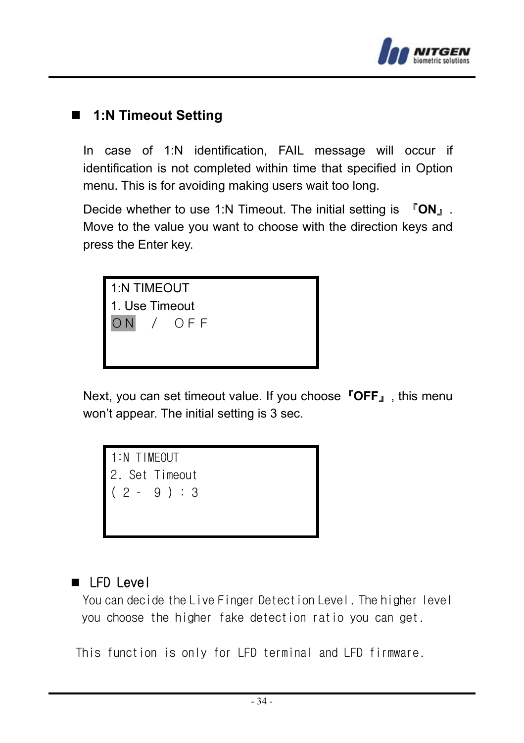## 1:N Timeout Setting

In case of 1:N identification, FAIL message will occur if identification is not completed within time that specified in Option menu. This is for avoiding making users wait too long.

Decide whether to use 1:N Timeout. The initial setting is 『**ON**』. Move to the value you want to choose with the direction keys and press the Enter key.

```
1:N TIMEOUT
1. Use Timeout
ON  /  OFF
```

Next, you can set timeout value. If you choose 『**OFF**』, this menu won't appear. The initial setting is 3 sec.

```
1:N TIMEOUT
2. Set Timeout
( 2 - 9 ) : 3
```

## LFD Level

You can decide the Live Finger Detection Level. The higher level you choose the higher fake detection ratio you can get.

This function is only for LFD terminal and LFD firmware.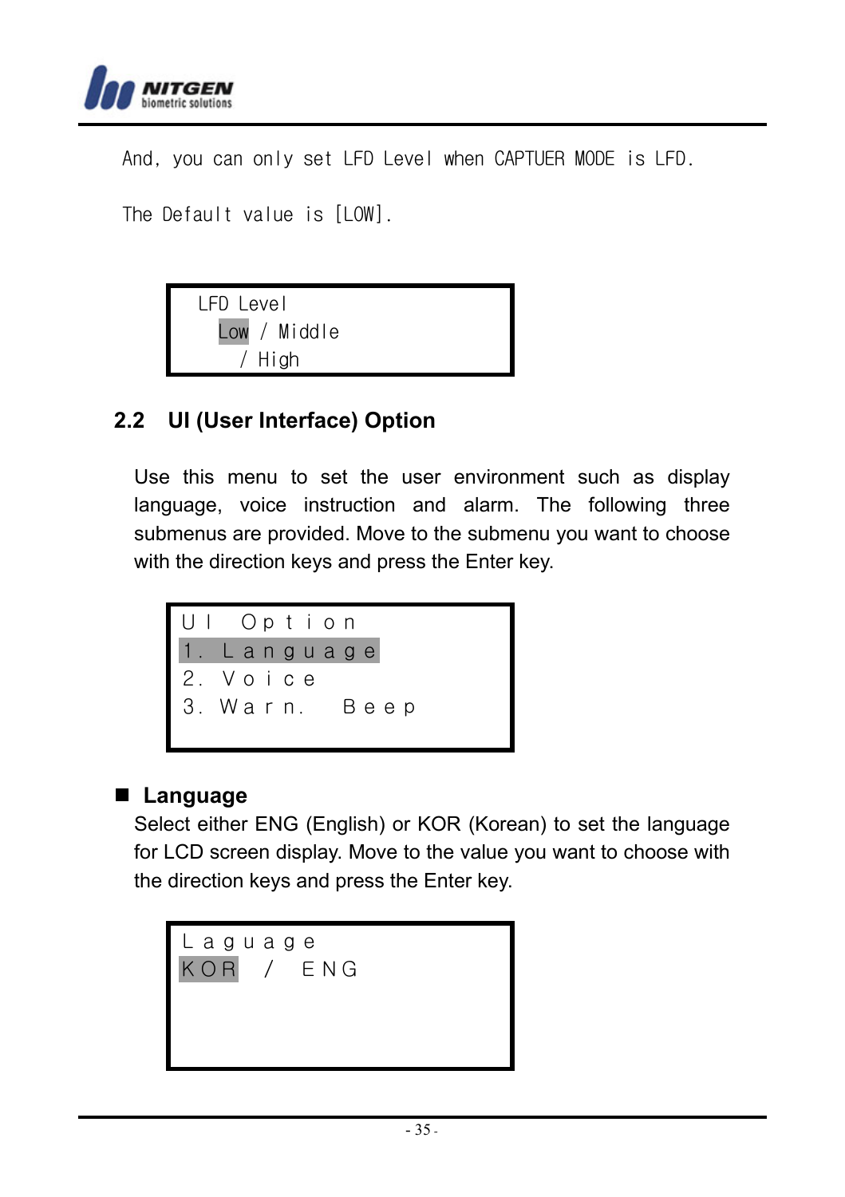And, you can only set LFD Level when CAPTUER MODE is LFD.

The Default value is [LOW].

```
LFD Level
  Low / Middle
    / High
```

## 2.2 UI (User Interface) Option

Use this menu to set the user environment such as display language, voice instruction and alarm. The following three submenus are provided. Move to the submenu you want to choose with the direction keys and press the Enter key.

```
UI Option
1. Language
2. Voice
3. Warn. Beep
```

- **Language**

Select either ENG (English) or KOR (Korean) to set the language for LCD screen display. Move to the value you want to choose with the direction keys and press the Enter key.

```
Laguage
KOR / ENG
```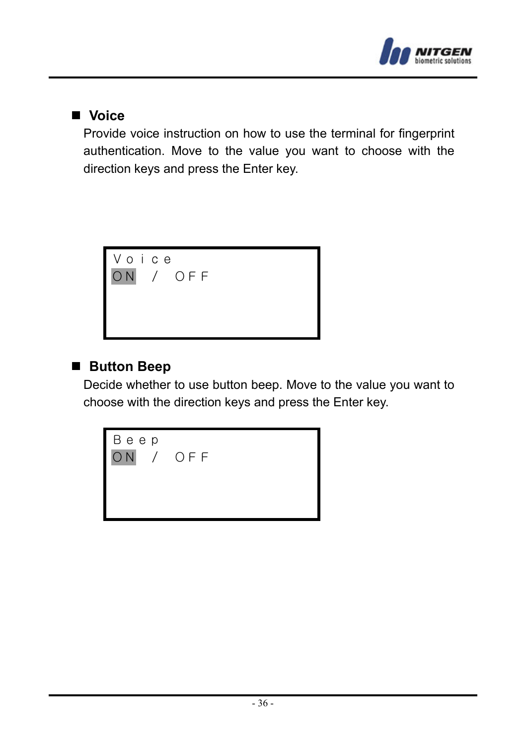## Voice

Provide voice instruction on how to use the terminal for fingerprint authentication. Move to the value you want to choose with the direction keys and press the Enter key.

```
Voice
ON / OFF
```

## Button Beep

Decide whether to use button beep. Move to the value you want to choose with the direction keys and press the Enter key.

```
Beep
ON / OFF
```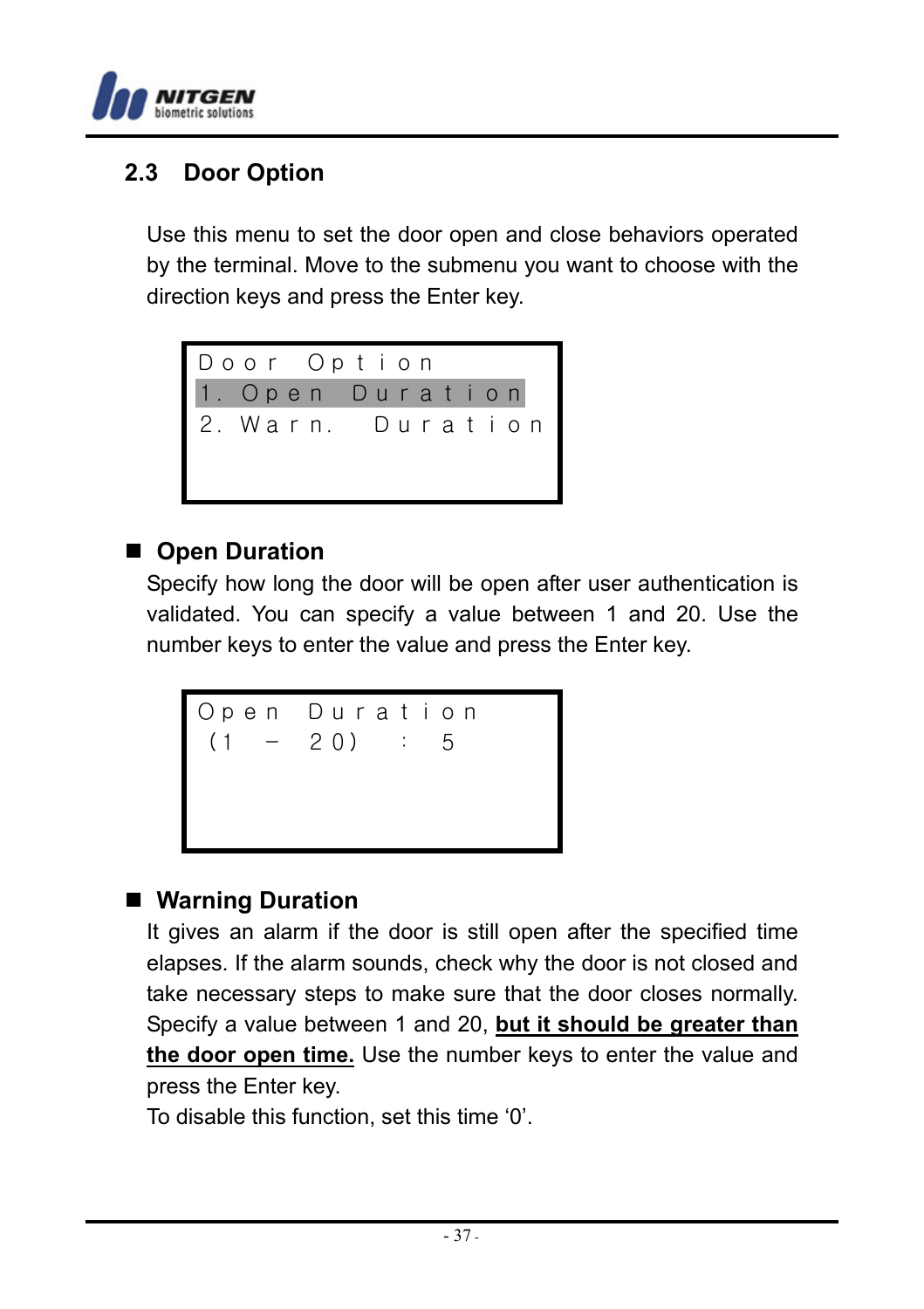## 2.3 Door Option

Use this menu to set the door open and close behaviors operated by the terminal. Move to the submenu you want to choose with the direction keys and press the Enter key.

```
Door Option
1. Open Duration
2. Warn. Duration
```

■ **Open Duration**

Specify how long the door will be open after user authentication is validated. You can specify a value between 1 and 20. Use the number keys to enter the value and press the Enter key.

```
Open Duration
(1 - 20) : 5
```

■ **Warning Duration**

It gives an alarm if the door is still open after the specified time elapses. If the alarm sounds, check why the door is not closed and take necessary steps to make sure that the door closes normally. Specify a value between 1 and 20, **<u>but it should be greater than the door open time.</u>** Use the number keys to enter the value and press the Enter key.

To disable this function, set this time '0'.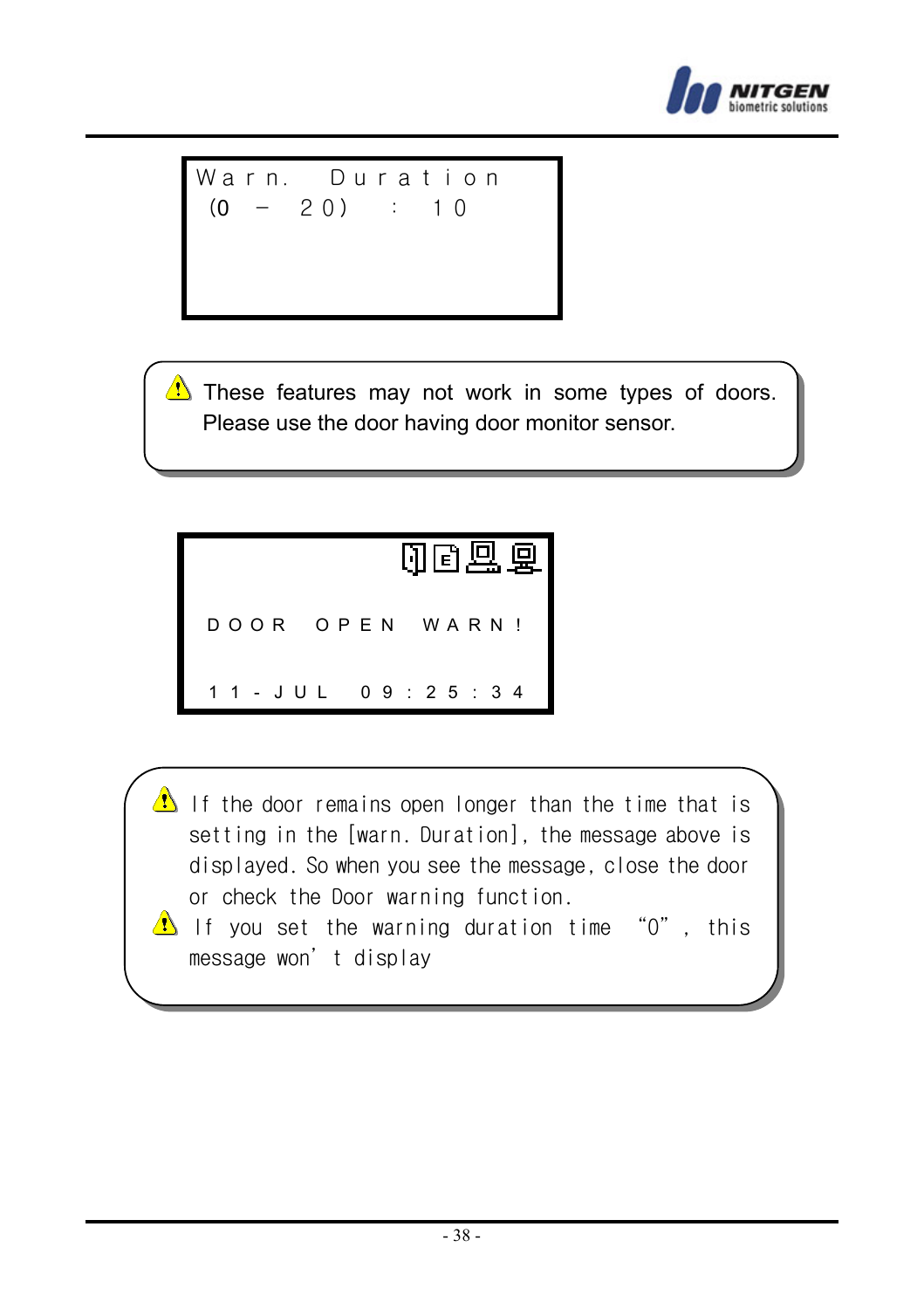```
Warn.  Duration
 (0 - 20)  :  10
```

⚠ These features may not work in some types of doors. Please use the door having door monitor sensor.

```
DOOR  OPEN  WARN!

11-JUL  09:25:34
```

⚠ If the door remains open longer than the time that is setting in the [warn. Duration], the message above is displayed. So when you see the message, close the door or check the Door warning function.

⚠ If you set the warning duration time "0", this message won't display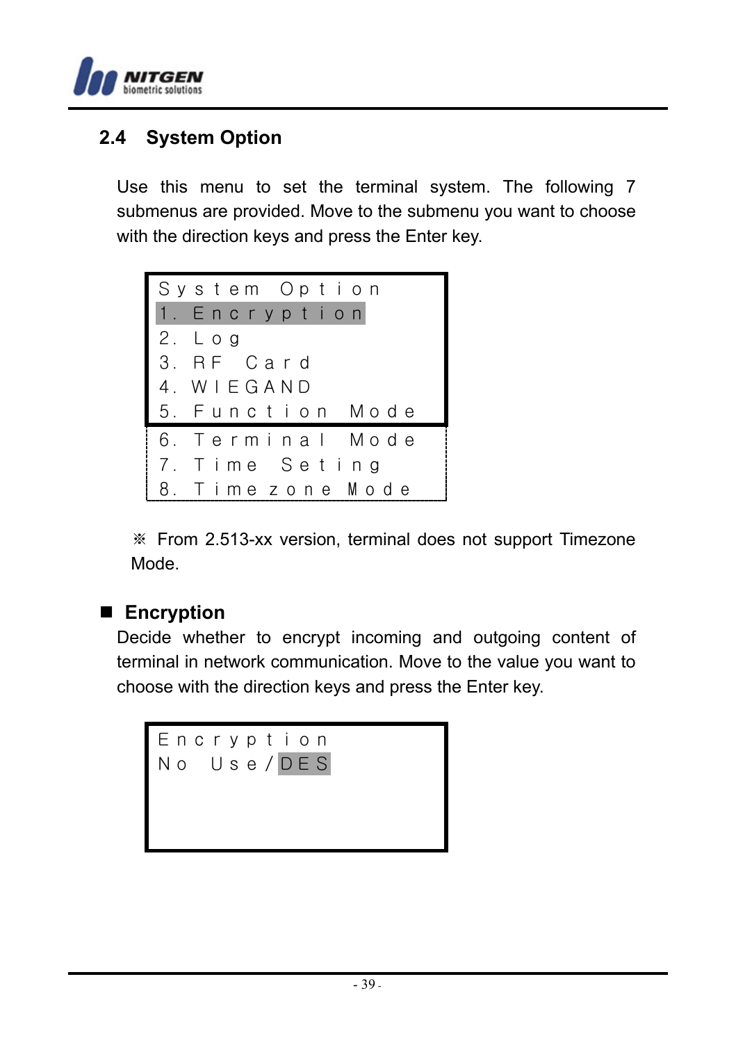## 2.4 System Option

Use this menu to set the terminal system. The following 7 submenus are provided. Move to the submenu you want to choose with the direction keys and press the Enter key.

```
System Option
1. Encryption
2. Log
3. RF Card
4. WIEGAND
5. Function Mode
6. Terminal Mode
7. Time Seting
8. Timezone Mode
```

※ From 2.513-xx version, terminal does not support Timezone Mode.

### ■ Encryption

Decide whether to encrypt incoming and outgoing content of terminal in network communication. Move to the value you want to choose with the direction keys and press the Enter key.

```
Encryption
No Use/DES
```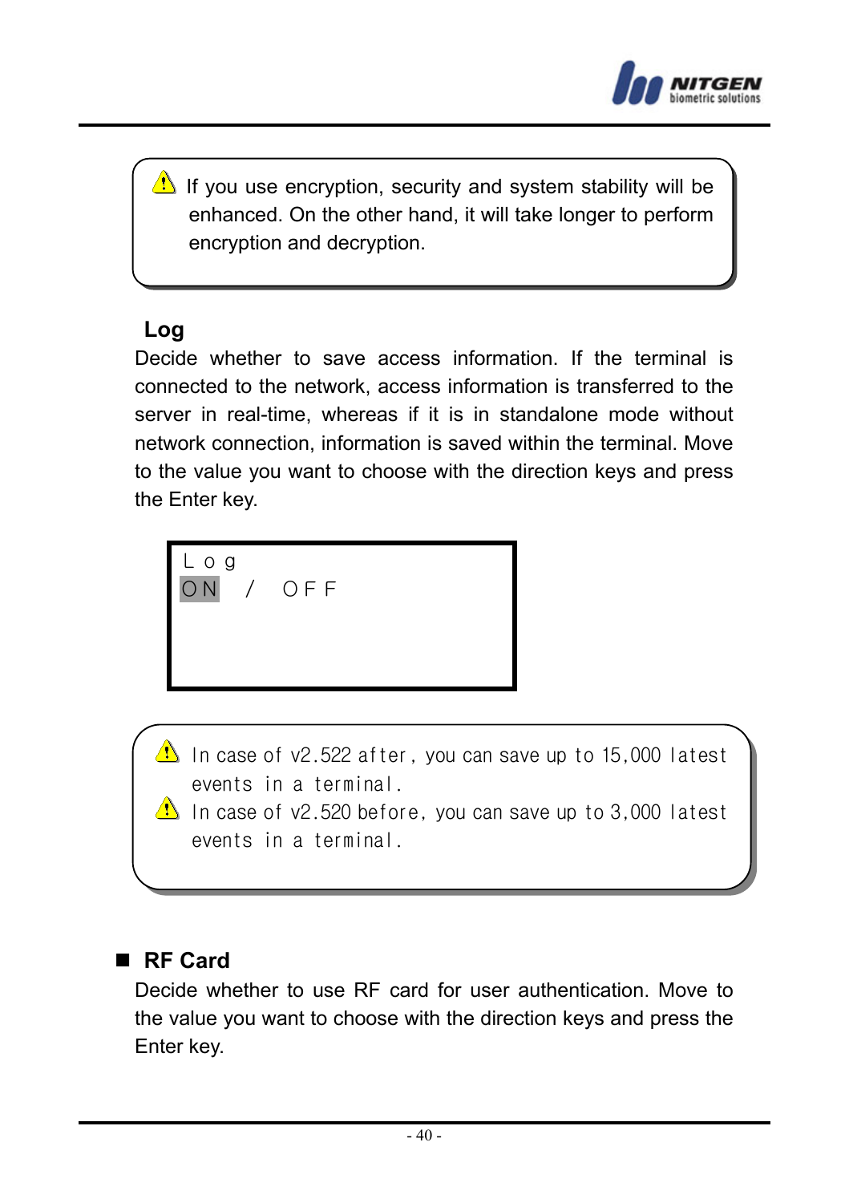> ⚠ If you use encryption, security and system stability will be enhanced. On the other hand, it will take longer to perform encryption and decryption.

### Log

Decide whether to save access information. If the terminal is connected to the network, access information is transferred to the server in real-time, whereas if it is in standalone mode without network connection, information is saved within the terminal. Move to the value you want to choose with the direction keys and press the Enter key.

```
Log
ON / OFF
```

> ⚠ In case of v2.522 after, you can save up to 15,000 latest events in a terminal.
>
> ⚠ In case of v2.520 before, you can save up to 3,000 latest events in a terminal.

### RF Card

Decide whether to use RF card for user authentication. Move to the value you want to choose with the direction keys and press the Enter key.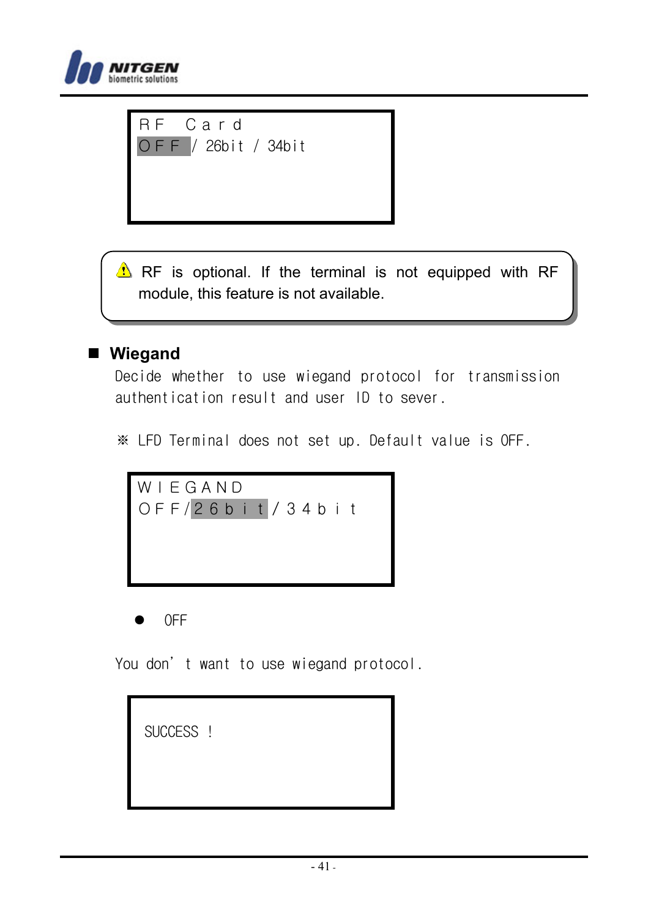```
RF Card
OFF / 26bit / 34bit
```

⚠ RF is optional. If the terminal is not equipped with RF module, this feature is not available.

## Wiegand

Decide whether to use wiegand protocol for transmission authentication result and user ID to sever.

※ LFD Terminal does not set up. Default value is OFF.

```
WIEGAND
OFF/26bit/34bit
```

- OFF

You don’t want to use wiegand protocol.

```
SUCCESS !
```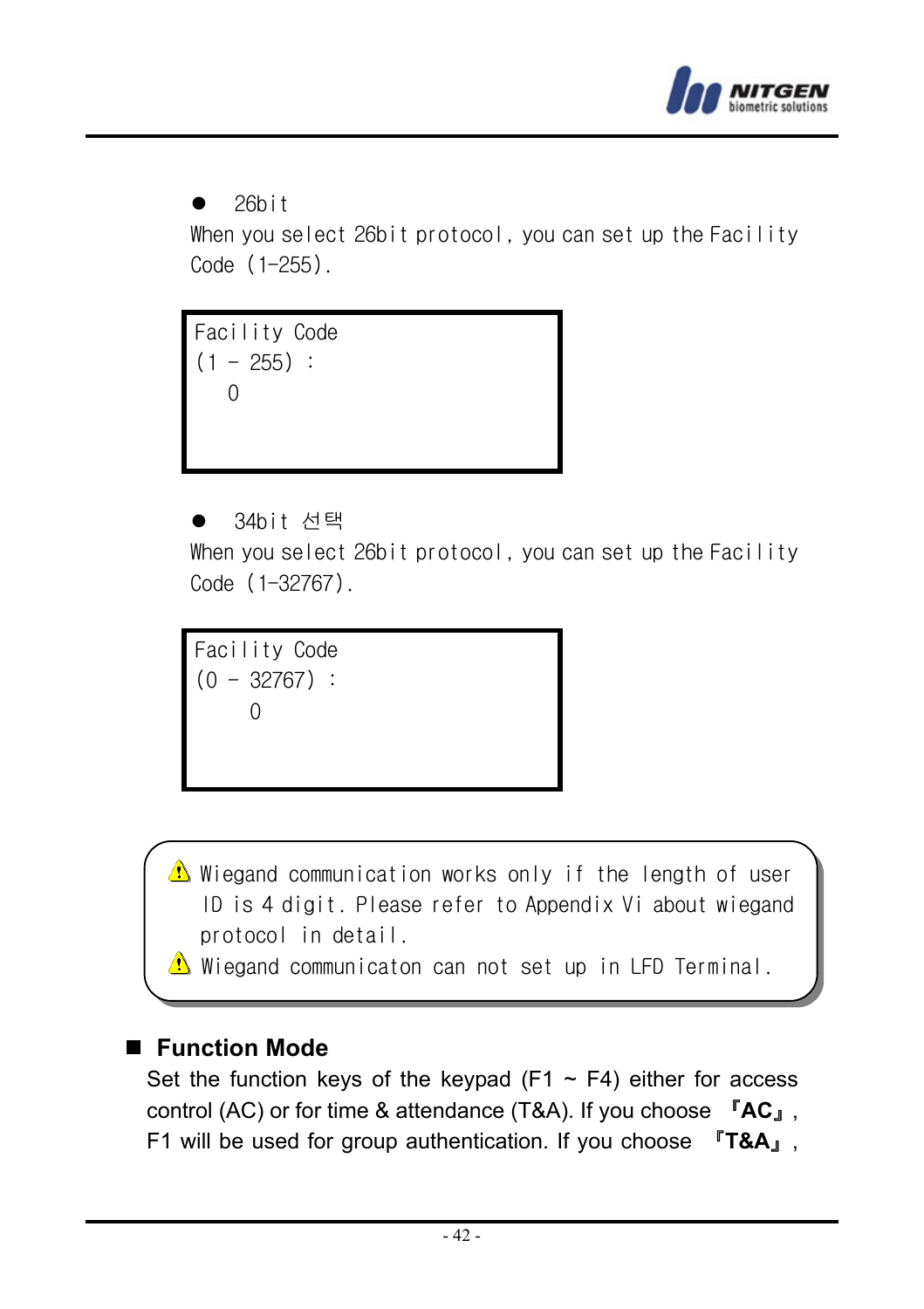- 26bit

When you select 26bit protocol, you can set up the Facility Code (1-255).

```
Facility Code
(1 - 255) :
  0
```

- 34bit 선택

When you select 26bit protocol, you can set up the Facility Code (1-32767).

```
Facility Code
(0 - 32767) :
    0
```

> ⚠ Wiegand communication works only if the length of user ID is 4 digit. Please refer to Appendix Vi about wiegand protocol in detail.
>
> ⚠ Wiegand communicaton can not set up in LFD Terminal.

## ■ Function Mode

Set the function keys of the keypad (F1 ~ F4) either for access control (AC) or for time & attendance (T&A). If you choose 『**AC**』, F1 will be used for group authentication. If you choose 『**T&A**』,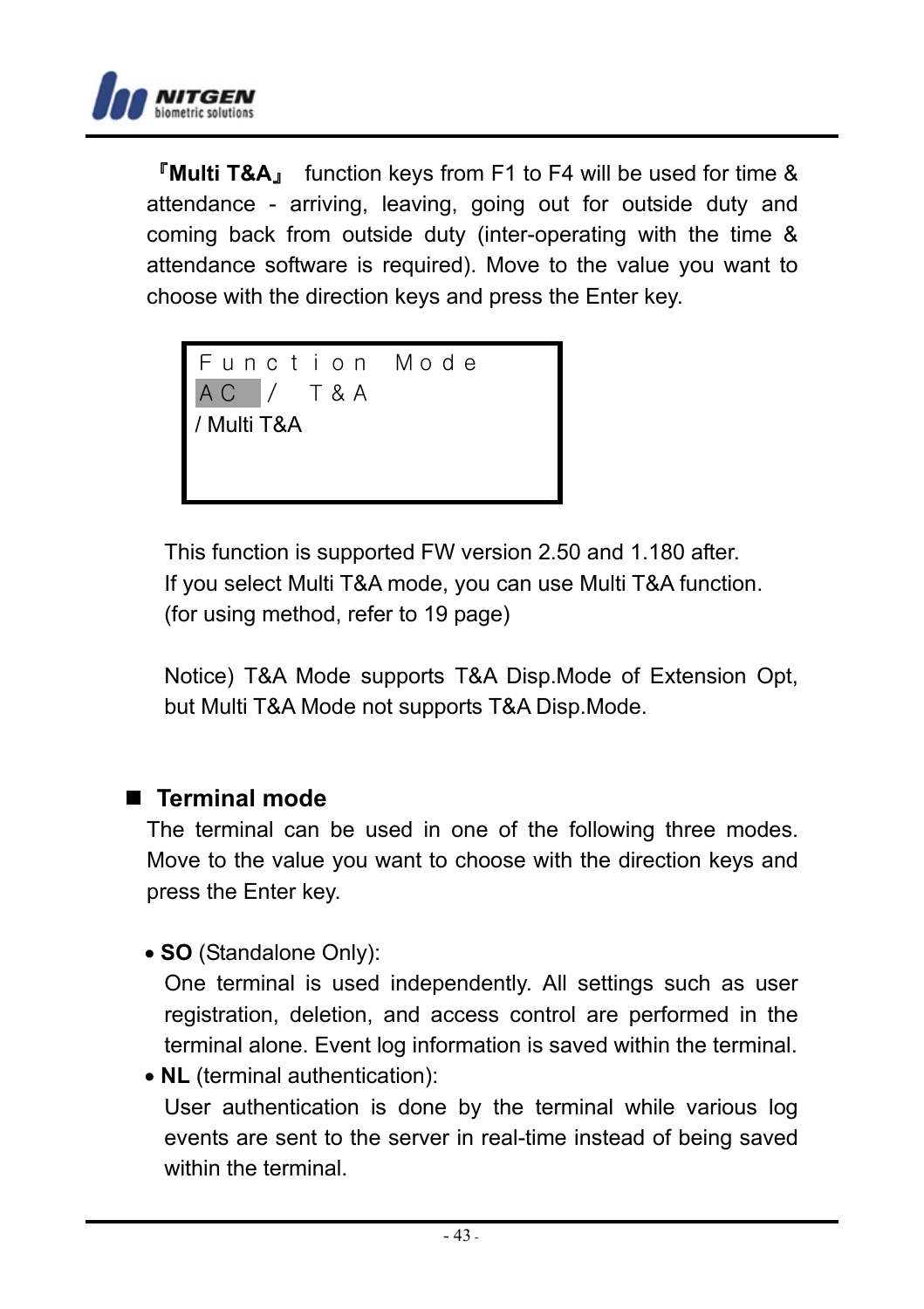『**Multi T&A**』 function keys from F1 to F4 will be used for time & attendance - arriving, leaving, going out for outside duty and coming back from outside duty (inter-operating with the time & attendance software is required). Move to the value you want to choose with the direction keys and press the Enter key.

```
Function Mode
AC / T&A
/ Multi T&A
```

This function is supported FW version 2.50 and 1.180 after.
If you select Multi T&A mode, you can use Multi T&A function.
(for using method, refer to 19 page)

Notice) T&A Mode supports T&A Disp.Mode of Extension Opt, but Multi T&A Mode not supports T&A Disp.Mode.

## Terminal mode

The terminal can be used in one of the following three modes. Move to the value you want to choose with the direction keys and press the Enter key.

- **SO** (Standalone Only):
  One terminal is used independently. All settings such as user registration, deletion, and access control are performed in the terminal alone. Event log information is saved within the terminal.
- **NL** (terminal authentication):
  User authentication is done by the terminal while various log events are sent to the server in real-time instead of being saved within the terminal.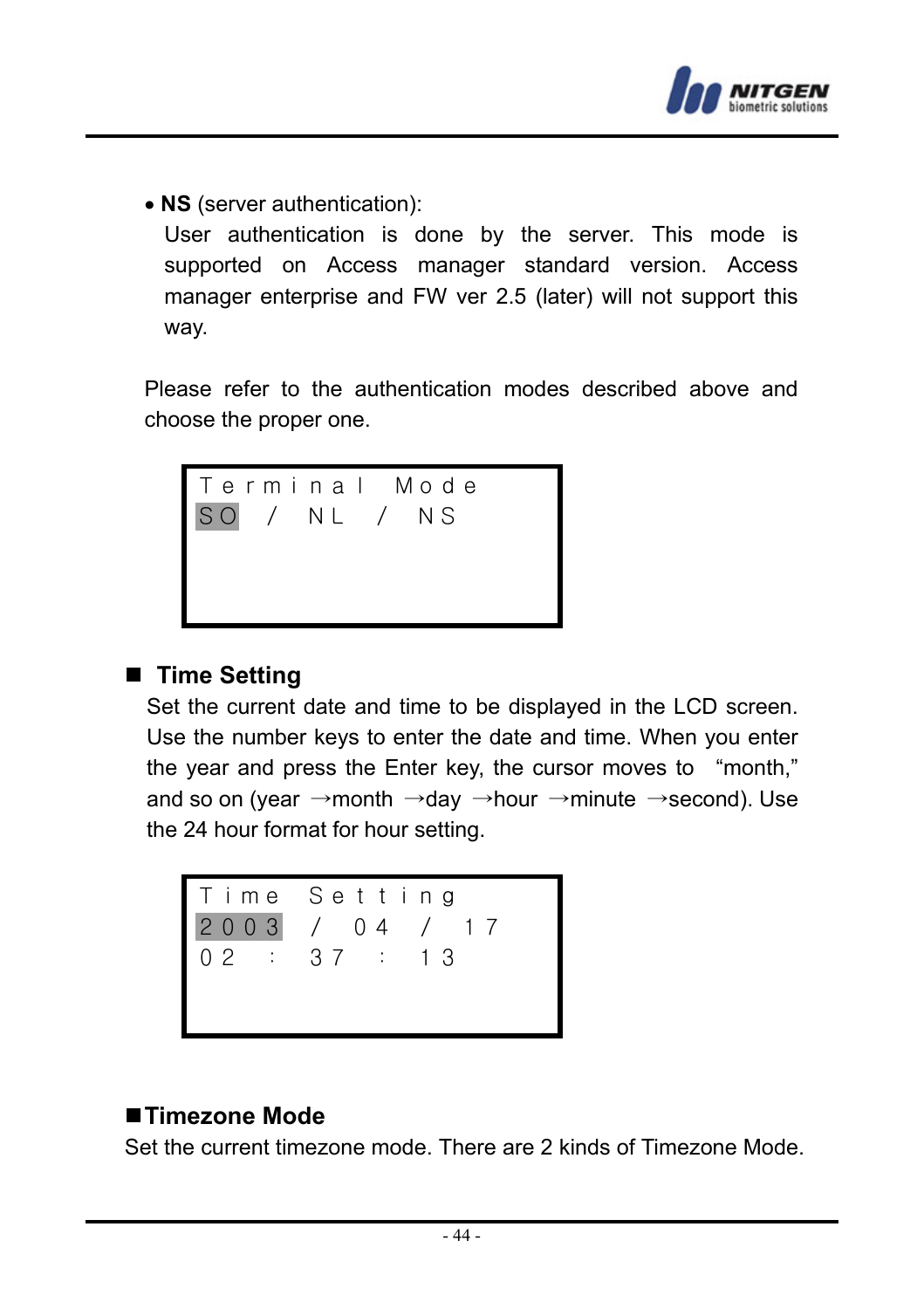- **NS** (server authentication):
  User authentication is done by the server. This mode is supported on Access manager standard version. Access manager enterprise and FW ver 2.5 (later) will not support this way.

Please refer to the authentication modes described above and choose the proper one.

```
Terminal Mode
SO / NL / NS
```

## ■ Time Setting

Set the current date and time to be displayed in the LCD screen. Use the number keys to enter the date and time. When you enter the year and press the Enter key, the cursor moves to "month," and so on (year →month →day →hour →minute →second). Use the 24 hour format for hour setting.

```
Time Setting
2003 / 04 / 17
02 : 37 : 13
```

## ■Timezone Mode

Set the current timezone mode. There are 2 kinds of Timezone Mode.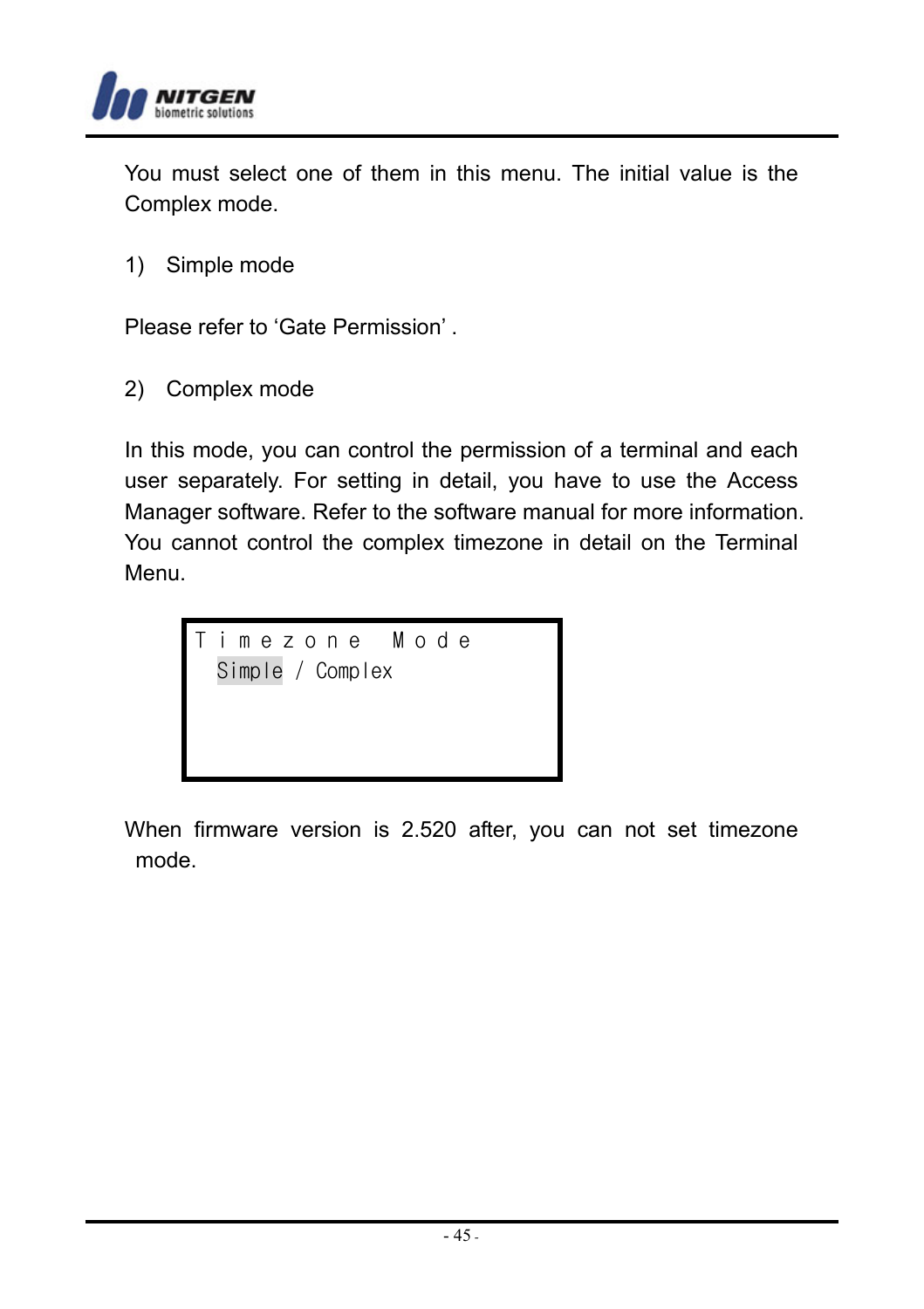You must select one of them in this menu. The initial value is the Complex mode.

1) Simple mode

Please refer to 'Gate Permission' .

2) Complex mode

In this mode, you can control the permission of a terminal and each user separately. For setting in detail, you have to use the Access Manager software. Refer to the software manual for more information. You cannot control the complex timezone in detail on the Terminal Menu.

```
Timezone Mode
  Simple / Complex
```

When firmware version is 2.520 after, you can not set timezone mode.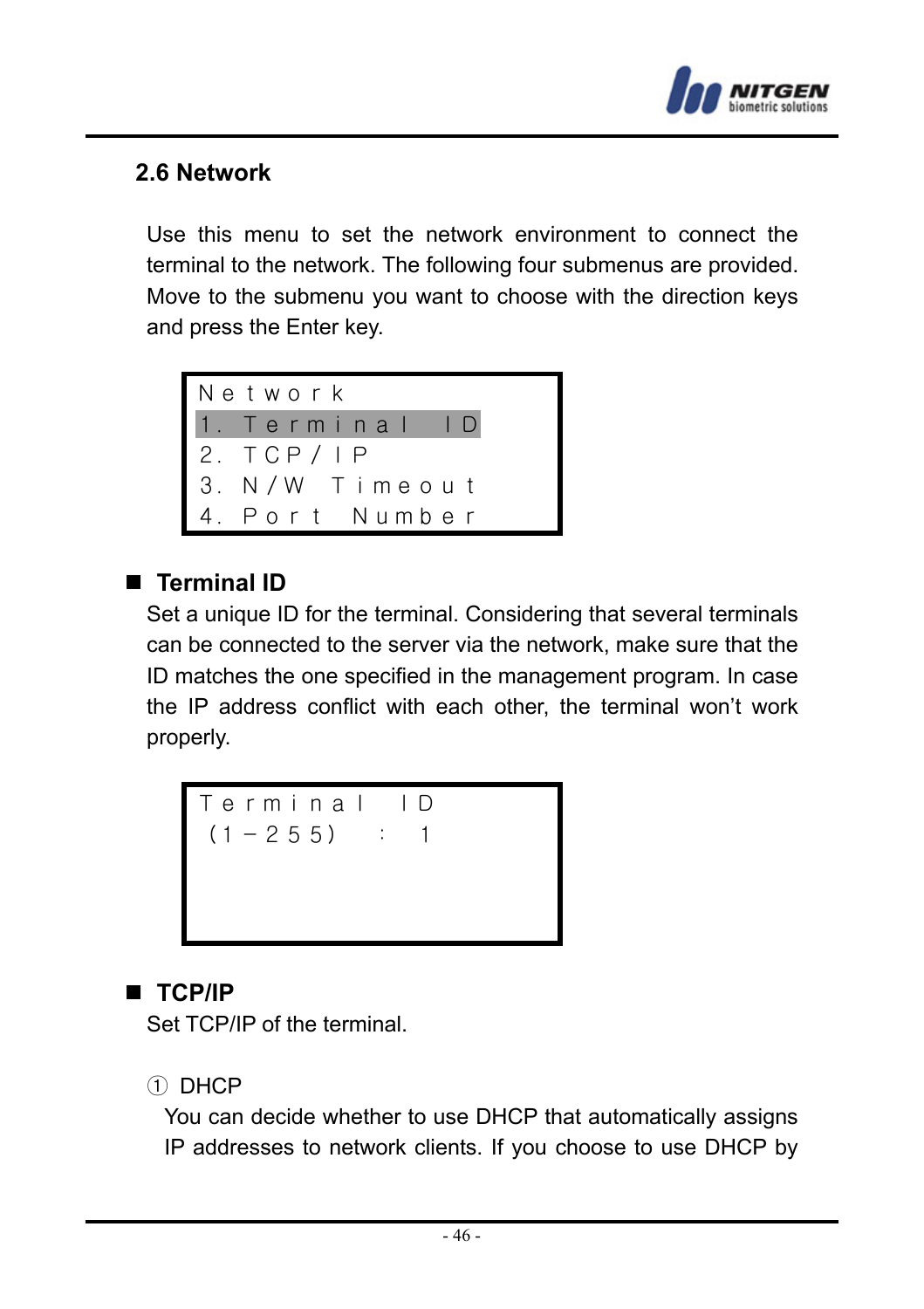## 2.6 Network

Use this menu to set the network environment to connect the terminal to the network. The following four submenus are provided. Move to the submenu you want to choose with the direction keys and press the Enter key.

```
Network
1. Terminal ID
2. TCP/IP
3. N/W Timeout
4. Port Number
```

■ **Terminal ID**

Set a unique ID for the terminal. Considering that several terminals can be connected to the server via the network, make sure that the ID matches the one specified in the management program. In case the IP address conflict with each other, the terminal won't work properly.

```
Terminal ID
(1-255)  :  1
```

■ **TCP/IP**

Set TCP/IP of the terminal.

① DHCP

You can decide whether to use DHCP that automatically assigns IP addresses to network clients. If you choose to use DHCP by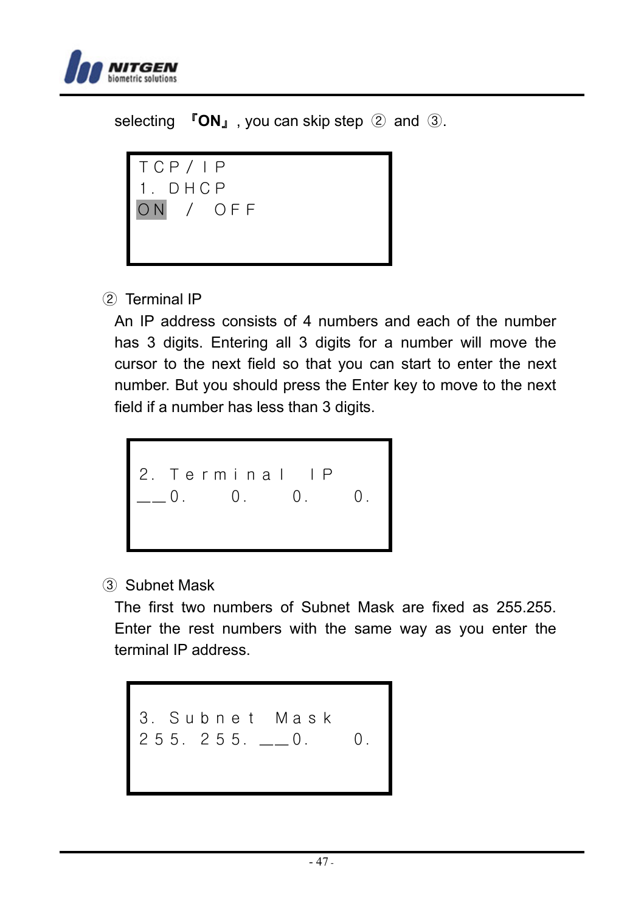selecting 『**ON**』, you can skip step ② and ③.

```
TCP/IP
1. DHCP
ON / OFF
```

② Terminal IP

An IP address consists of 4 numbers and each of the number has 3 digits. Entering all 3 digits for a number will move the cursor to the next field so that you can start to enter the next number. But you should press the Enter key to move to the next field if a number has less than 3 digits.

```
2. Terminal IP
__0.   0.   0.   0.
```

③ Subnet Mask

The first two numbers of Subnet Mask are fixed as 255.255. Enter the rest numbers with the same way as you enter the terminal IP address.

```
3. Subnet Mask
255. 255. __0.   0.
```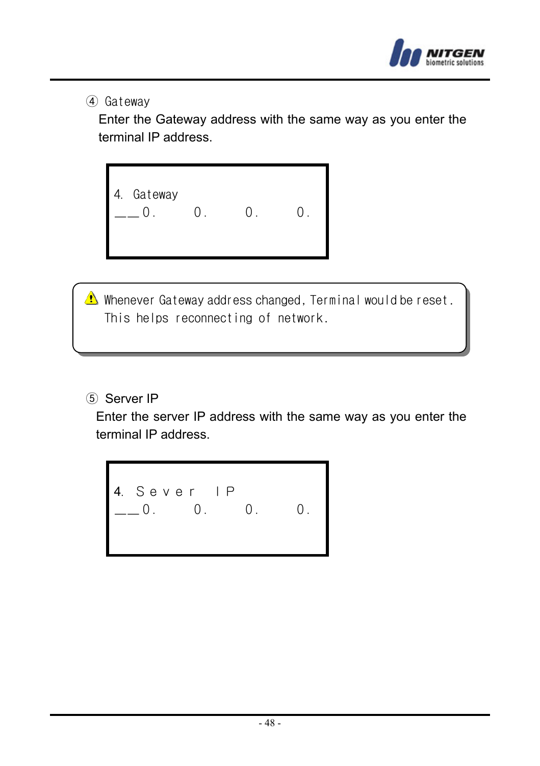④ Gateway

Enter the Gateway address with the same way as you enter the terminal IP address.

```
4. Gateway
__0.    0.    0.    0.
```

> ⚠ Whenever Gateway address changed, Terminal would be reset. This helps reconnecting of network.

⑤ Server IP

Enter the server IP address with the same way as you enter the terminal IP address.

```
4. Sever IP
__0.    0.    0.    0.
```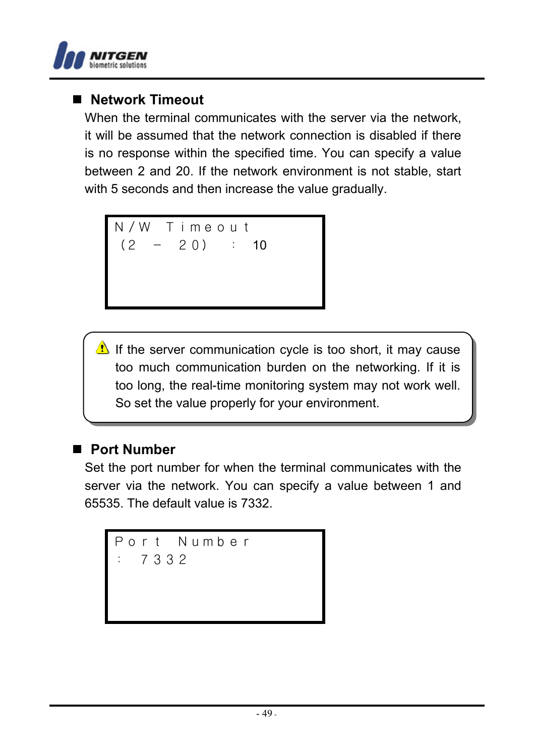## Network Timeout

When the terminal communicates with the server via the network, it will be assumed that the network connection is disabled if there is no response within the specified time. You can specify a value between 2 and 20. If the network environment is not stable, start with 5 seconds and then increase the value gradually.

```
N/W Timeout
(2 - 20) : 10
```

> ⚠ If the server communication cycle is too short, it may cause too much communication burden on the networking. If it is too long, the real-time monitoring system may not work well. So set the value properly for your environment.

## Port Number

Set the port number for when the terminal communicates with the server via the network. You can specify a value between 1 and 65535. The default value is 7332.

```
Port Number
: 7332
```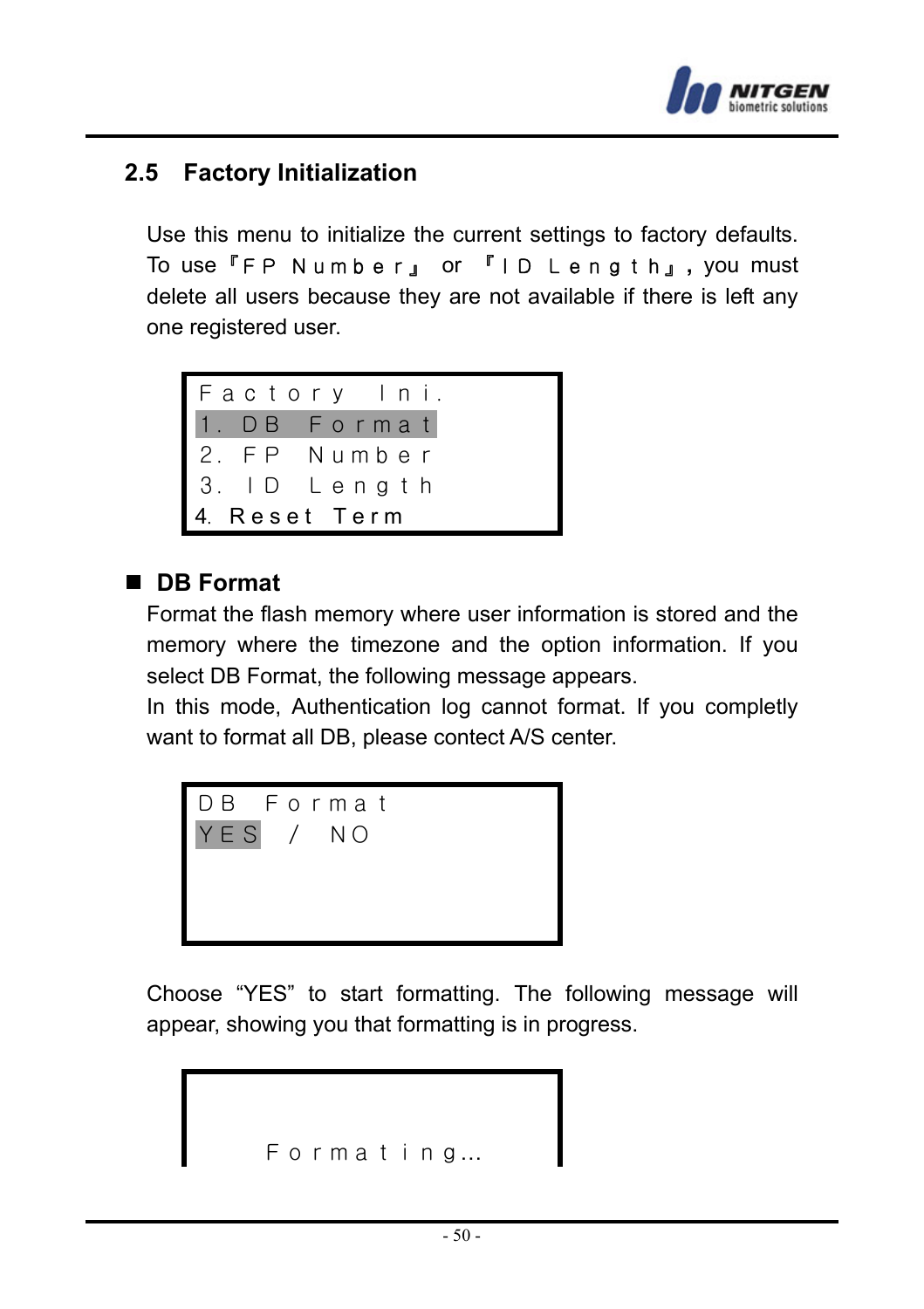## 2.5 Factory Initialization

Use this menu to initialize the current settings to factory defaults. To use『FP Number』 or 『ID Length』, you must delete all users because they are not available if there is left any one registered user.

```
Factory Ini.
1. DB Format
2. FP Number
3. ID Length
4. Reset Term
```

### ■ DB Format

Format the flash memory where user information is stored and the memory where the timezone and the option information. If you select DB Format, the following message appears.

In this mode, Authentication log cannot format. If you completly want to format all DB, please contect A/S center.

```
DB Format
YES / NO
```

Choose "YES" to start formatting. The following message will appear, showing you that formatting is in progress.

```
Formating...
```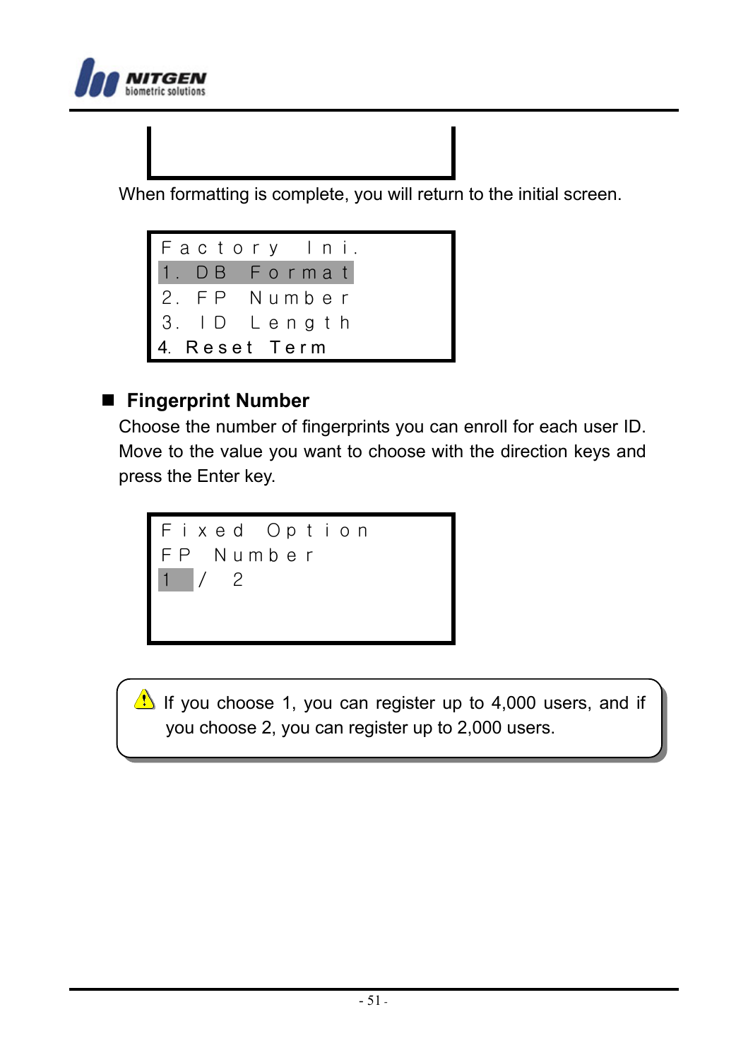When formatting is complete, you will return to the initial screen.

```
Factory Ini.
1. DB Format
2. FP Number
3. ID Length
4. Reset Term
```

## ■ Fingerprint Number

Choose the number of fingerprints you can enroll for each user ID. Move to the value you want to choose with the direction keys and press the Enter key.

```
Fixed Option
FP Number
1 / 2
```

> ⚠ If you choose 1, you can register up to 4,000 users, and if you choose 2, you can register up to 2,000 users.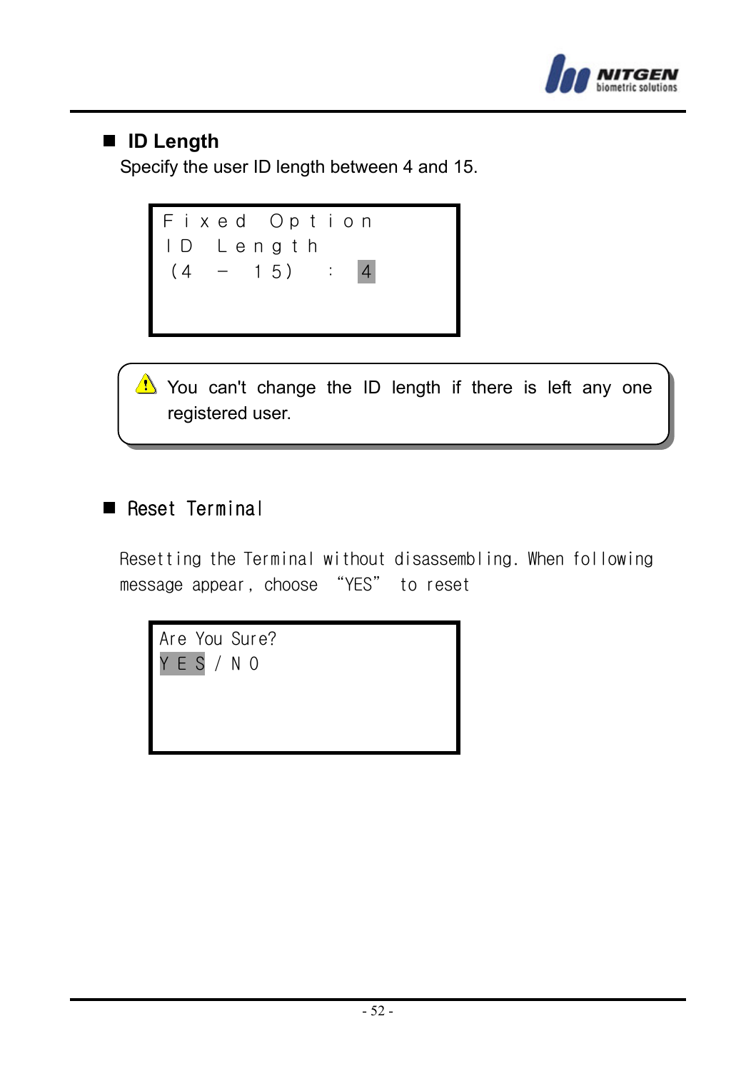## ■ ID Length

Specify the user ID length between 4 and 15.

```
Fixed Option
ID Length
(4 - 15)  : 4
```

> ⚠ You can't change the ID length if there is left any one registered user.

## ■ Reset Terminal

Resetting the Terminal without disassembling. When following message appear, choose "YES" to reset

```
Are You Sure?
YES/NO
```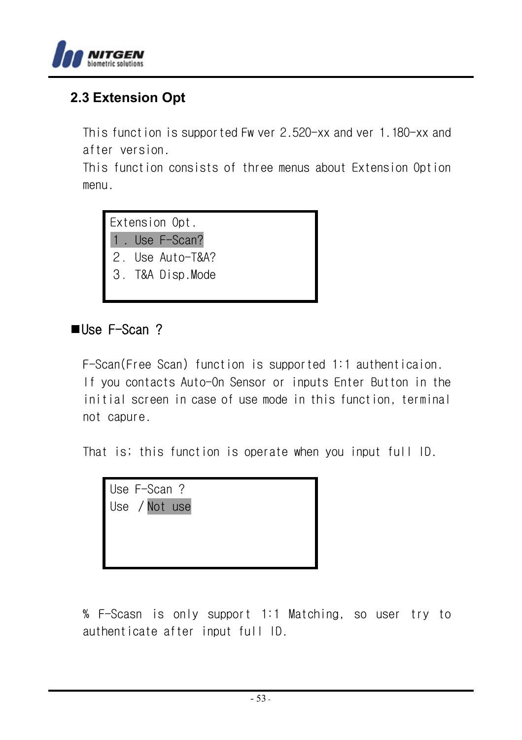## 2.3 Extension Opt

This function is supported Fw ver 2.520-xx and ver 1.180-xx and after version.
This function consists of three menus about Extension Option menu.

```
Extension Opt.
1. Use F-Scan?
2. Use Auto-T&A?
3. T&A Disp.Mode
```

■Use F-Scan ?

F-Scan(Free Scan) function is supported 1:1 authenticaion. If you contacts Auto-On Sensor or inputs Enter Button in the initial screen in case of use mode in this function, terminal not capure.

That is; this function is operate when you input full ID.

```
Use F-Scan ?
Use / Not use
```

% F-Scasn is only support 1:1 Matching, so user try to authenticate after input full ID.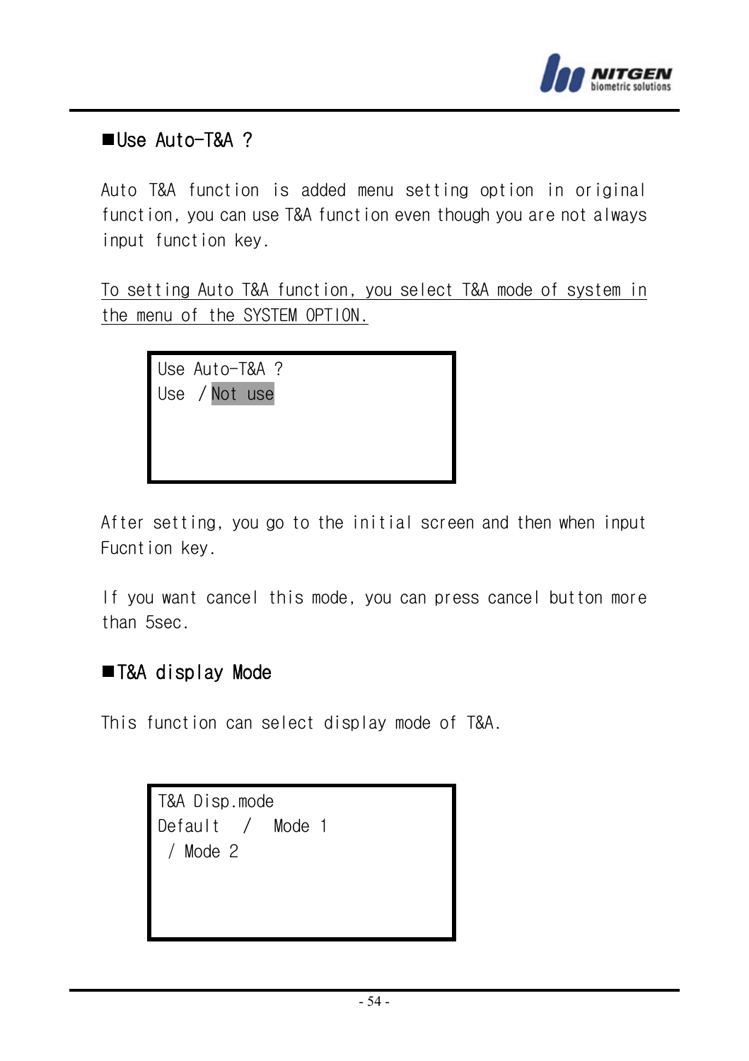## ■Use Auto-T&A ?

Auto T&A function is added menu setting option in original function, you can use T&A function even though you are not always input function key.

<u>To setting Auto T&A function, you select T&A mode of system in the menu of the SYSTEM OPTION.</u>

```
Use Auto-T&A ?
Use  / Not use
```

After setting, you go to the initial screen and then when input Fucntion key.

If you want cancel this mode, you can press cancel button more than 5sec.

## ■T&A display Mode

This function can select display mode of T&A.

```
T&A Disp.mode
Default   /   Mode 1
 / Mode 2
```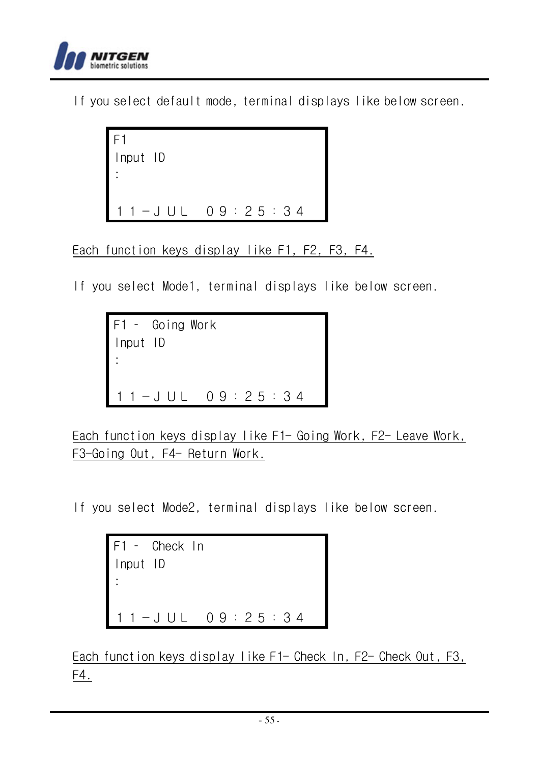If you select default mode, terminal displays like below screen.

```
F1
Input ID
:

１１－ＪＵＬ  ０９：２５：３４
```

Each function keys display like F1, F2, F3, F4.

If you select Mode1, terminal displays like below screen.

```
F1 –  Going Work
Input ID
:

１１－ＪＵＬ  ０９：２５：３４
```

Each function keys display like F1- Going Work, F2- Leave Work, F3-Going Out, F4- Return Work.

If you select Mode2, terminal displays like below screen.

```
F1 –  Check In
Input ID
:

１１－ＪＵＬ  ０９：２５：３４
```

Each function keys display like F1- Check In, F2- Check Out, F3, F4.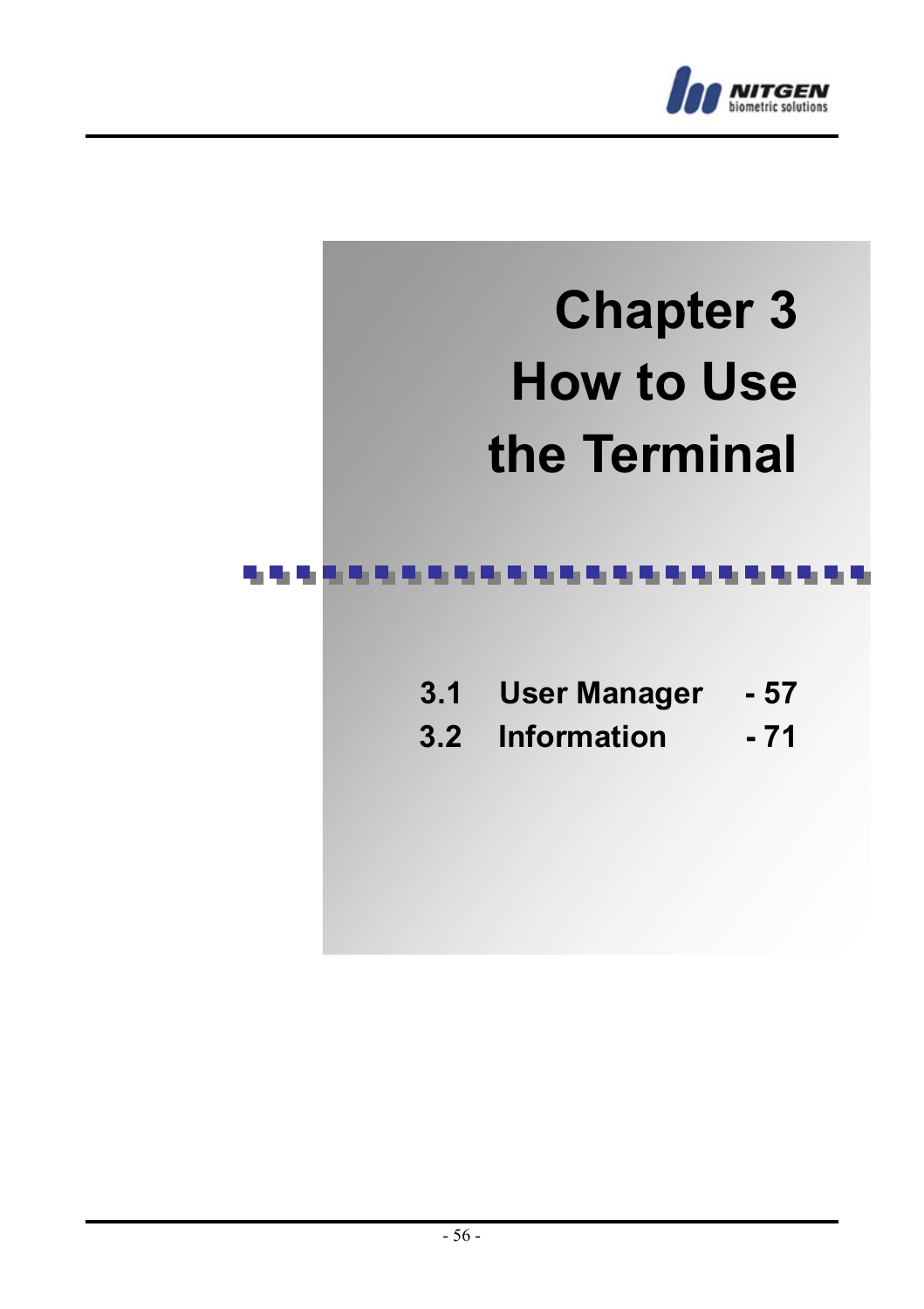# Chapter 3
# How to Use the Terminal

| | | |
|---|---|---|
| 3.1 | User Manager | - 57 |
| 3.2 | Information | - 71 |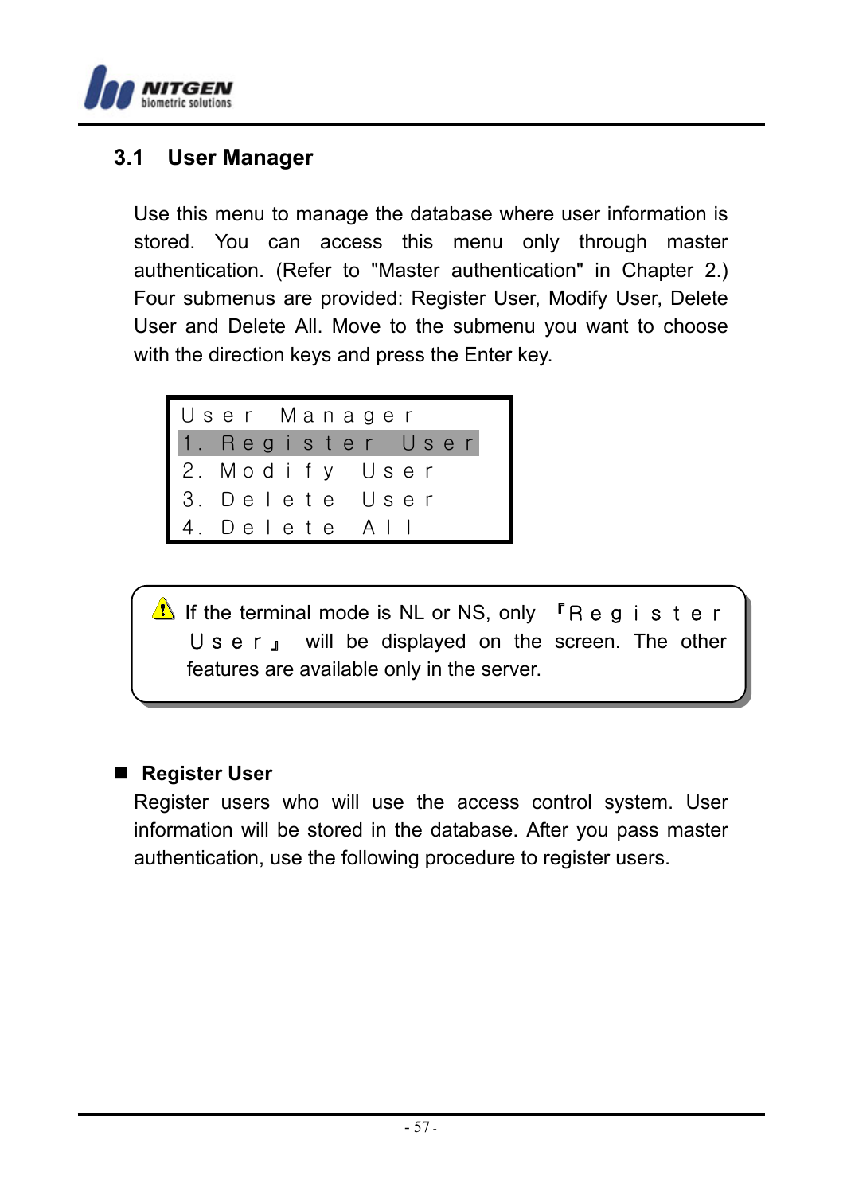## 3.1 User Manager

Use this menu to manage the database where user information is stored. You can access this menu only through master authentication. (Refer to "Master authentication" in Chapter 2.) Four submenus are provided: Register User, Modify User, Delete User and Delete All. Move to the submenu you want to choose with the direction keys and press the Enter key.

```
User Manager
1. Register User
2. Modify User
3. Delete User
4. Delete All
```

> ⚠ If the terminal mode is NL or NS, only 『Register User』 will be displayed on the screen. The other features are available only in the server.

■ **Register User**

Register users who will use the access control system. User information will be stored in the database. After you pass master authentication, use the following procedure to register users.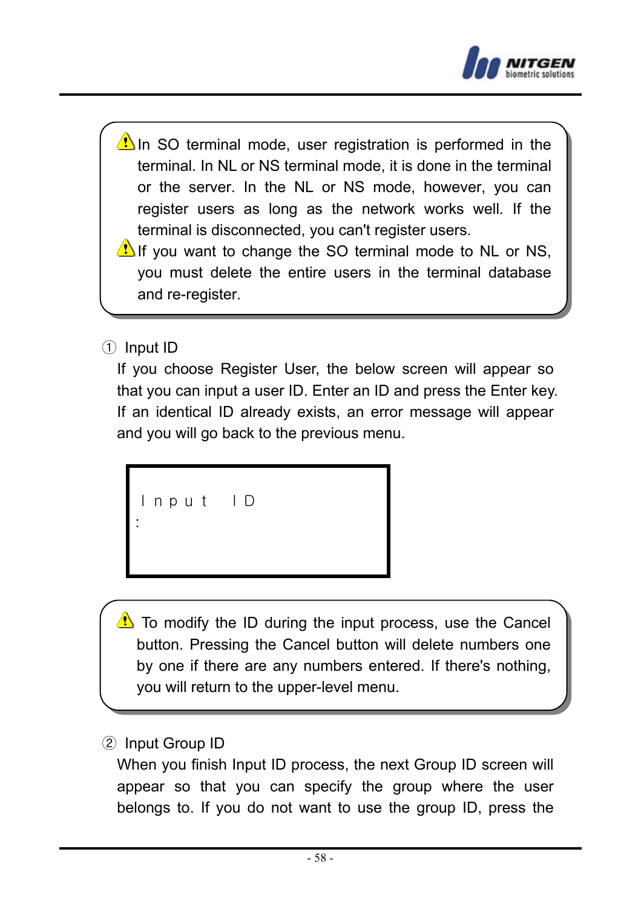> ⚠ In SO terminal mode, user registration is performed in the terminal. In NL or NS terminal mode, it is done in the terminal or the server. In the NL or NS mode, however, you can register users as long as the network works well. If the terminal is disconnected, you can't register users.
>
> ⚠ If you want to change the SO terminal mode to NL or NS, you must delete the entire users in the terminal database and re-register.

① Input ID

If you choose Register User, the below screen will appear so that you can input a user ID. Enter an ID and press the Enter key. If an identical ID already exists, an error message will appear and you will go back to the previous menu.

```
 I n p u t   I D
:
```

> ⚠ To modify the ID during the input process, use the Cancel button. Pressing the Cancel button will delete numbers one by one if there are any numbers entered. If there's nothing, you will return to the upper-level menu.

② Input Group ID

When you finish Input ID process, the next Group ID screen will appear so that you can specify the group where the user belongs to. If you do not want to use the group ID, press the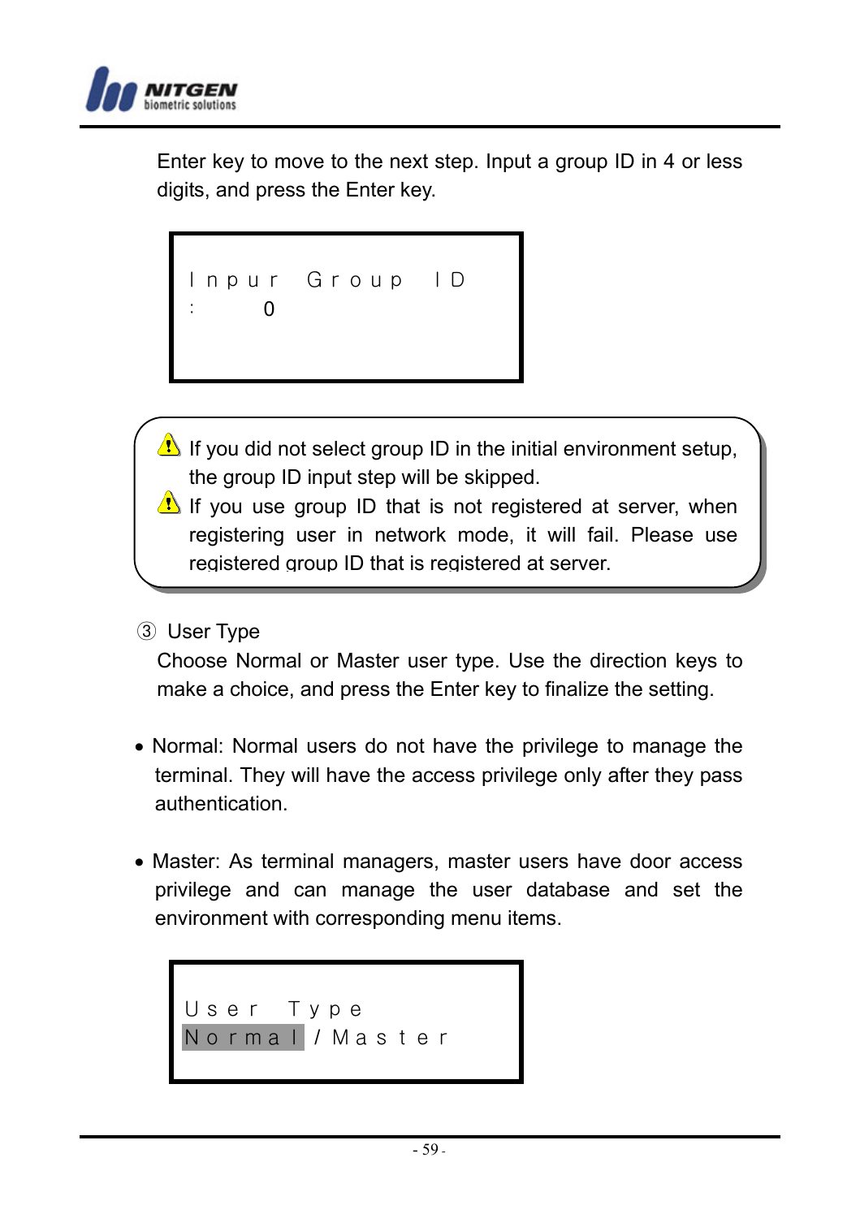Enter key to move to the next step. Input a group ID in 4 or less digits, and press the Enter key.

```
Inpur Group ID
:     0
```

> ⚠ If you did not select group ID in the initial environment setup, the group ID input step will be skipped.
>
> ⚠ If you use group ID that is not registered at server, when registering user in network mode, it will fail. Please use registered group ID that is registered at server.

③ User Type

Choose Normal or Master user type. Use the direction keys to make a choice, and press the Enter key to finalize the setting.

- Normal: Normal users do not have the privilege to manage the terminal. They will have the access privilege only after they pass authentication.

- Master: As terminal managers, master users have door access privilege and can manage the user database and set the environment with corresponding menu items.

```
User Type
Normal / Master
```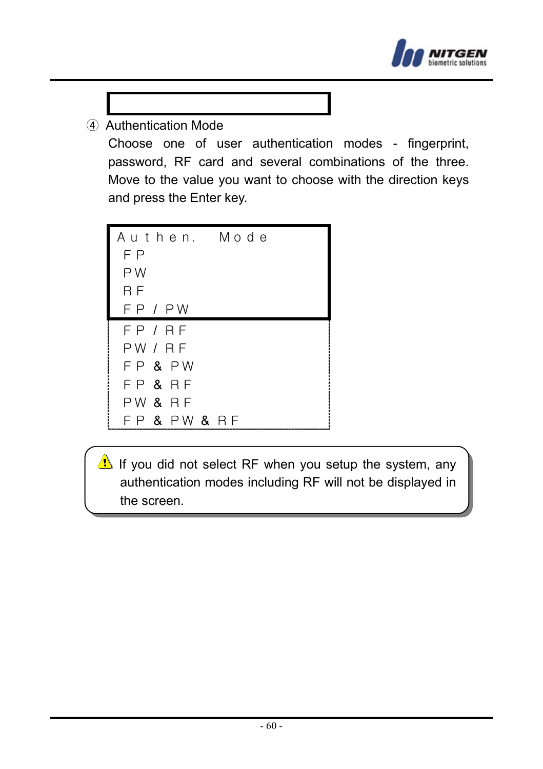④ Authentication Mode

Choose one of user authentication modes - fingerprint, password, RF card and several combinations of the three. Move to the value you want to choose with the direction keys and press the Enter key.

```
Authen.  Mode
 FP
 PW
 RF
 FP / PW
 FP / RF
 PW / RF
 FP & PW
 FP & RF
 PW & RF
 FP & PW & RF
```

⚠ If you did not select RF when you setup the system, any authentication modes including RF will not be displayed in the screen.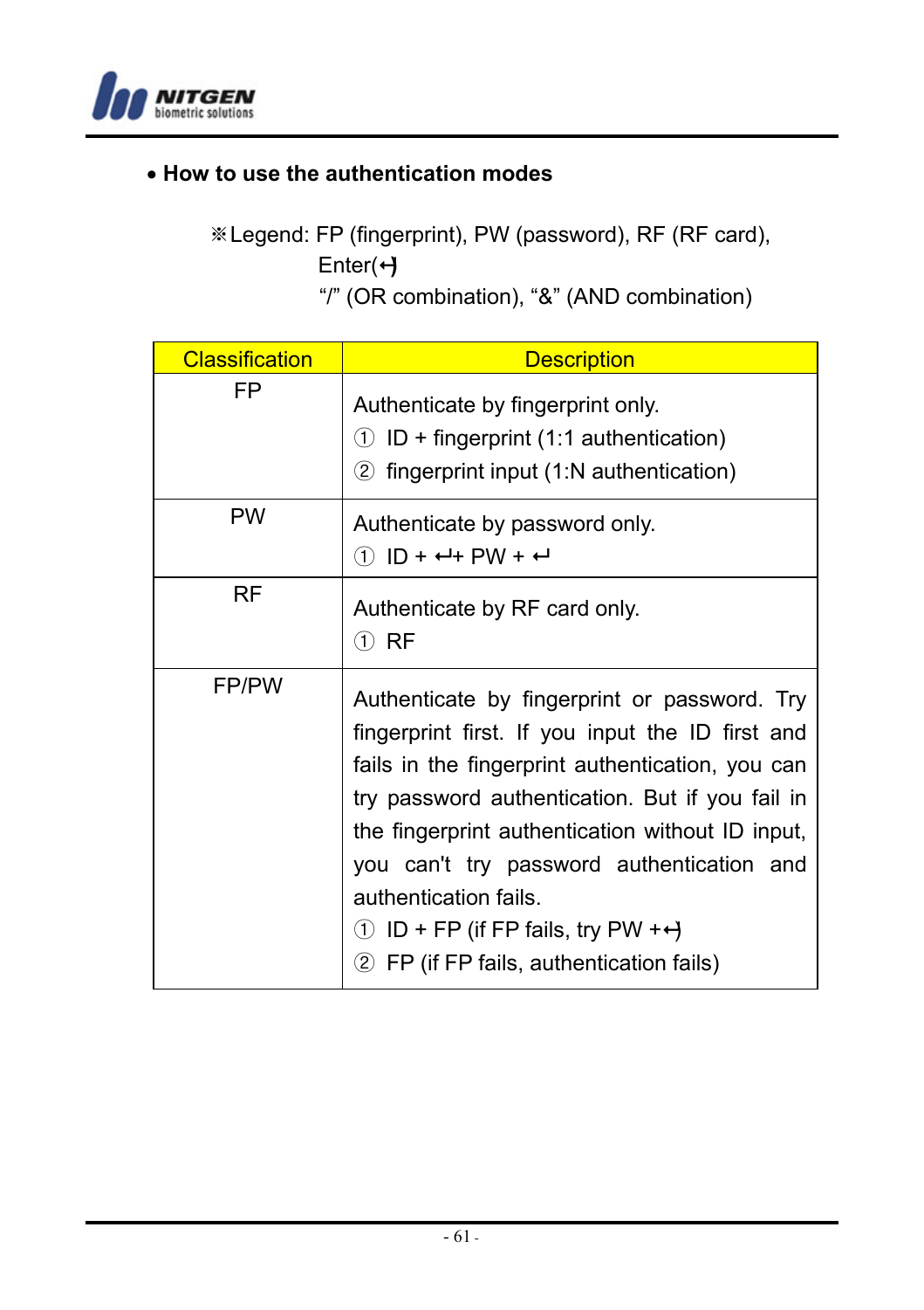- **How to use the authentication modes**

※Legend: FP (fingerprint), PW (password), RF (RF card), Enter(↵)
"/" (OR combination), "&" (AND combination)

| Classification | Description |
|---|---|
| FP | Authenticate by fingerprint only.<br>① ID + fingerprint (1:1 authentication)<br>② fingerprint input (1:N authentication) |
| PW | Authenticate by password only.<br>① ID + ↵+ PW + ↵ |
| RF | Authenticate by RF card only.<br>① RF |
| FP/PW | Authenticate by fingerprint or password. Try fingerprint first. If you input the ID first and fails in the fingerprint authentication, you can try password authentication. But if you fail in the fingerprint authentication without ID input, you can't try password authentication and authentication fails.<br>① ID + FP (if FP fails, try PW +↵)<br>② FP (if FP fails, authentication fails) |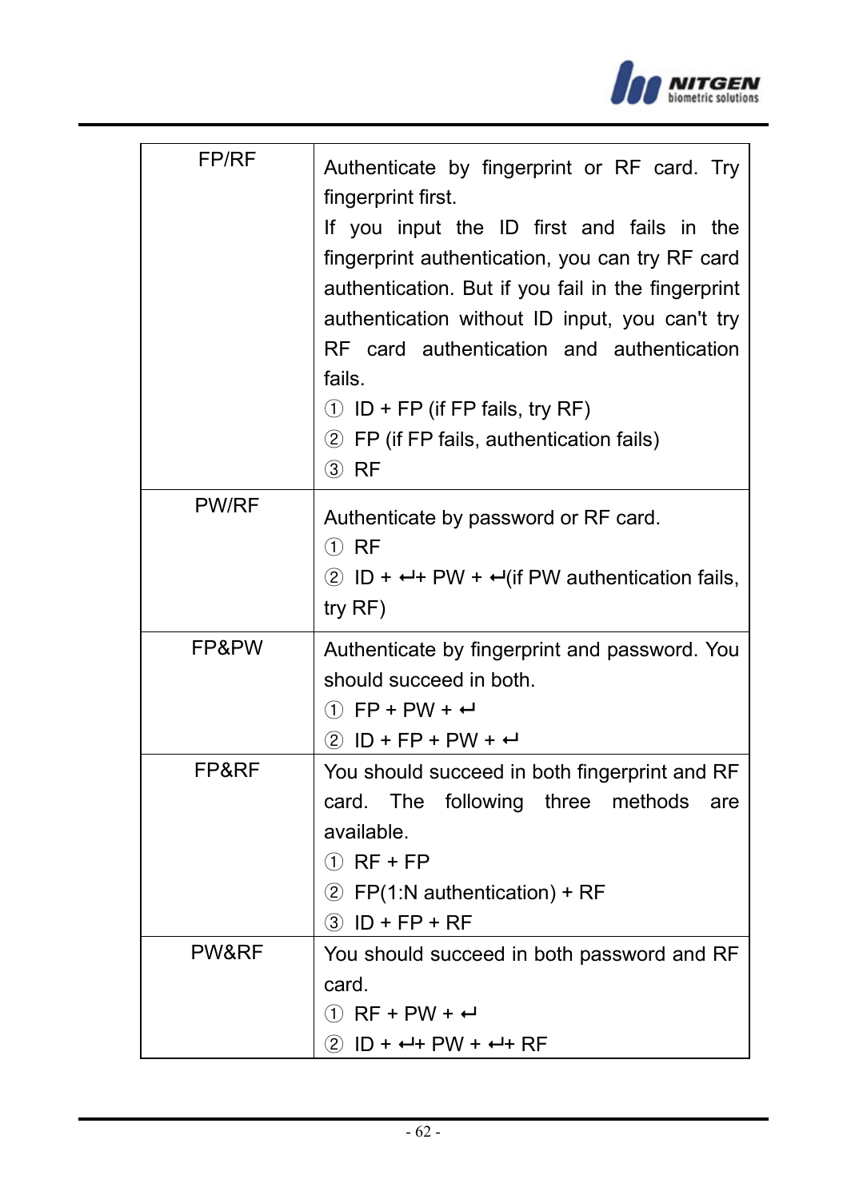| | |
|---|---|
| FP/RF | Authenticate by fingerprint or RF card. Try fingerprint first.<br>If you input the ID first and fails in the fingerprint authentication, you can try RF card authentication. But if you fail in the fingerprint authentication without ID input, you can't try RF card authentication and authentication fails.<br>① ID + FP (if FP fails, try RF)<br>② FP (if FP fails, authentication fails)<br>③ RF |
| PW/RF | Authenticate by password or RF card.<br>① RF<br>② ID + ↵+ PW + ↵(if PW authentication fails, try RF) |
| FP&PW | Authenticate by fingerprint and password. You should succeed in both.<br>① FP + PW + ↵<br>② ID + FP + PW + ↵ |
| FP&RF | You should succeed in both fingerprint and RF card. The following three methods are available.<br>① RF + FP<br>② FP(1:N authentication) + RF<br>③ ID + FP + RF |
| PW&RF | You should succeed in both password and RF card.<br>① RF + PW + ↵<br>② ID + ↵+ PW + ↵+ RF |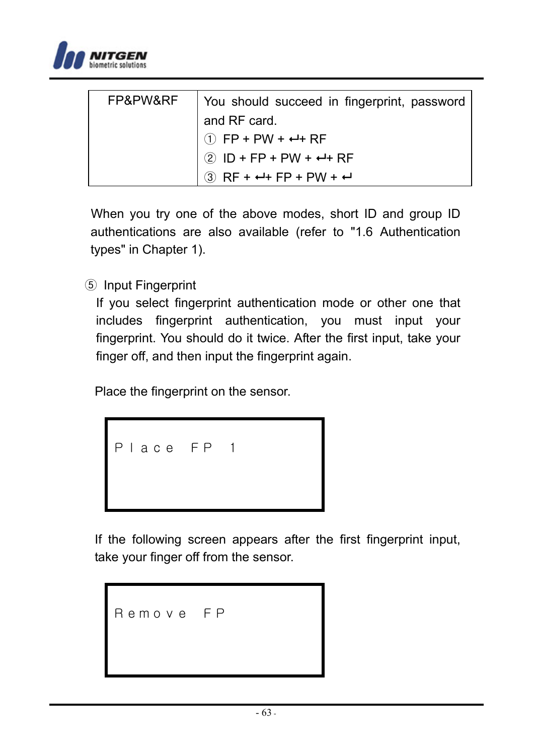| FP&PW&RF | You should succeed in fingerprint, password and RF card.<br>① FP + PW + ↵+ RF<br>② ID + FP + PW + ↵+ RF<br>③ RF + ↵+ FP + PW + ↵ |
|---|---|

When you try one of the above modes, short ID and group ID authentications are also available (refer to "1.6 Authentication types" in Chapter 1).

⑤ Input Fingerprint

If you select fingerprint authentication mode or other one that includes fingerprint authentication, you must input your fingerprint. You should do it twice. After the first input, take your finger off, and then input the fingerprint again.

Place the fingerprint on the sensor.

```
Place FP 1
```

If the following screen appears after the first fingerprint input, take your finger off from the sensor.

```
Remove FP
```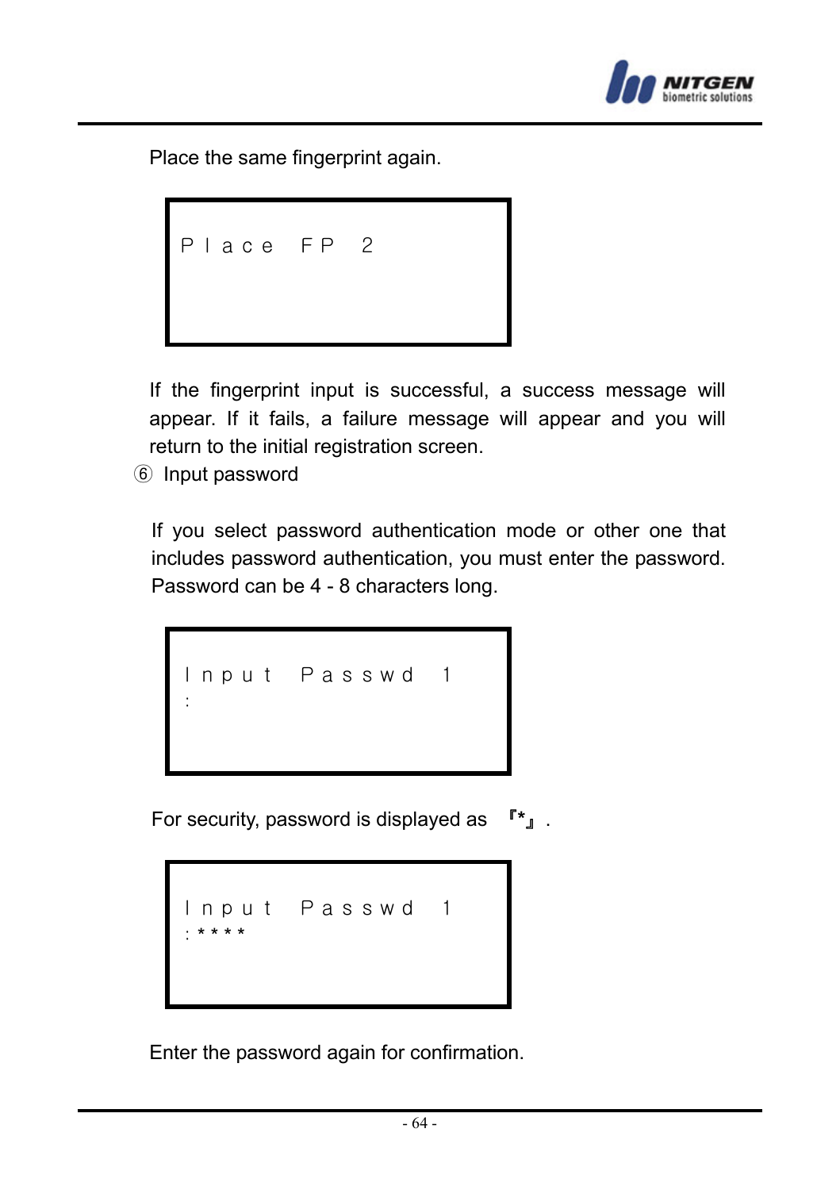Place the same fingerprint again.

```
Place FP 2
```

If the fingerprint input is successful, a success message will appear. If it fails, a failure message will appear and you will return to the initial registration screen.

⑥ Input password

If you select password authentication mode or other one that includes password authentication, you must enter the password. Password can be 4 - 8 characters long.

```
Input Passwd 1
:
```

For security, password is displayed as 『*』.

```
Input Passwd 1
:****
```

Enter the password again for confirmation.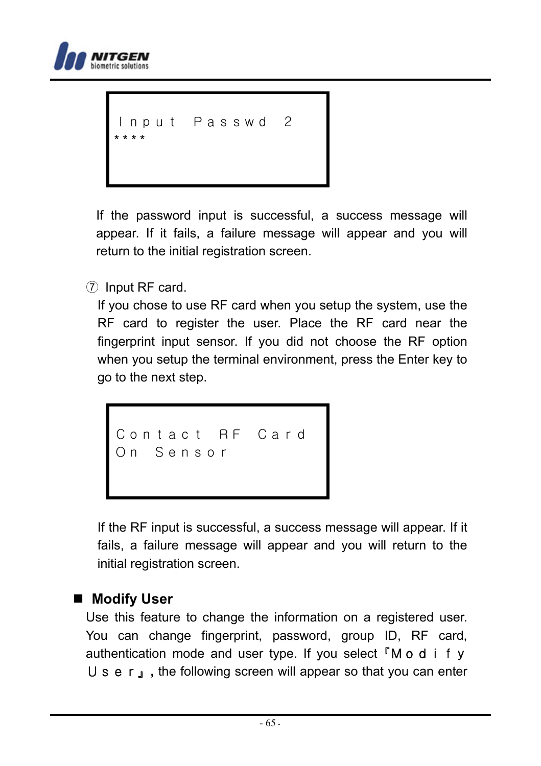```
Input Passwd 2
****
```

If the password input is successful, a success message will appear. If it fails, a failure message will appear and you will return to the initial registration screen.

⑦ Input RF card.

If you chose to use RF card when you setup the system, use the RF card to register the user. Place the RF card near the fingerprint input sensor. If you did not choose the RF option when you setup the terminal environment, press the Enter key to go to the next step.

```
Contact RF Card
On Sensor
```

If the RF input is successful, a success message will appear. If it fails, a failure message will appear and you will return to the initial registration screen.

## ■ Modify User

Use this feature to change the information on a registered user. You can change fingerprint, password, group ID, RF card, authentication mode and user type. If you select『Ｍｏｄｉｆｙ Ｕｓｅｒ』, the following screen will appear so that you can enter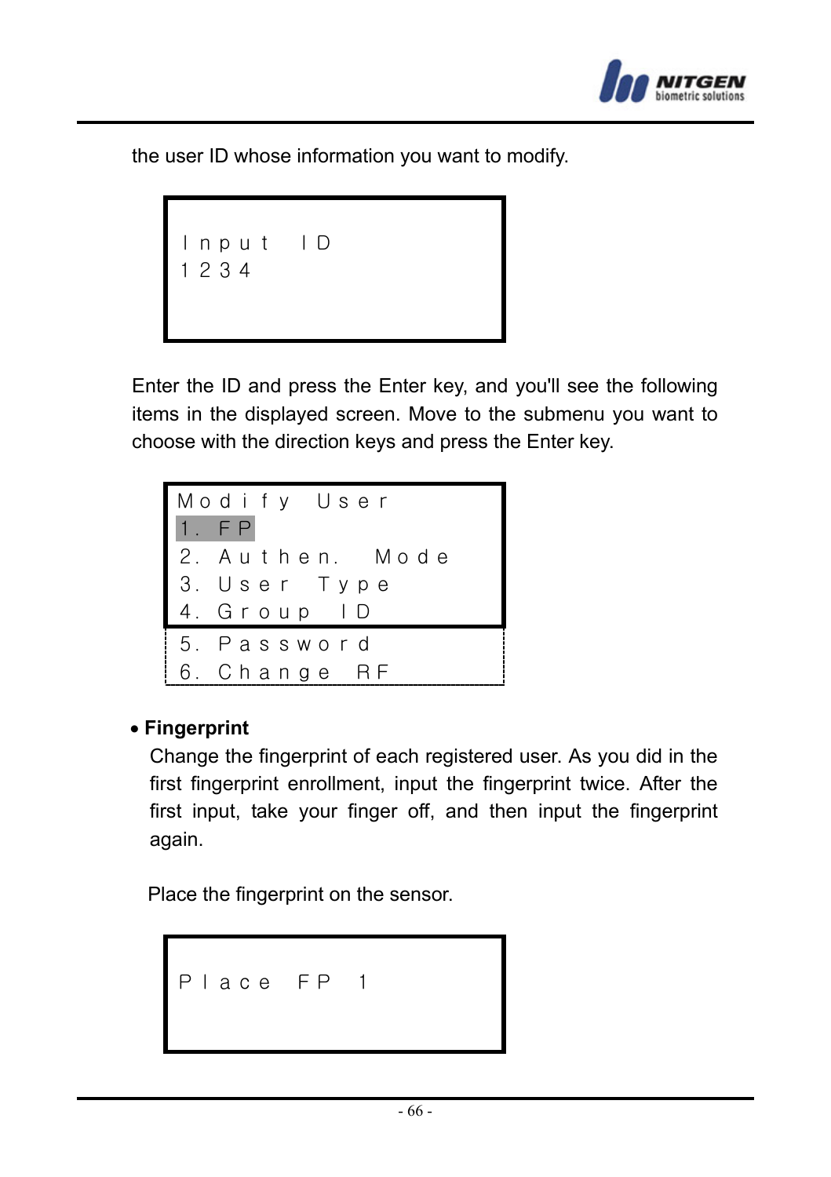the user ID whose information you want to modify.

```
Input ID
1234
```

Enter the ID and press the Enter key, and you'll see the following items in the displayed screen. Move to the submenu you want to choose with the direction keys and press the Enter key.

```
Modify User
1. FP
2. Authen. Mode
3. User Type
4. Group ID
5. Password
6. Change RF
```

- **Fingerprint**

  Change the fingerprint of each registered user. As you did in the first fingerprint enrollment, input the fingerprint twice. After the first input, take your finger off, and then input the fingerprint again.

  Place the fingerprint on the sensor.

```
Place FP 1
```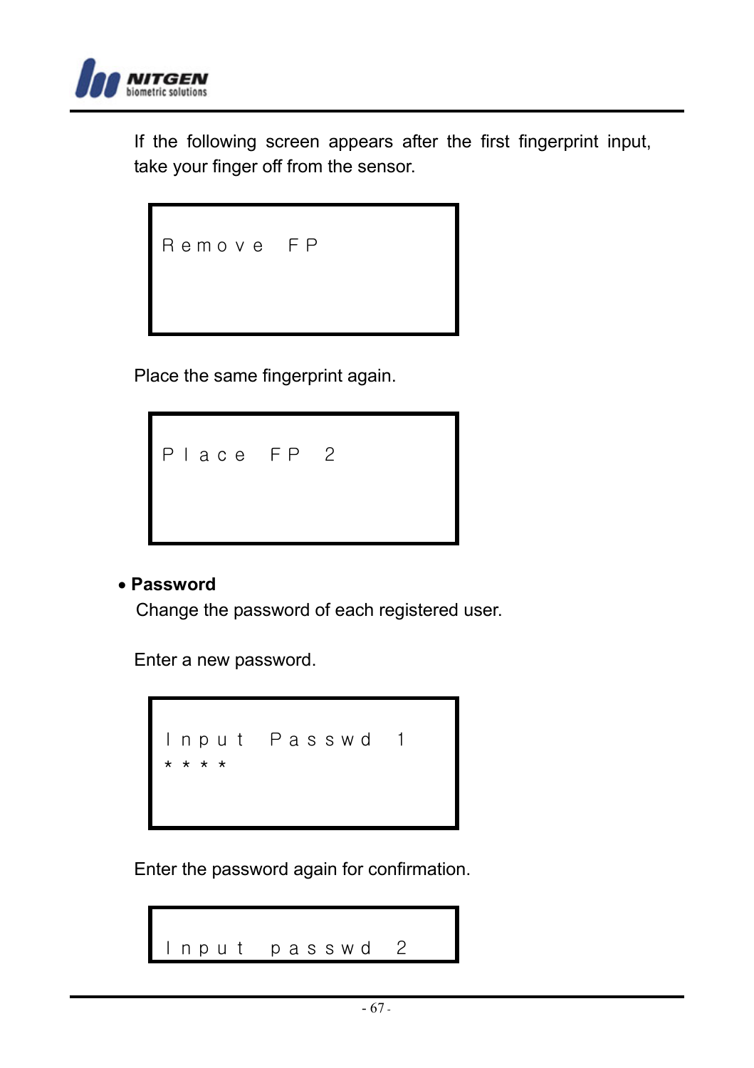If the following screen appears after the first fingerprint input, take your finger off from the sensor.

```
Remove FP
```

Place the same fingerprint again.

```
Place FP 2
```

- **Password**

  Change the password of each registered user.

  Enter a new password.

```
Input Passwd 1
****
```

Enter the password again for confirmation.

```
Input passwd 2
```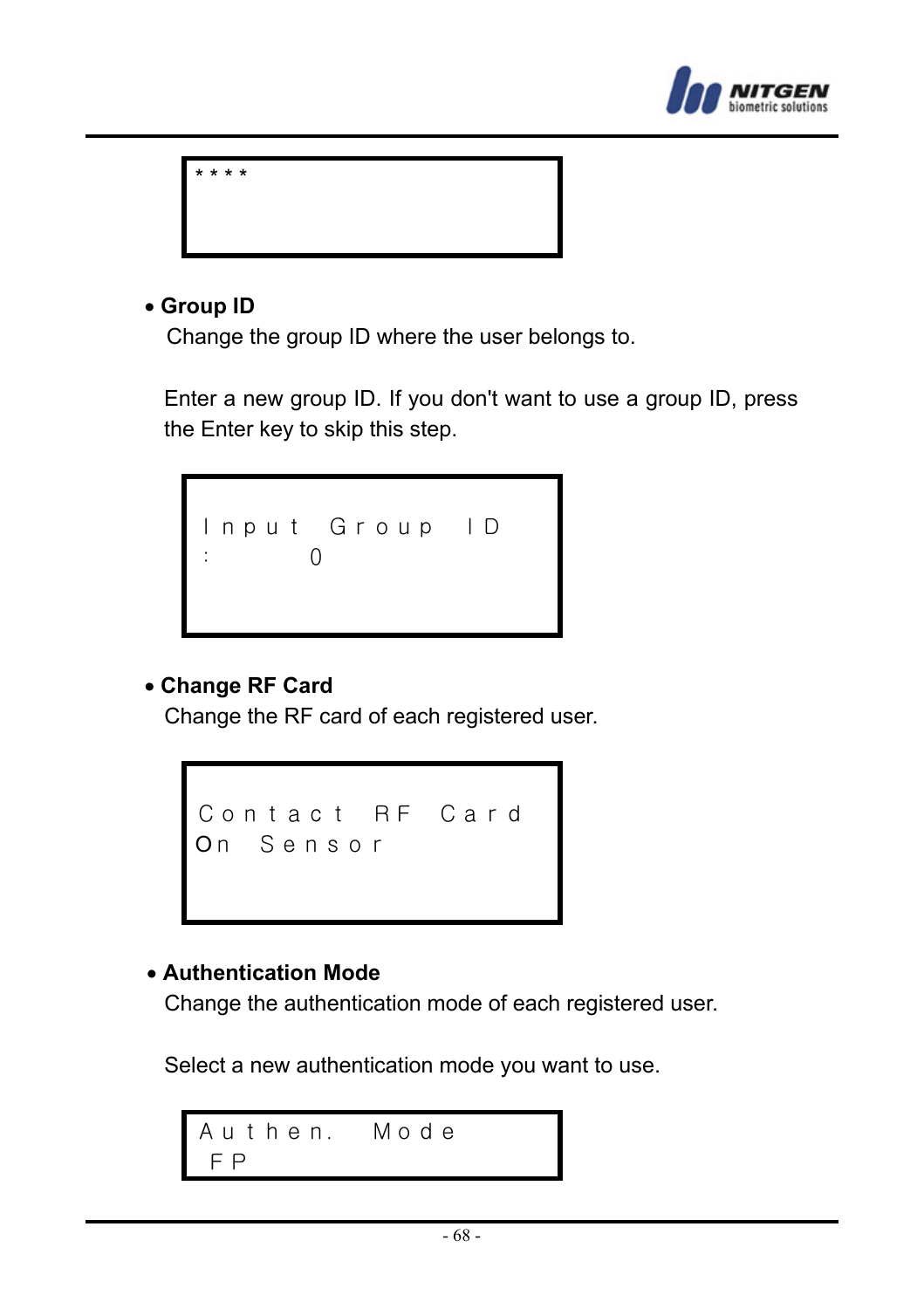```
* * * *
```

- **Group ID**

  Change the group ID where the user belongs to.

  Enter a new group ID. If you don't want to use a group ID, press the Enter key to skip this step.

```
Input Group ID
:      0
```

- **Change RF Card**

  Change the RF card of each registered user.

```
Contact RF Card
On Sensor
```

- **Authentication Mode**

  Change the authentication mode of each registered user.

  Select a new authentication mode you want to use.

```
Authen.  Mode
 FP
```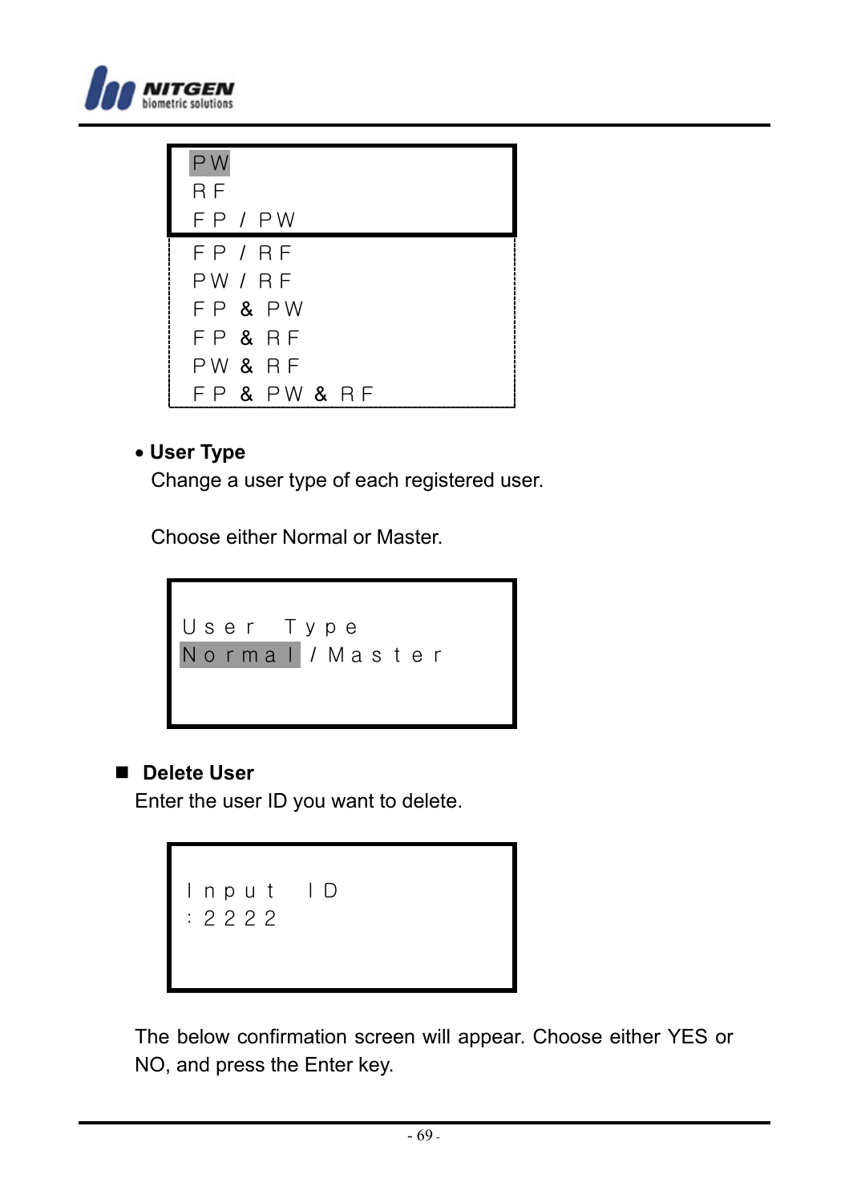```
PW
RF
FP / PW
FP / RF
PW / RF
FP & PW
FP & RF
PW & RF
FP & PW & RF
```

- **User Type**

  Change a user type of each registered user.

  Choose either Normal or Master.

```
User Type
Normal / Master
```

## Delete User

Enter the user ID you want to delete.

```
Input ID
:2222
```

The below confirmation screen will appear. Choose either YES or NO, and press the Enter key.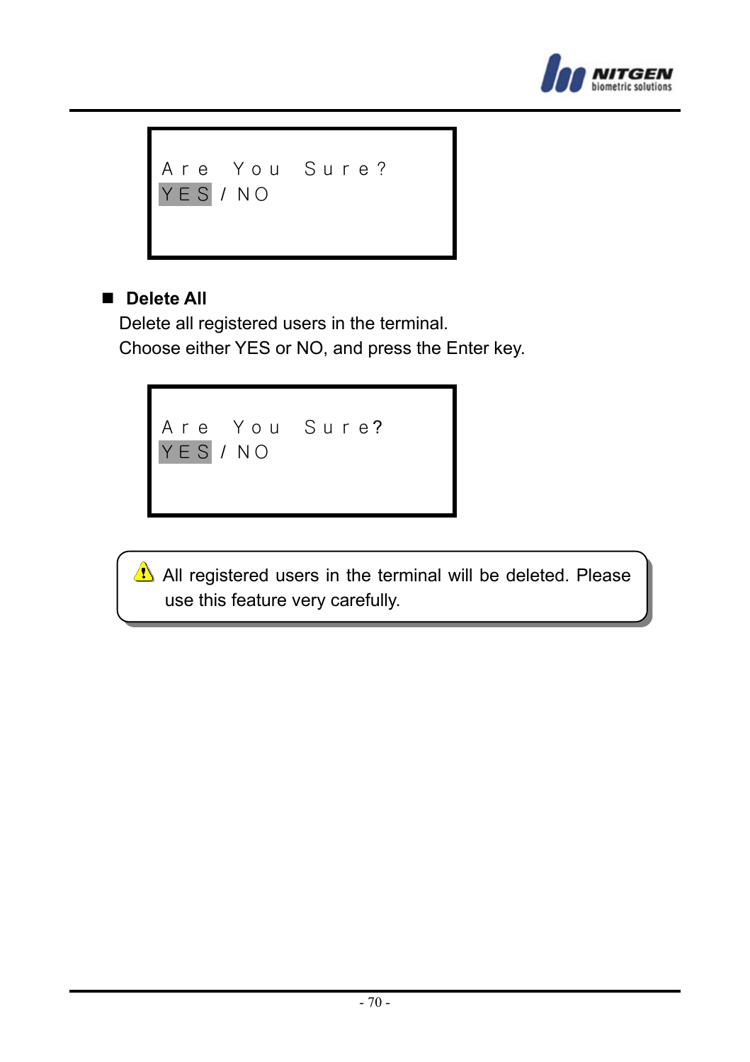```
Are You Sure?
YES / NO
```

- **Delete All**

  Delete all registered users in the terminal.
  
  Choose either YES or NO, and press the Enter key.

```
Are You Sure?
YES / NO
```

> ⚠ All registered users in the terminal will be deleted. Please use this feature very carefully.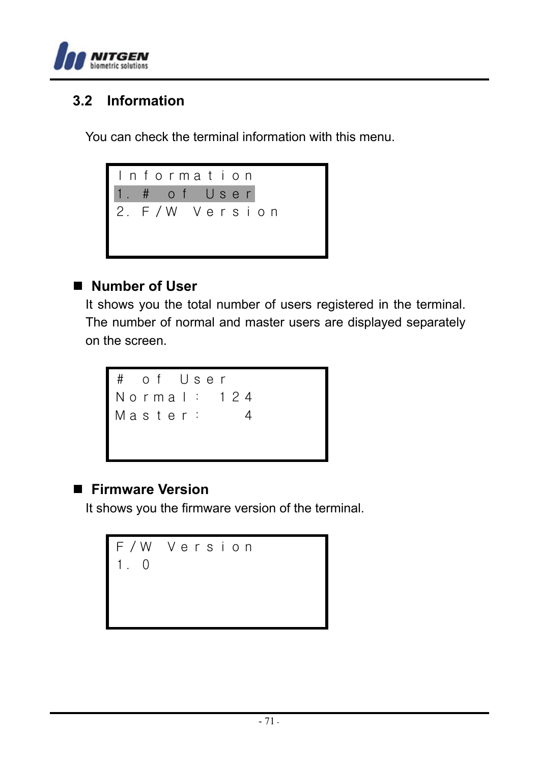## 3.2 Information

You can check the terminal information with this menu.

```
Information
1. # of User
2. F/W Version
```

■ **Number of User**

It shows you the total number of users registered in the terminal. The number of normal and master users are displayed separately on the screen.

```
# of User
Normal:  124
Master:    4
```

■ **Firmware Version**

It shows you the firmware version of the terminal.

```
F/W Version
1. 0
```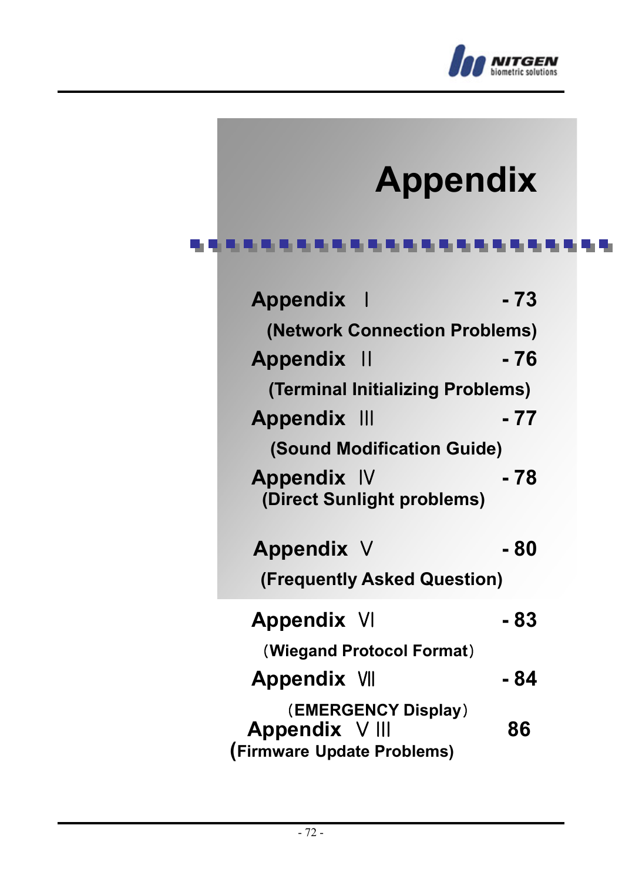# Appendix

| | |
|---|---|
| **Appendix Ⅰ** (Network Connection Problems) | **- 73** |
| **Appendix Ⅱ** (Terminal Initializing Problems) | **- 76** |
| **Appendix Ⅲ** (Sound Modification Guide) | **- 77** |
| **Appendix Ⅳ** (Direct Sunlight problems) | **- 78** |
| **Appendix Ⅴ** (Frequently Asked Question) | **- 80** |
| **Appendix Ⅵ** (Wiegand Protocol Format) | **- 83** |
| **Appendix Ⅶ** (EMERGENCY Display) | **- 84** |
| **Appendix ⅤⅢ** (Firmware Update Problems) | **86** |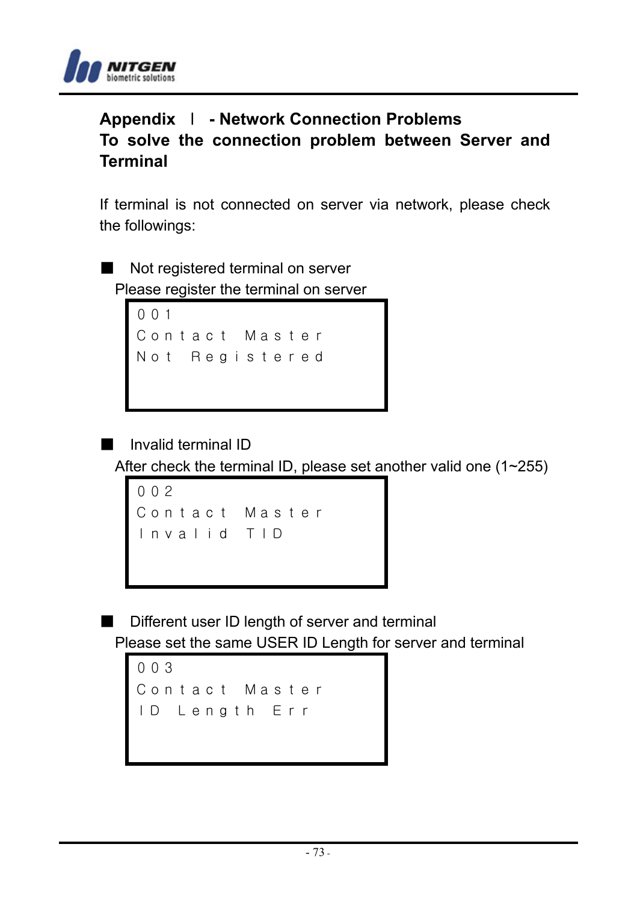## Appendix Ⅰ - Network Connection Problems

## To solve the connection problem between Server and Terminal

If terminal is not connected on server via network, please check the followings:

■ Not registered terminal on server

Please register the terminal on server

```
001
Contact Master
Not Registered
```

■ Invalid terminal ID

After check the terminal ID, please set another valid one (1~255)

```
002
Contact Master
Invalid TID
```

■ Different user ID length of server and terminal

Please set the same USER ID Length for server and terminal

```
003
Contact Master
ID Length Err
```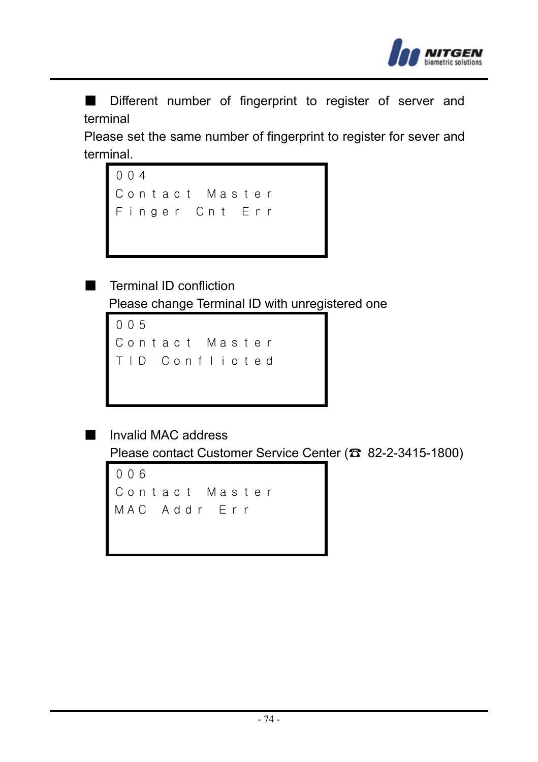■ Different number of fingerprint to register of server and terminal

Please set the same number of fingerprint to register for sever and terminal.

```
004
Contact Master
Finger Cnt Err
```

■ Terminal ID confliction

Please change Terminal ID with unregistered one

```
005
Contact Master
TID Conflicted
```

■ Invalid MAC address

Please contact Customer Service Center (☎ 82-2-3415-1800)

```
006
Contact Master
MAC Addr Err
```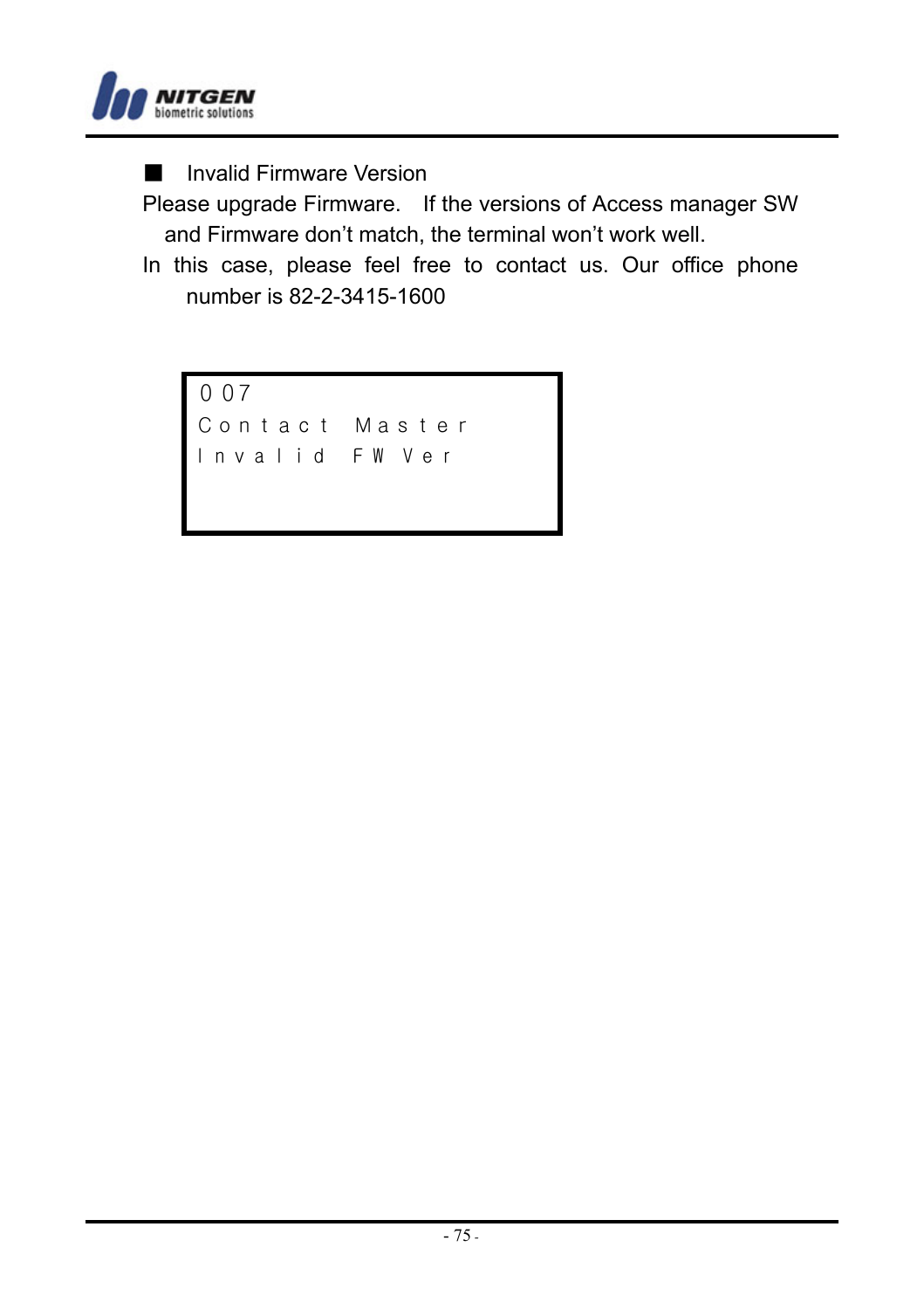■ Invalid Firmware Version

Please upgrade Firmware. If the versions of Access manager SW and Firmware don't match, the terminal won't work well.

In this case, please feel free to contact us. Our office phone number is 82-2-3415-1600

```
007
Contact Master
Invalid FW Ver
```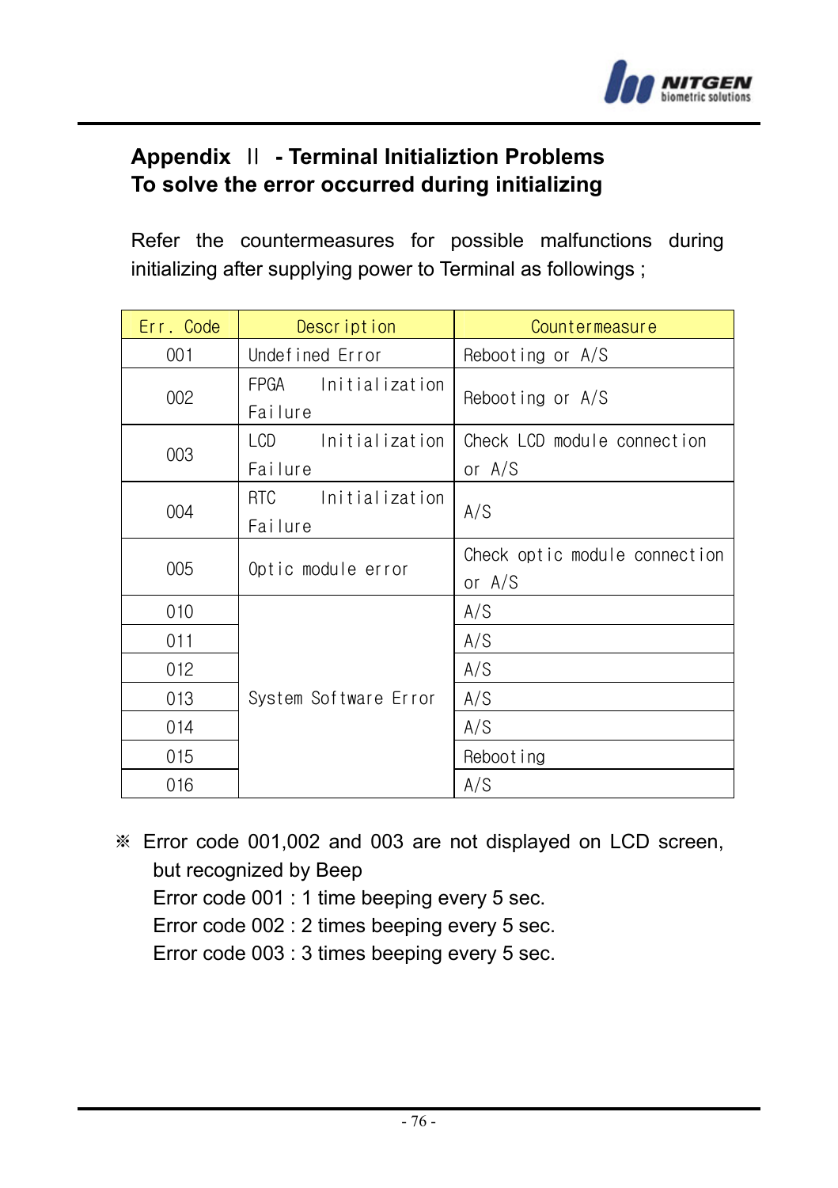## Appendix Ⅱ - Terminal Initializtion Problems
## To solve the error occurred during initializing

Refer the countermeasures for possible malfunctions during initializing after supplying power to Terminal as followings ;

| Err. Code | Description | Countermeasure |
|---|---|---|
| 001 | Undefined Error | Rebooting or A/S |
| 002 | FPGA Initialization Failure | Rebooting or A/S |
| 003 | LCD Initialization Failure | Check LCD module connection or A/S |
| 004 | RTC Initialization Failure | A/S |
| 005 | Optic module error | Check optic module connection or A/S |
| 010 | System Software Error | A/S |
| 011 | | A/S |
| 012 | | A/S |
| 013 | | A/S |
| 014 | | A/S |
| 015 | | Rebooting |
| 016 | | A/S |

※ Error code 001,002 and 003 are not displayed on LCD screen, but recognized by Beep

Error code 001 : 1 time beeping every 5 sec.

Error code 002 : 2 times beeping every 5 sec.

Error code 003 : 3 times beeping every 5 sec.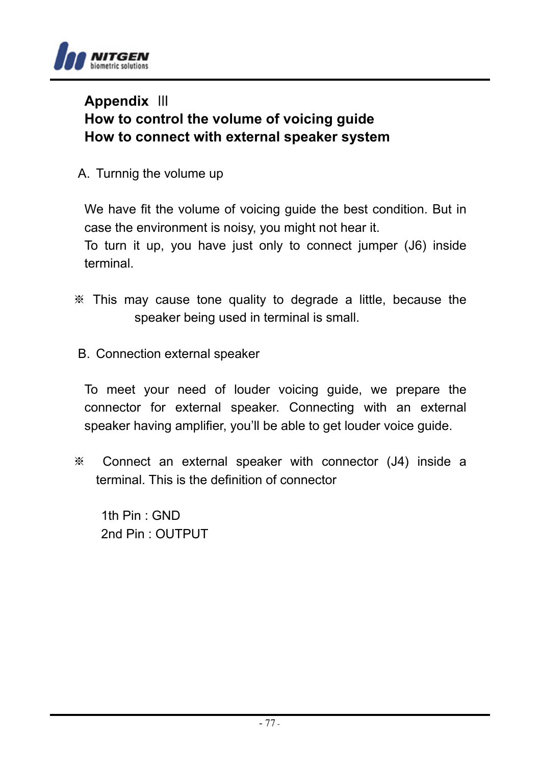# Appendix Ⅲ
# How to control the volume of voicing guide
# How to connect with external speaker system

A. Turnnig the volume up

We have fit the volume of voicing guide the best condition. But in case the environment is noisy, you might not hear it.
To turn it up, you have just only to connect jumper (J6) inside terminal.

※ This may cause tone quality to degrade a little, because the speaker being used in terminal is small.

B. Connection external speaker

To meet your need of louder voicing guide, we prepare the connector for external speaker. Connecting with an external speaker having amplifier, you'll be able to get louder voice guide.

※ Connect an external speaker with connector (J4) inside a terminal. This is the definition of connector

1th Pin : GND
2nd Pin : OUTPUT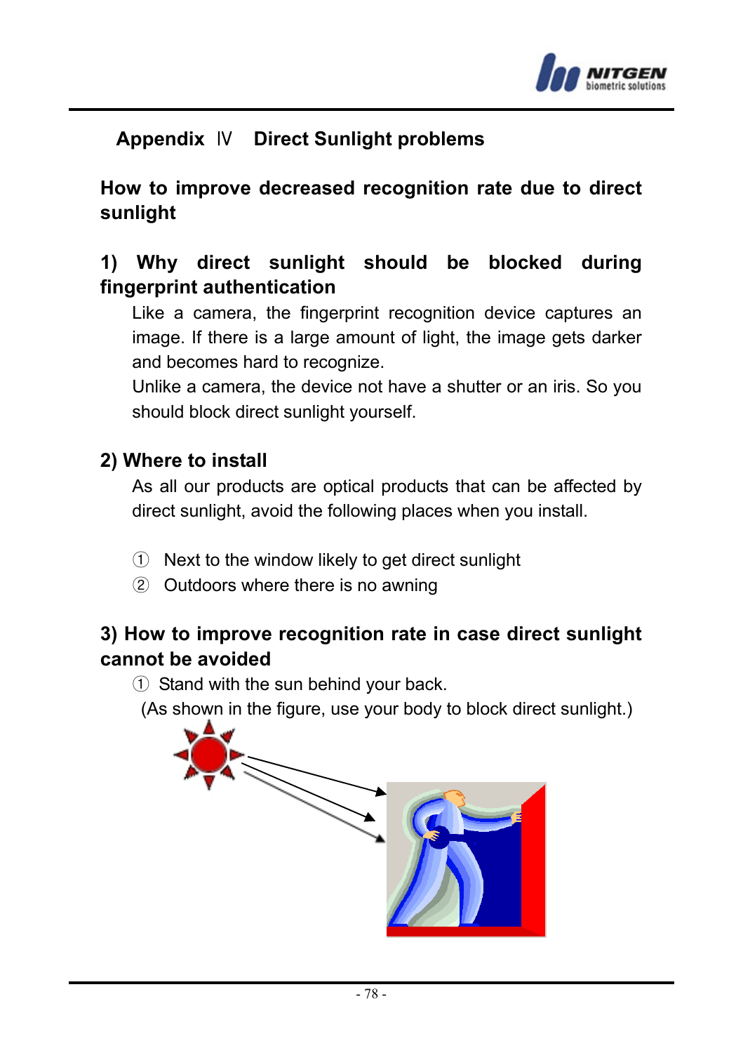## Appendix Ⅳ Direct Sunlight problems

### How to improve decreased recognition rate due to direct sunlight

### 1) Why direct sunlight should be blocked during fingerprint authentication

Like a camera, the fingerprint recognition device captures an image. If there is a large amount of light, the image gets darker and becomes hard to recognize.

Unlike a camera, the device not have a shutter or an iris. So you should block direct sunlight yourself.

### 2) Where to install

As all our products are optical products that can be affected by direct sunlight, avoid the following places when you install.

① Next to the window likely to get direct sunlight

② Outdoors where there is no awning

### 3) How to improve recognition rate in case direct sunlight cannot be avoided

① Stand with the sun behind your back.

(As shown in the figure, use your body to block direct sunlight.)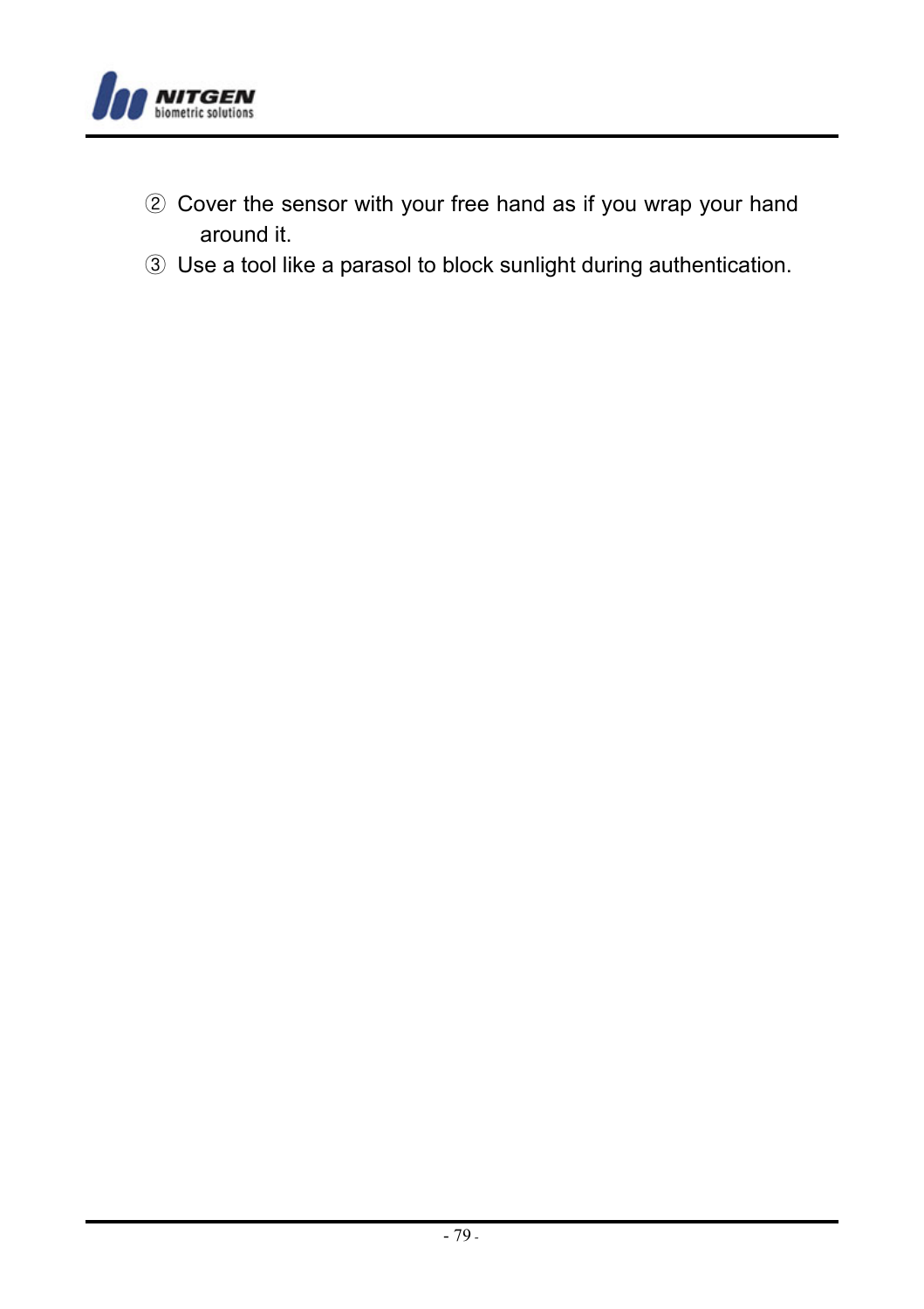② Cover the sensor with your free hand as if you wrap your hand around it.

③ Use a tool like a parasol to block sunlight during authentication.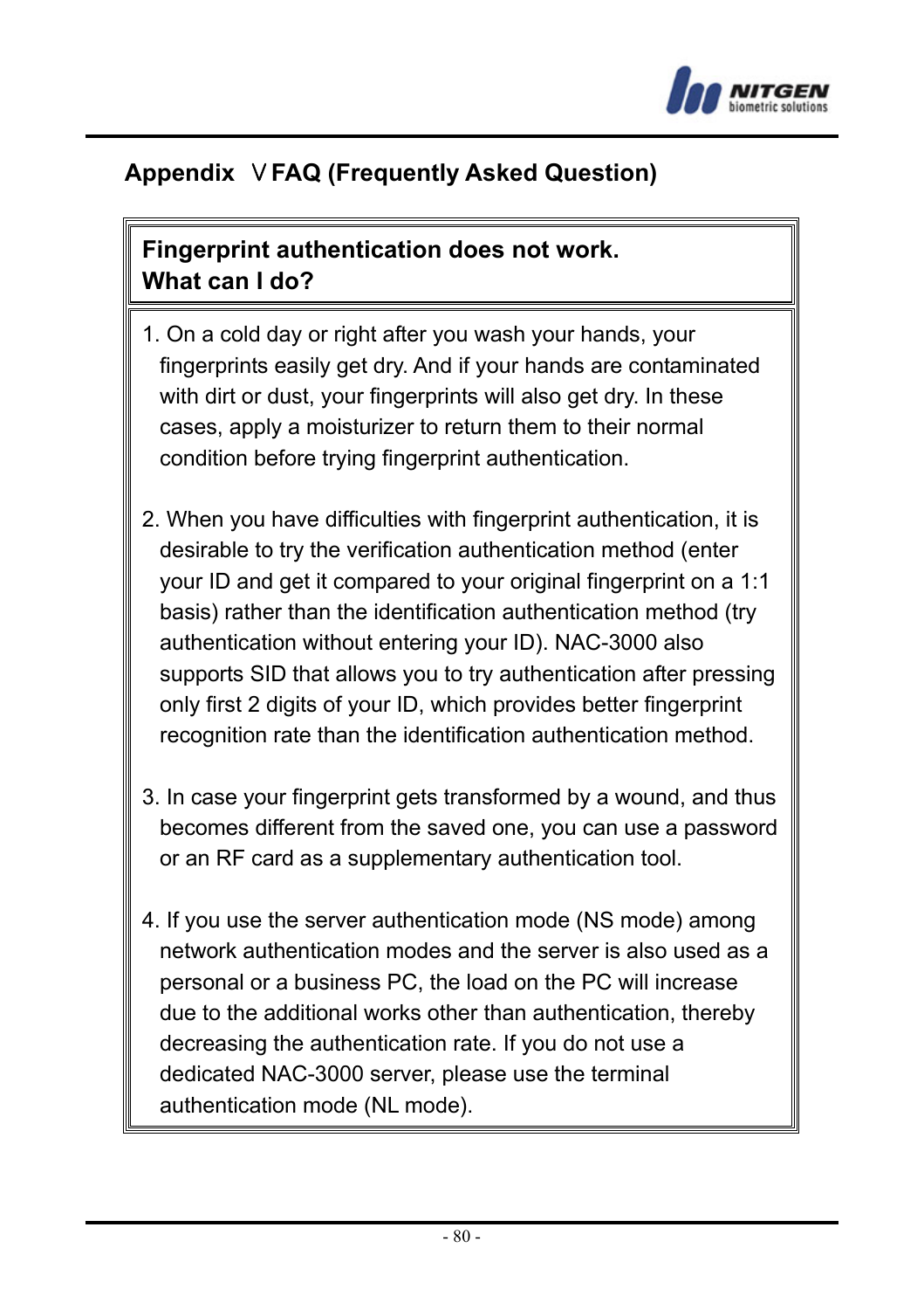## Appendix Ⅴ FAQ (Frequently Asked Question)

**Fingerprint authentication does not work.**
**What can I do?**

1. On a cold day or right after you wash your hands, your fingerprints easily get dry. And if your hands are contaminated with dirt or dust, your fingerprints will also get dry. In these cases, apply a moisturizer to return them to their normal condition before trying fingerprint authentication.

2. When you have difficulties with fingerprint authentication, it is desirable to try the verification authentication method (enter your ID and get it compared to your original fingerprint on a 1:1 basis) rather than the identification authentication method (try authentication without entering your ID). NAC-3000 also supports SID that allows you to try authentication after pressing only first 2 digits of your ID, which provides better fingerprint recognition rate than the identification authentication method.

3. In case your fingerprint gets transformed by a wound, and thus becomes different from the saved one, you can use a password or an RF card as a supplementary authentication tool.

4. If you use the server authentication mode (NS mode) among network authentication modes and the server is also used as a personal or a business PC, the load on the PC will increase due to the additional works other than authentication, thereby decreasing the authentication rate. If you do not use a dedicated NAC-3000 server, please use the terminal authentication mode (NL mode).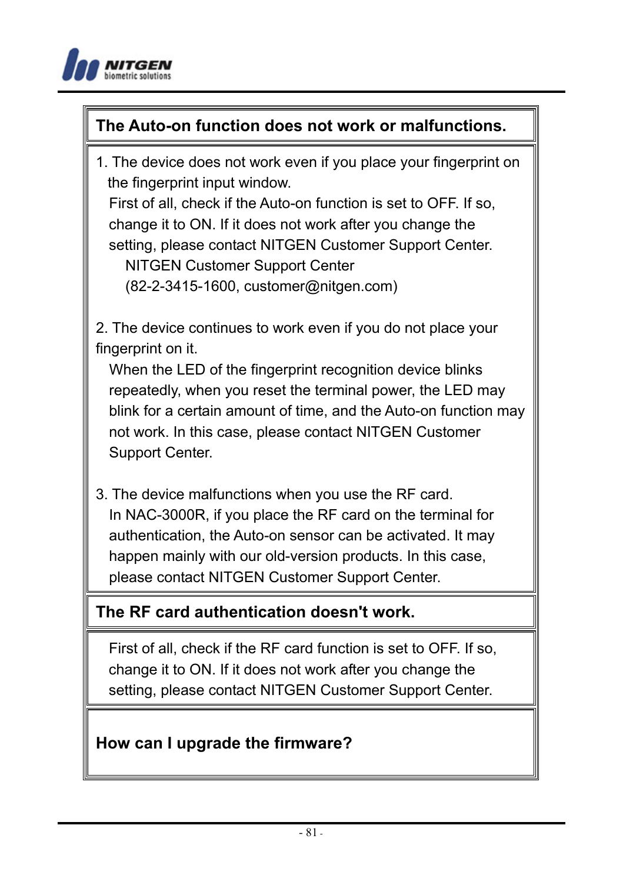**The Auto-on function does not work or malfunctions.**

1. The device does not work even if you place your fingerprint on the fingerprint input window.

   First of all, check if the Auto-on function is set to OFF. If so, change it to ON. If it does not work after you change the setting, please contact NITGEN Customer Support Center.

   NITGEN Customer Support Center
   (82-2-3415-1600, customer@nitgen.com)

2. The device continues to work even if you do not place your fingerprint on it.

   When the LED of the fingerprint recognition device blinks repeatedly, when you reset the terminal power, the LED may blink for a certain amount of time, and the Auto-on function may not work. In this case, please contact NITGEN Customer Support Center.

3. The device malfunctions when you use the RF card.

   In NAC-3000R, if you place the RF card on the terminal for authentication, the Auto-on sensor can be activated. It may happen mainly with our old-version products. In this case, please contact NITGEN Customer Support Center.

**The RF card authentication doesn't work.**

First of all, check if the RF card function is set to OFF. If so, change it to ON. If it does not work after you change the setting, please contact NITGEN Customer Support Center.

**How can I upgrade the firmware?**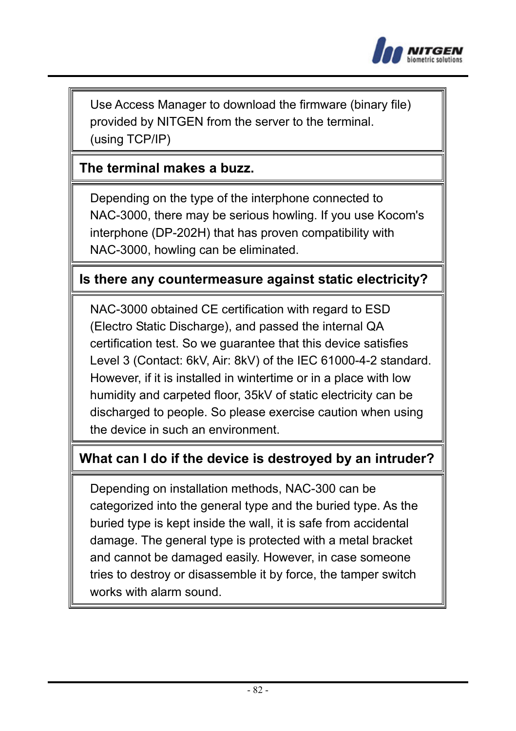Use Access Manager to download the firmware (binary file) provided by NITGEN from the server to the terminal. (using TCP/IP)

**The terminal makes a buzz.**

Depending on the type of the interphone connected to NAC-3000, there may be serious howling. If you use Kocom's interphone (DP-202H) that has proven compatibility with NAC-3000, howling can be eliminated.

**Is there any countermeasure against static electricity?**

NAC-3000 obtained CE certification with regard to ESD (Electro Static Discharge), and passed the internal QA certification test. So we guarantee that this device satisfies Level 3 (Contact: 6kV, Air: 8kV) of the IEC 61000-4-2 standard. However, if it is installed in wintertime or in a place with low humidity and carpeted floor, 35kV of static electricity can be discharged to people. So please exercise caution when using the device in such an environment.

**What can I do if the device is destroyed by an intruder?**

Depending on installation methods, NAC-300 can be categorized into the general type and the buried type. As the buried type is kept inside the wall, it is safe from accidental damage. The general type is protected with a metal bracket and cannot be damaged easily. However, in case someone tries to destroy or disassemble it by force, the tamper switch works with alarm sound.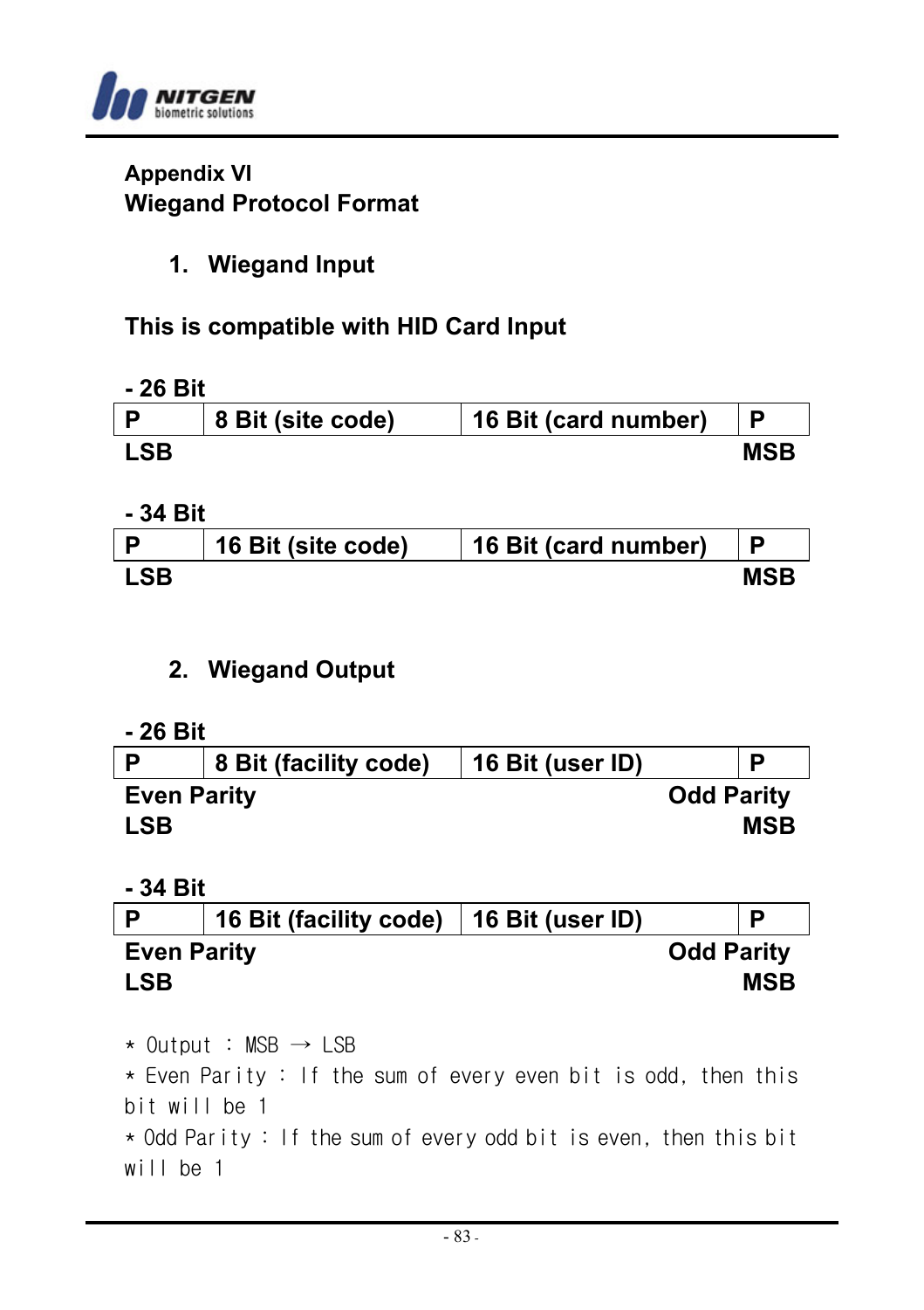## Appendix VI
## Wiegand Protocol Format

### 1. Wiegand Input

**This is compatible with HID Card Input**

**- 26 Bit**

| P | 8 Bit (site code) | 16 Bit (card number) | P |
|---|---|---|---|
| LSB | | | MSB |

**- 34 Bit**

| P | 16 Bit (site code) | 16 Bit (card number) | P |
|---|---|---|---|
| LSB | | | MSB |

### 2. Wiegand Output

**- 26 Bit**

| P | 8 Bit (facility code) | 16 Bit (user ID) | P |
|---|---|---|---|
| Even Parity<br>LSB | | | Odd Parity<br>MSB |

**- 34 Bit**

| P | 16 Bit (facility code) | 16 Bit (user ID) | P |
|---|---|---|---|
| Even Parity<br>LSB | | | Odd Parity<br>MSB |

* Output : MSB → LSB
* Even Parity : If the sum of every even bit is odd, then this bit will be 1
* Odd Parity : If the sum of every odd bit is even, then this bit will be 1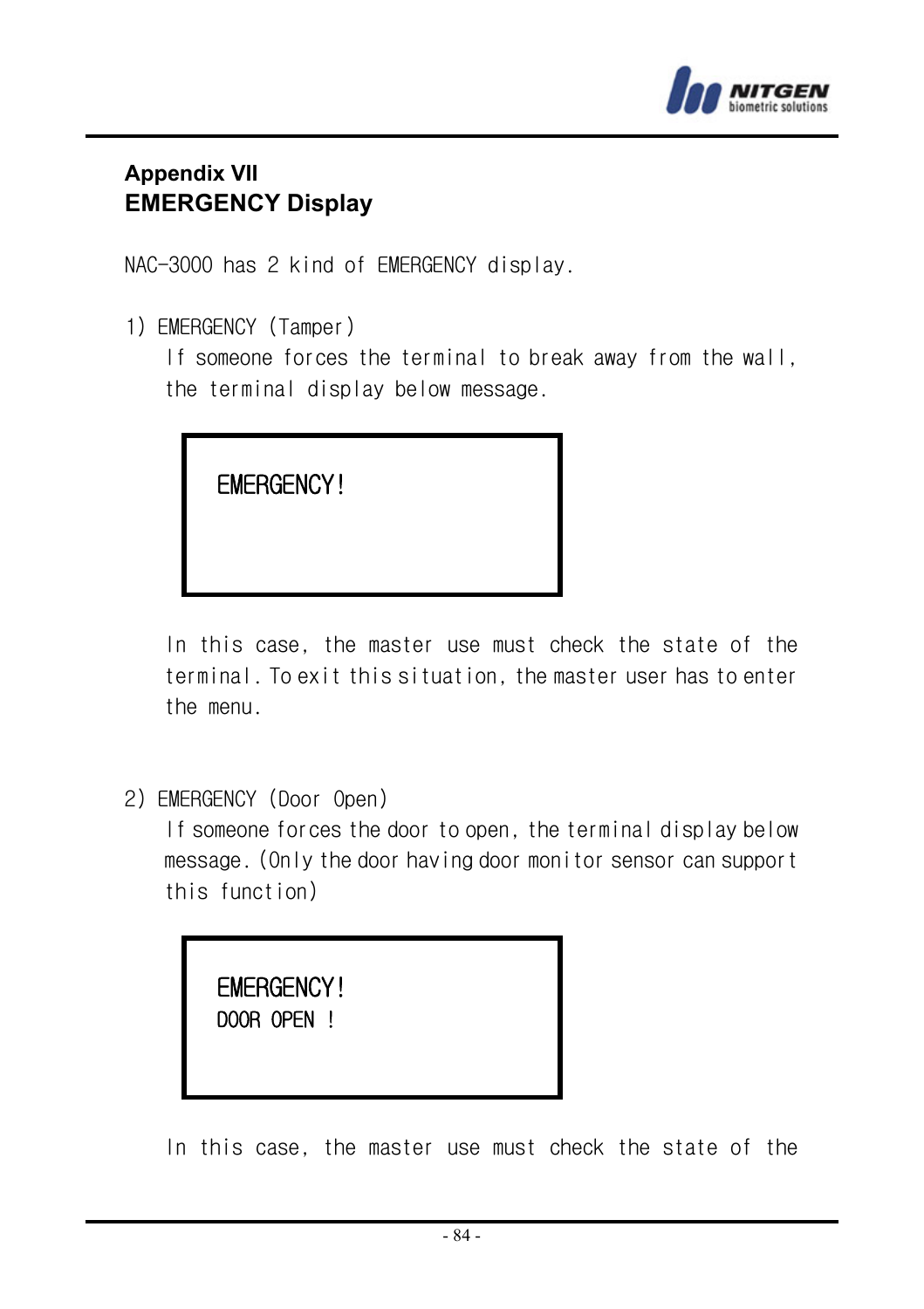## Appendix VII

## EMERGENCY Display

NAC-3000 has 2 kind of EMERGENCY display.

1) EMERGENCY (Tamper)

If someone forces the terminal to break away from the wall, the terminal display below message.

```
EMERGENCY!
```

In this case, the master use must check the state of the terminal. To exit this situation, the master user has to enter the menu.

2) EMERGENCY (Door Open)

If someone forces the door to open, the terminal display below message. (Only the door having door monitor sensor can support this function)

```
EMERGENCY!
DOOR OPEN !
```

In this case, the master use must check the state of the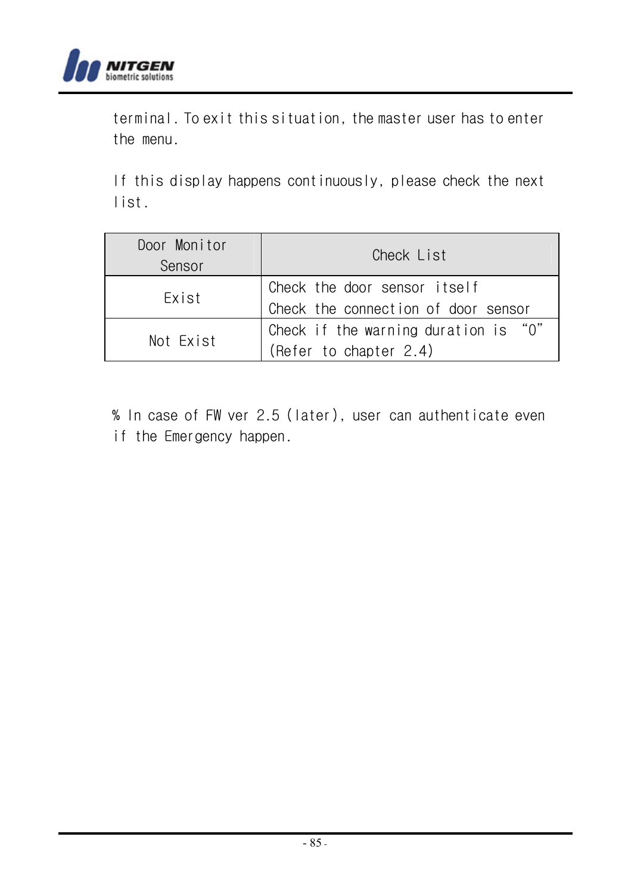terminal. To exit this situation, the master user has to enter the menu.

If this display happens continuously, please check the next list.

| Door Monitor Sensor | Check List |
|---|---|
| Exist | Check the door sensor itself<br>Check the connection of door sensor |
| Not Exist | Check if the warning duration is "0"<br>(Refer to chapter 2.4) |

% In case of FW ver 2.5 (later), user can authenticate even if the Emergency happen.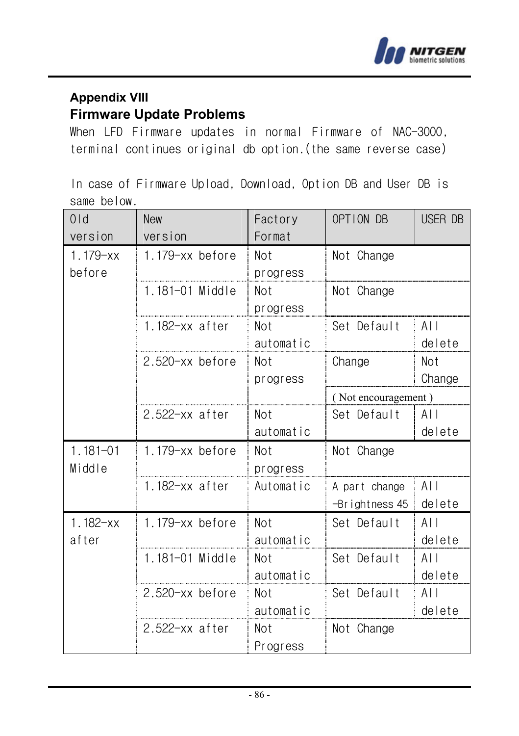**Appendix VIII**

**Firmware Update Problems**

When LFD Firmware updates in normal Firmware of NAC-3000, terminal continues original db option.(the same reverse case)

In case of Firmware Upload, Download, Option DB and User DB is same below.

| Old version | New version | Factory Format | OPTION DB | USER DB |
|---|---|---|---|---|
| 1.179-xx before | 1.179-xx before | Not progress | Not Change | |
| | 1.181-01 Middle | Not progress | Not Change | |
| | 1.182-xx after | Not automatic | Set Default | All delete |
| | 2.520-xx before | Not progress | Change | Not Change |
| | | | ( Not encouragement ) | |
| | 2.522-xx after | Not automatic | Set Default | All delete |
| 1.181-01 Middle | 1.179-xx before | Not progress | Not Change | |
| | 1.182-xx after | Automatic | A part change -Brightness 45 | All delete |
| 1.182-xx after | 1.179-xx before | Not automatic | Set Default | All delete |
| | 1.181-01 Middle | Not automatic | Set Default | All delete |
| | 2.520-xx before | Not automatic | Set Default | All delete |
| | 2.522-xx after | Not Progress | Not Change | |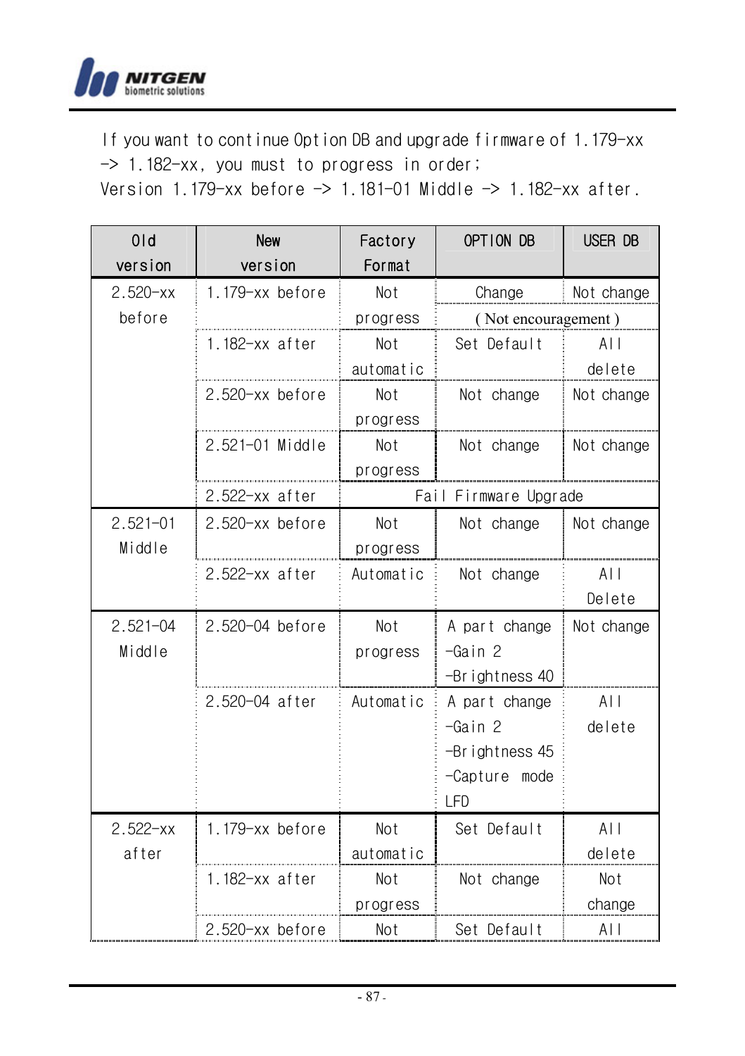If you want to continue Option DB and upgrade firmware of 1.179-xx -> 1.182-xx, you must to progress in order;
Version 1.179-xx before -> 1.181-01 Middle -> 1.182-xx after.

| Old version | New version | Factory Format | OPTION DB | USER DB |
|---|---|---|---|---|
| 2.520-xx before | 1.179-xx before | Not progress | Change ( Not encouragement ) | Not change |
| | 1.182-xx after | Not automatic | Set Default | All delete |
| | 2.520-xx before | Not progress | Not change | Not change |
| | 2.521-01 Middle | Not progress | Not change | Not change |
| | 2.522-xx after | Fail Firmware Upgrade | | |
| 2.521-01 Middle | 2.520-xx before | Not progress | Not change | Not change |
| | 2.522-xx after | Automatic | Not change | All Delete |
| 2.521-04 Middle | 2.520-04 before | Not progress | A part change -Gain 2 -Brightness 40 | Not change |
| | 2.520-04 after | Automatic | A part change -Gain 2 -Brightness 45 -Capture mode LFD | All delete |
| 2.522-xx after | 1.179-xx before | Not automatic | Set Default | All delete |
| | 1.182-xx after | Not progress | Not change | Not change |
| | 2.520-xx before | Not | Set Default | All |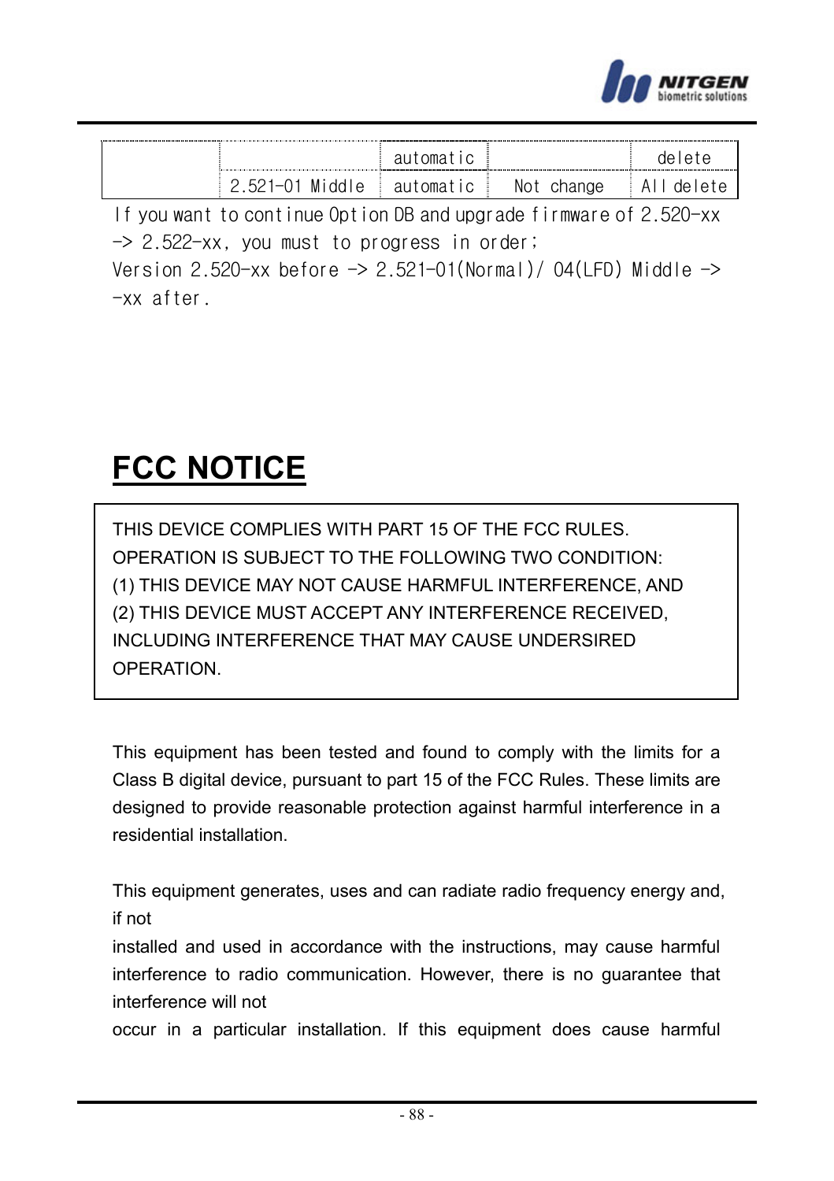|  |  | automatic |  | delete |
|---|---|---|---|---|
|  | 2.521-01 Middle | automatic | Not change | All delete |

If you want to continue Option DB and upgrade firmware of 2.520-xx -> 2.522-xx, you must to progress in order;
Version 2.520-xx before -> 2.521-01(Normal)/ 04(LFD) Middle -> -xx after.

# FCC NOTICE

THIS DEVICE COMPLIES WITH PART 15 OF THE FCC RULES.
OPERATION IS SUBJECT TO THE FOLLOWING TWO CONDITION:
(1) THIS DEVICE MAY NOT CAUSE HARMFUL INTERFERENCE, AND
(2) THIS DEVICE MUST ACCEPT ANY INTERFERENCE RECEIVED, INCLUDING INTERFERENCE THAT MAY CAUSE UNDERSIRED OPERATION.

This equipment has been tested and found to comply with the limits for a Class B digital device, pursuant to part 15 of the FCC Rules. These limits are designed to provide reasonable protection against harmful interference in a residential installation.

This equipment generates, uses and can radiate radio frequency energy and, if not
installed and used in accordance with the instructions, may cause harmful interference to radio communication. However, there is no guarantee that interference will not
occur in a particular installation. If this equipment does cause harmful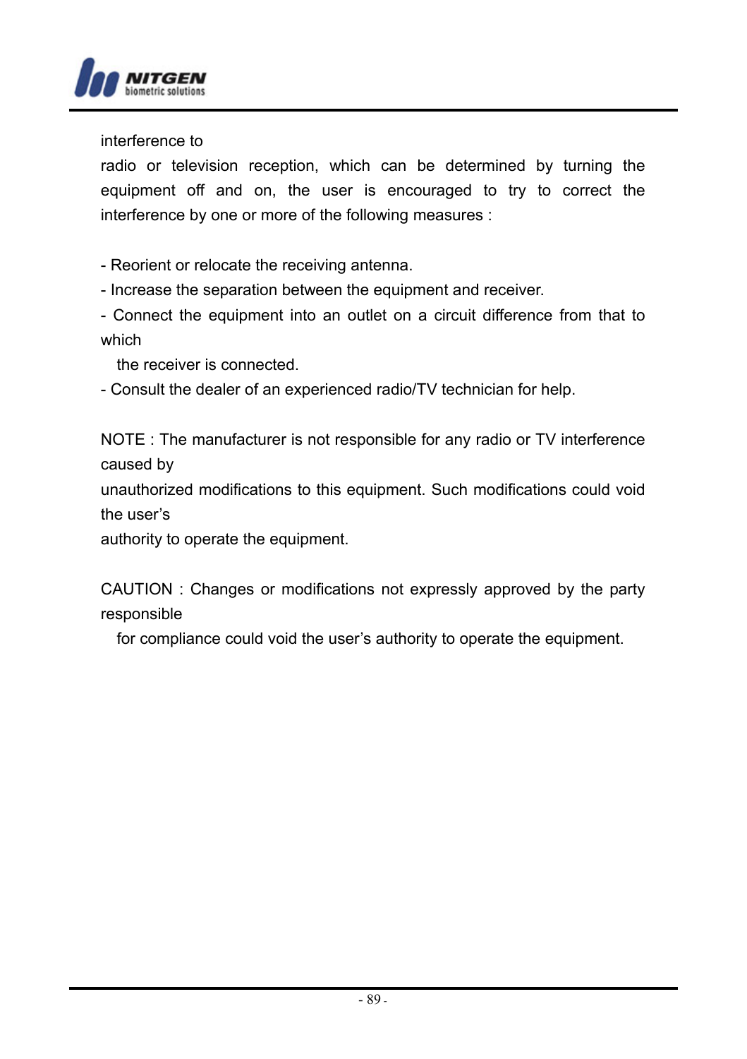interference to
radio or television reception, which can be determined by turning the equipment off and on, the user is encouraged to try to correct the interference by one or more of the following measures :

- Reorient or relocate the receiving antenna.
- Increase the separation between the equipment and receiver.
- Connect the equipment into an outlet on a circuit difference from that to which
  the receiver is connected.
- Consult the dealer of an experienced radio/TV technician for help.

NOTE : The manufacturer is not responsible for any radio or TV interference caused by
unauthorized modifications to this equipment. Such modifications could void the user's
authority to operate the equipment.

CAUTION : Changes or modifications not expressly approved by the party responsible
for compliance could void the user's authority to operate the equipment.